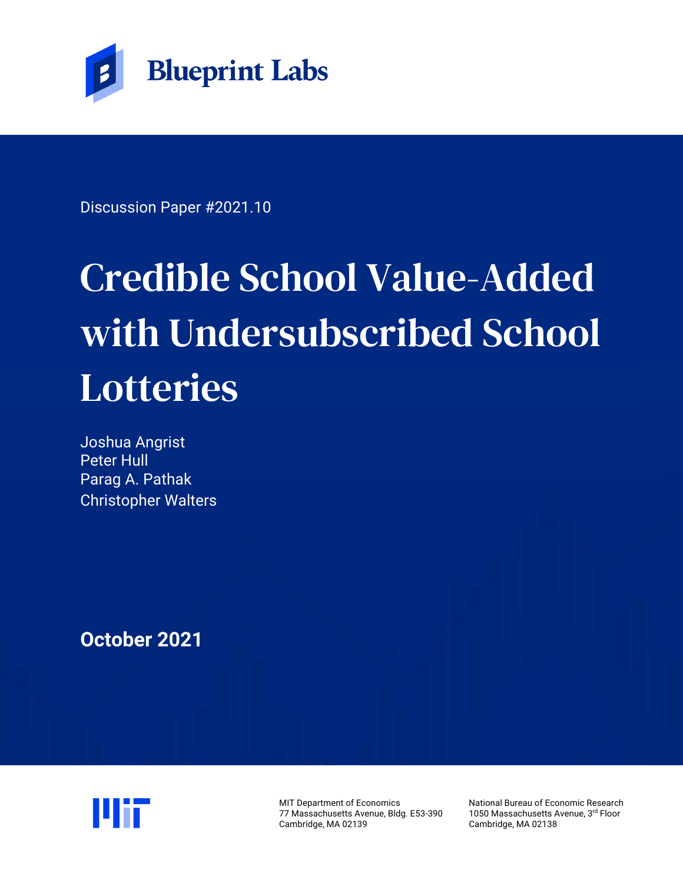Blueprint Labs

Discussion Paper #2021.10

# Credible School Value-Added with Undersubscribed School Lotteries

Joshua Angrist
Peter Hull
Parag A. Pathak
Christopher Walters

**October 2021**

MIT Department of Economics
77 Massachusetts Avenue, Bldg. E53-390
Cambridge, MA 02139

National Bureau of Economic Research
1050 Massachusetts Avenue, 3rd Floor
Cambridge, MA 02138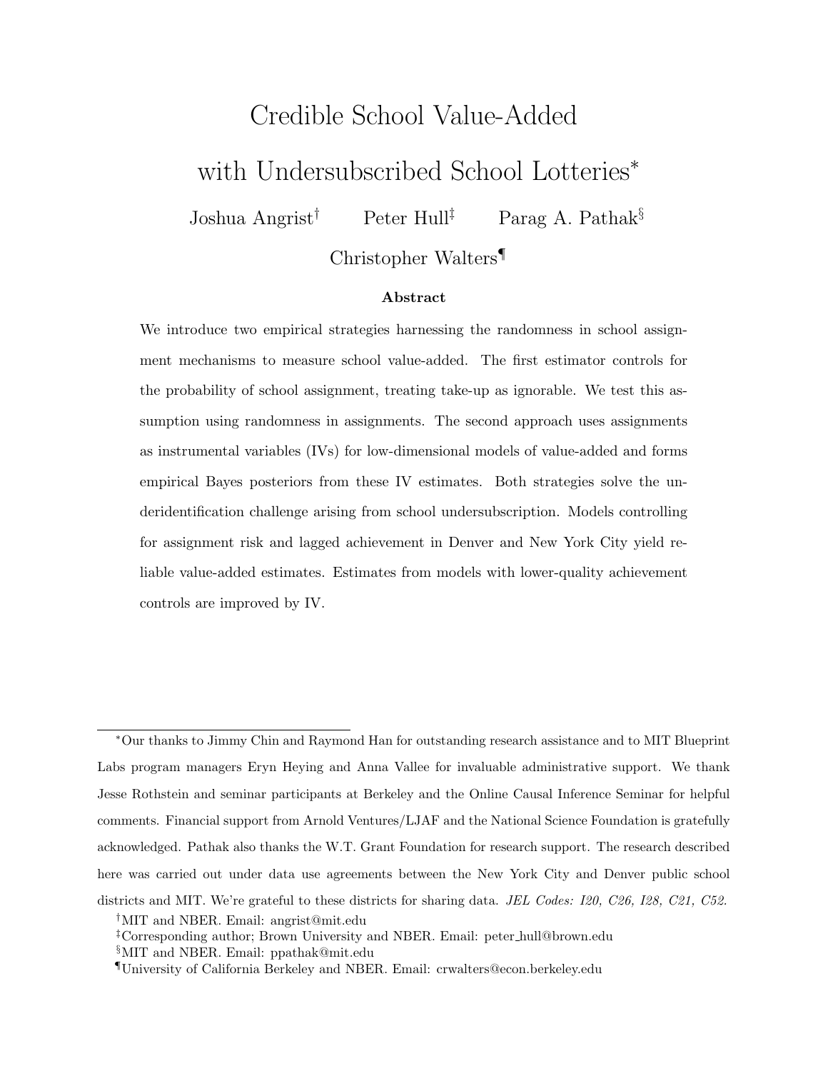# Credible School Value-Added with Undersubscribed School Lotteries[*]

Joshua Angrist[†] Peter Hull[‡] Parag A. Pathak[§]

Christopher Walters[¶]

### Abstract

We introduce two empirical strategies harnessing the randomness in school assignment mechanisms to measure school value-added. The first estimator controls for the probability of school assignment, treating take-up as ignorable. We test this assumption using randomness in assignments. The second approach uses assignments as instrumental variables (IVs) for low-dimensional models of value-added and forms empirical Bayes posteriors from these IV estimates. Both strategies solve the underidentification challenge arising from school undersubscription. Models controlling for assignment risk and lagged achievement in Denver and New York City yield reliable value-added estimates. Estimates from models with lower-quality achievement controls are improved by IV.

---

[*]Our thanks to Jimmy Chin and Raymond Han for outstanding research assistance and to MIT Blueprint Labs program managers Eryn Heying and Anna Vallee for invaluable administrative support. We thank Jesse Rothstein and seminar participants at Berkeley and the Online Causal Inference Seminar for helpful comments. Financial support from Arnold Ventures/LJAF and the National Science Foundation is gratefully acknowledged. Pathak also thanks the W.T. Grant Foundation for research support. The research described here was carried out under data use agreements between the New York City and Denver public school districts and MIT. We're grateful to these districts for sharing data. *JEL Codes: I20, C26, I28, C21, C52.*

[†]MIT and NBER. Email: angrist@mit.edu

[‡]Corresponding author; Brown University and NBER. Email: peter_hull@brown.edu

[§]MIT and NBER. Email: ppathak@mit.edu

[¶]University of California Berkeley and NBER. Email: crwalters@econ.berkeley.edu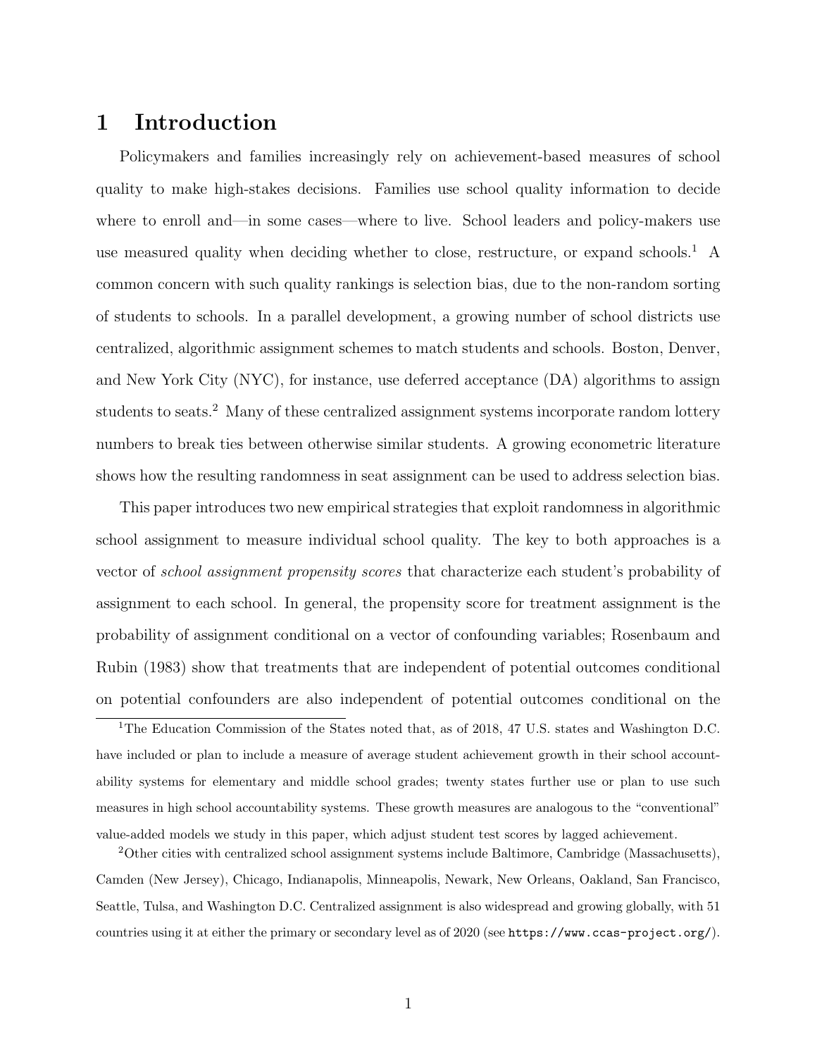# 1 Introduction

Policymakers and families increasingly rely on achievement-based measures of school quality to make high-stakes decisions. Families use school quality information to decide where to enroll and—in some cases—where to live. School leaders and policy-makers use use measured quality when deciding whether to close, restructure, or expand schools.[1] A common concern with such quality rankings is selection bias, due to the non-random sorting of students to schools. In a parallel development, a growing number of school districts use centralized, algorithmic assignment schemes to match students and schools. Boston, Denver, and New York City (NYC), for instance, use deferred acceptance (DA) algorithms to assign students to seats.[2] Many of these centralized assignment systems incorporate random lottery numbers to break ties between otherwise similar students. A growing econometric literature shows how the resulting randomness in seat assignment can be used to address selection bias.

This paper introduces two new empirical strategies that exploit randomness in algorithmic school assignment to measure individual school quality. The key to both approaches is a vector of *school assignment propensity scores* that characterize each student's probability of assignment to each school. In general, the propensity score for treatment assignment is the probability of assignment conditional on a vector of confounding variables; Rosenbaum and Rubin (1983) show that treatments that are independent of potential outcomes conditional on potential confounders are also independent of potential outcomes conditional on the

[1] The Education Commission of the States noted that, as of 2018, 47 U.S. states and Washington D.C. have included or plan to include a measure of average student achievement growth in their school accountability systems for elementary and middle school grades; twenty states further use or plan to use such measures in high school accountability systems. These growth measures are analogous to the "conventional" value-added models we study in this paper, which adjust student test scores by lagged achievement.

[2] Other cities with centralized school assignment systems include Baltimore, Cambridge (Massachusetts), Camden (New Jersey), Chicago, Indianapolis, Minneapolis, Newark, New Orleans, Oakland, San Francisco, Seattle, Tulsa, and Washington D.C. Centralized assignment is also widespread and growing globally, with 51 countries using it at either the primary or secondary level as of 2020 (see https://www.ccas-project.org/).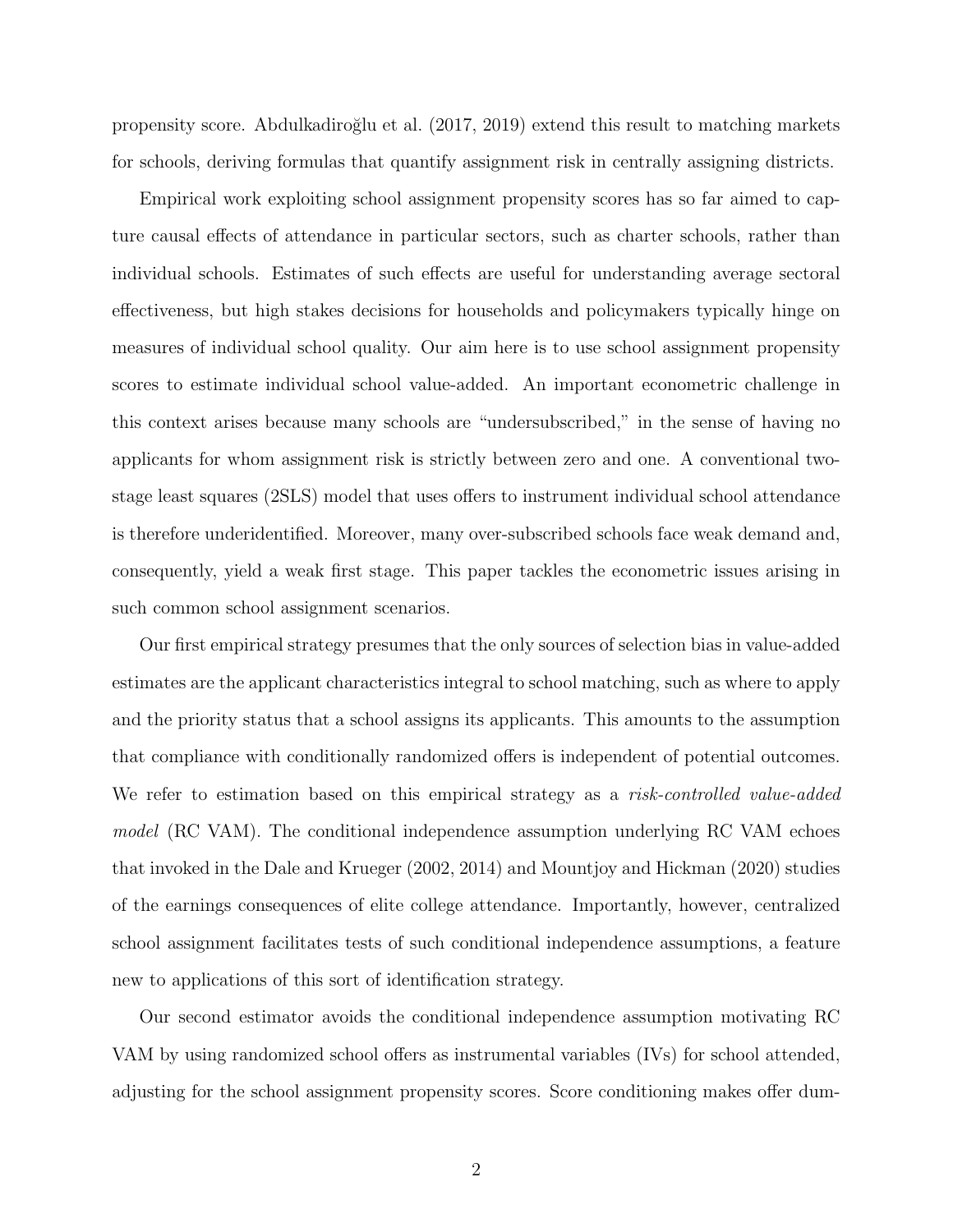propensity score. Abdulkadiroğlu et al. (2017, 2019) extend this result to matching markets for schools, deriving formulas that quantify assignment risk in centrally assigning districts.

Empirical work exploiting school assignment propensity scores has so far aimed to capture causal effects of attendance in particular sectors, such as charter schools, rather than individual schools. Estimates of such effects are useful for understanding average sectoral effectiveness, but high stakes decisions for households and policymakers typically hinge on measures of individual school quality. Our aim here is to use school assignment propensity scores to estimate individual school value-added. An important econometric challenge in this context arises because many schools are "undersubscribed," in the sense of having no applicants for whom assignment risk is strictly between zero and one. A conventional two-stage least squares (2SLS) model that uses offers to instrument individual school attendance is therefore underidentified. Moreover, many over-subscribed schools face weak demand and, consequently, yield a weak first stage. This paper tackles the econometric issues arising in such common school assignment scenarios.

Our first empirical strategy presumes that the only sources of selection bias in value-added estimates are the applicant characteristics integral to school matching, such as where to apply and the priority status that a school assigns its applicants. This amounts to the assumption that compliance with conditionally randomized offers is independent of potential outcomes. We refer to estimation based on this empirical strategy as a *risk-controlled value-added model* (RC VAM). The conditional independence assumption underlying RC VAM echoes that invoked in the Dale and Krueger (2002, 2014) and Mountjoy and Hickman (2020) studies of the earnings consequences of elite college attendance. Importantly, however, centralized school assignment facilitates tests of such conditional independence assumptions, a feature new to applications of this sort of identification strategy.

Our second estimator avoids the conditional independence assumption motivating RC VAM by using randomized school offers as instrumental variables (IVs) for school attended, adjusting for the school assignment propensity scores. Score conditioning makes offer dum-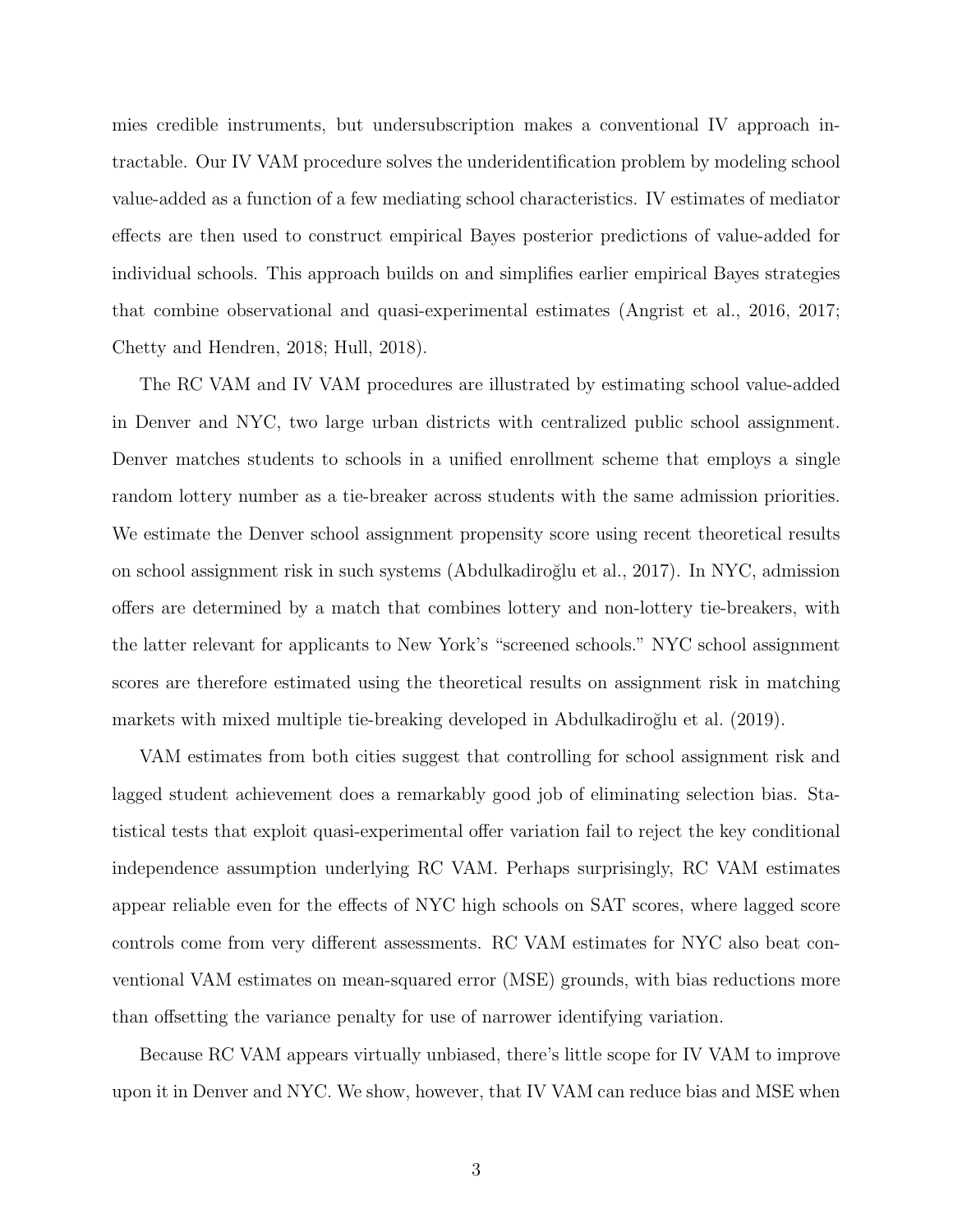mies credible instruments, but undersubscription makes a conventional IV approach intractable. Our IV VAM procedure solves the underidentification problem by modeling school value-added as a function of a few mediating school characteristics. IV estimates of mediator effects are then used to construct empirical Bayes posterior predictions of value-added for individual schools. This approach builds on and simplifies earlier empirical Bayes strategies that combine observational and quasi-experimental estimates (Angrist et al., 2016, 2017; Chetty and Hendren, 2018; Hull, 2018).

The RC VAM and IV VAM procedures are illustrated by estimating school value-added in Denver and NYC, two large urban districts with centralized public school assignment. Denver matches students to schools in a unified enrollment scheme that employs a single random lottery number as a tie-breaker across students with the same admission priorities. We estimate the Denver school assignment propensity score using recent theoretical results on school assignment risk in such systems (Abdulkadiroğlu et al., 2017). In NYC, admission offers are determined by a match that combines lottery and non-lottery tie-breakers, with the latter relevant for applicants to New York's "screened schools." NYC school assignment scores are therefore estimated using the theoretical results on assignment risk in matching markets with mixed multiple tie-breaking developed in Abdulkadiroğlu et al. (2019).

VAM estimates from both cities suggest that controlling for school assignment risk and lagged student achievement does a remarkably good job of eliminating selection bias. Statistical tests that exploit quasi-experimental offer variation fail to reject the key conditional independence assumption underlying RC VAM. Perhaps surprisingly, RC VAM estimates appear reliable even for the effects of NYC high schools on SAT scores, where lagged score controls come from very different assessments. RC VAM estimates for NYC also beat conventional VAM estimates on mean-squared error (MSE) grounds, with bias reductions more than offsetting the variance penalty for use of narrower identifying variation.

Because RC VAM appears virtually unbiased, there's little scope for IV VAM to improve upon it in Denver and NYC. We show, however, that IV VAM can reduce bias and MSE when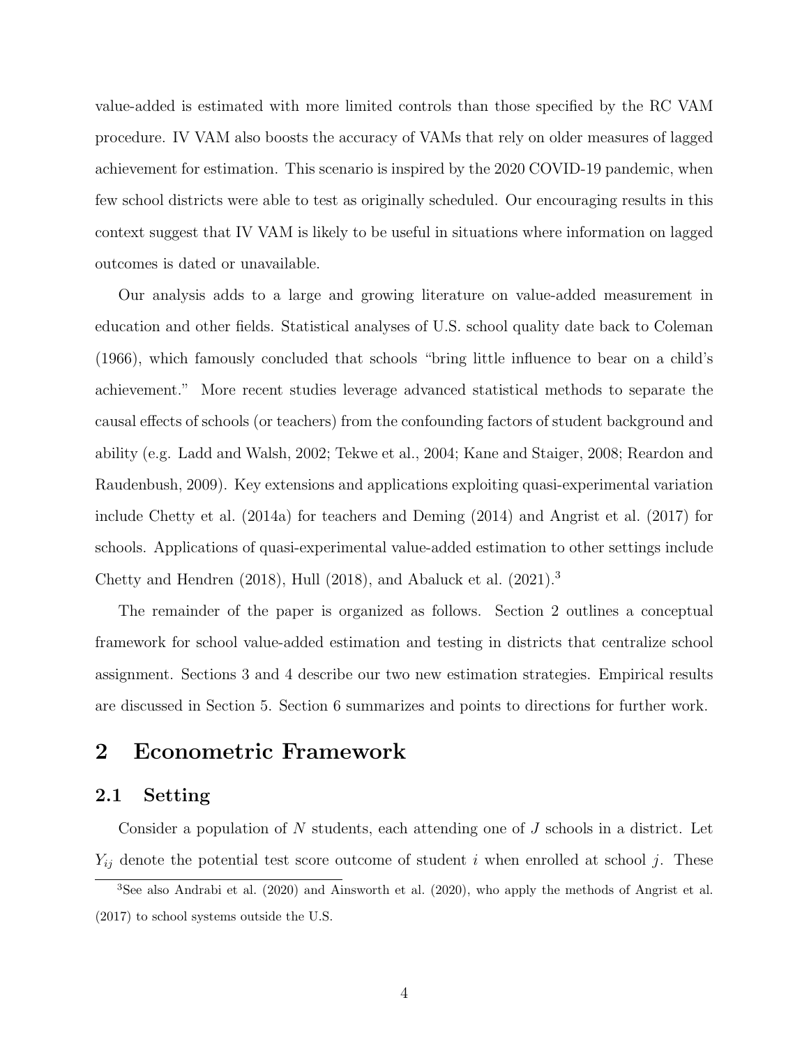value-added is estimated with more limited controls than those specified by the RC VAM procedure. IV VAM also boosts the accuracy of VAMs that rely on older measures of lagged achievement for estimation. This scenario is inspired by the 2020 COVID-19 pandemic, when few school districts were able to test as originally scheduled. Our encouraging results in this context suggest that IV VAM is likely to be useful in situations where information on lagged outcomes is dated or unavailable.

Our analysis adds to a large and growing literature on value-added measurement in education and other fields. Statistical analyses of U.S. school quality date back to Coleman (1966), which famously concluded that schools "bring little influence to bear on a child's achievement." More recent studies leverage advanced statistical methods to separate the causal effects of schools (or teachers) from the confounding factors of student background and ability (e.g. Ladd and Walsh, 2002; Tekwe et al., 2004; Kane and Staiger, 2008; Reardon and Raudenbush, 2009). Key extensions and applications exploiting quasi-experimental variation include Chetty et al. (2014a) for teachers and Deming (2014) and Angrist et al. (2017) for schools. Applications of quasi-experimental value-added estimation to other settings include Chetty and Hendren (2018), Hull (2018), and Abaluck et al. (2021).[3]

The remainder of the paper is organized as follows. Section 2 outlines a conceptual framework for school value-added estimation and testing in districts that centralize school assignment. Sections 3 and 4 describe our two new estimation strategies. Empirical results are discussed in Section 5. Section 6 summarizes and points to directions for further work.

# 2 Econometric Framework

## 2.1 Setting

Consider a population of $N$ students, each attending one of $J$ schools in a district. Let $Y_{ij}$ denote the potential test score outcome of student $i$ when enrolled at school $j$. These

[3] See also Andrabi et al. (2020) and Ainsworth et al. (2020), who apply the methods of Angrist et al. (2017) to school systems outside the U.S.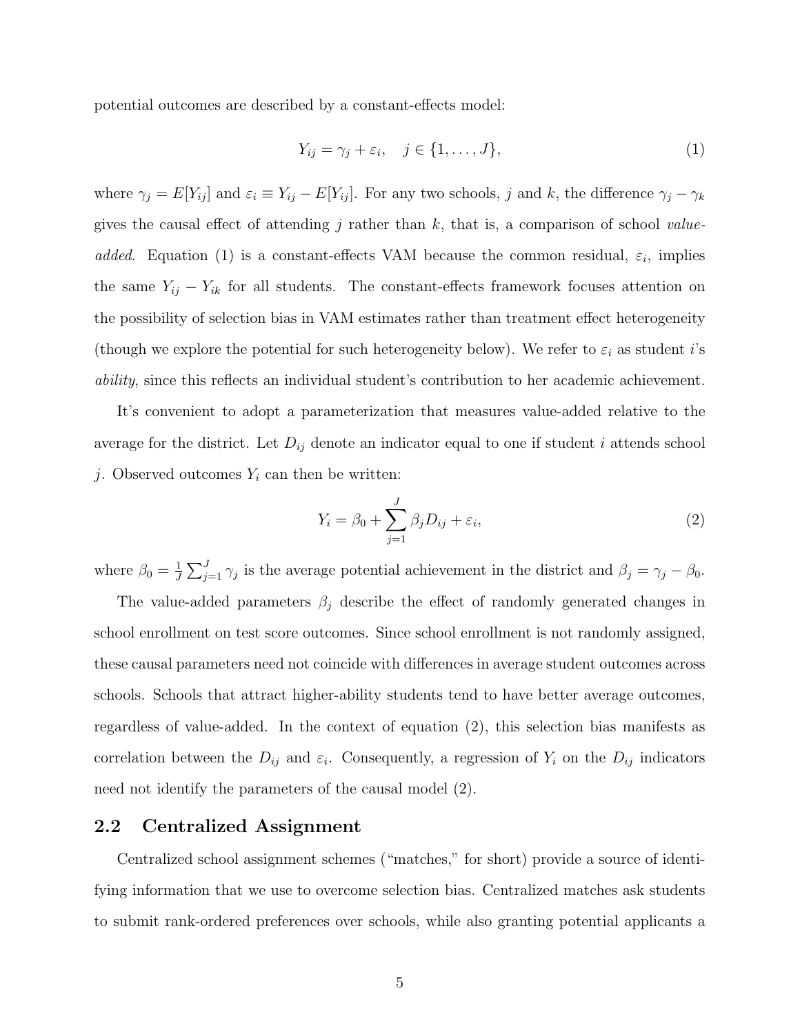potential outcomes are described by a constant-effects model:

$$Y_{ij} = \gamma_j + \varepsilon_i, \quad j \in \{1, \ldots, J\}, \tag{1}$$

where $\gamma_j = E[Y_{ij}]$ and $\varepsilon_i \equiv Y_{ij} - E[Y_{ij}]$. For any two schools, $j$ and $k$, the difference $\gamma_j - \gamma_k$ gives the causal effect of attending $j$ rather than $k$, that is, a comparison of school *value-added*. Equation (1) is a constant-effects VAM because the common residual, $\varepsilon_i$, implies the same $Y_{ij} - Y_{ik}$ for all students. The constant-effects framework focuses attention on the possibility of selection bias in VAM estimates rather than treatment effect heterogeneity (though we explore the potential for such heterogeneity below). We refer to $\varepsilon_i$ as student $i$'s *ability*, since this reflects an individual student's contribution to her academic achievement.

It's convenient to adopt a parameterization that measures value-added relative to the average for the district. Let $D_{ij}$ denote an indicator equal to one if student $i$ attends school $j$. Observed outcomes $Y_i$ can then be written:

$$Y_i = \beta_0 + \sum_{j=1}^{J} \beta_j D_{ij} + \varepsilon_i, \tag{2}$$

where $\beta_0 = \frac{1}{J}\sum_{j=1}^{J} \gamma_j$ is the average potential achievement in the district and $\beta_j = \gamma_j - \beta_0$.

The value-added parameters $\beta_j$ describe the effect of randomly generated changes in school enrollment on test score outcomes. Since school enrollment is not randomly assigned, these causal parameters need not coincide with differences in average student outcomes across schools. Schools that attract higher-ability students tend to have better average outcomes, regardless of value-added. In the context of equation (2), this selection bias manifests as correlation between the $D_{ij}$ and $\varepsilon_i$. Consequently, a regression of $Y_i$ on the $D_{ij}$ indicators need not identify the parameters of the causal model (2).

## 2.2 Centralized Assignment

Centralized school assignment schemes ("matches," for short) provide a source of identifying information that we use to overcome selection bias. Centralized matches ask students to submit rank-ordered preferences over schools, while also granting potential applicants a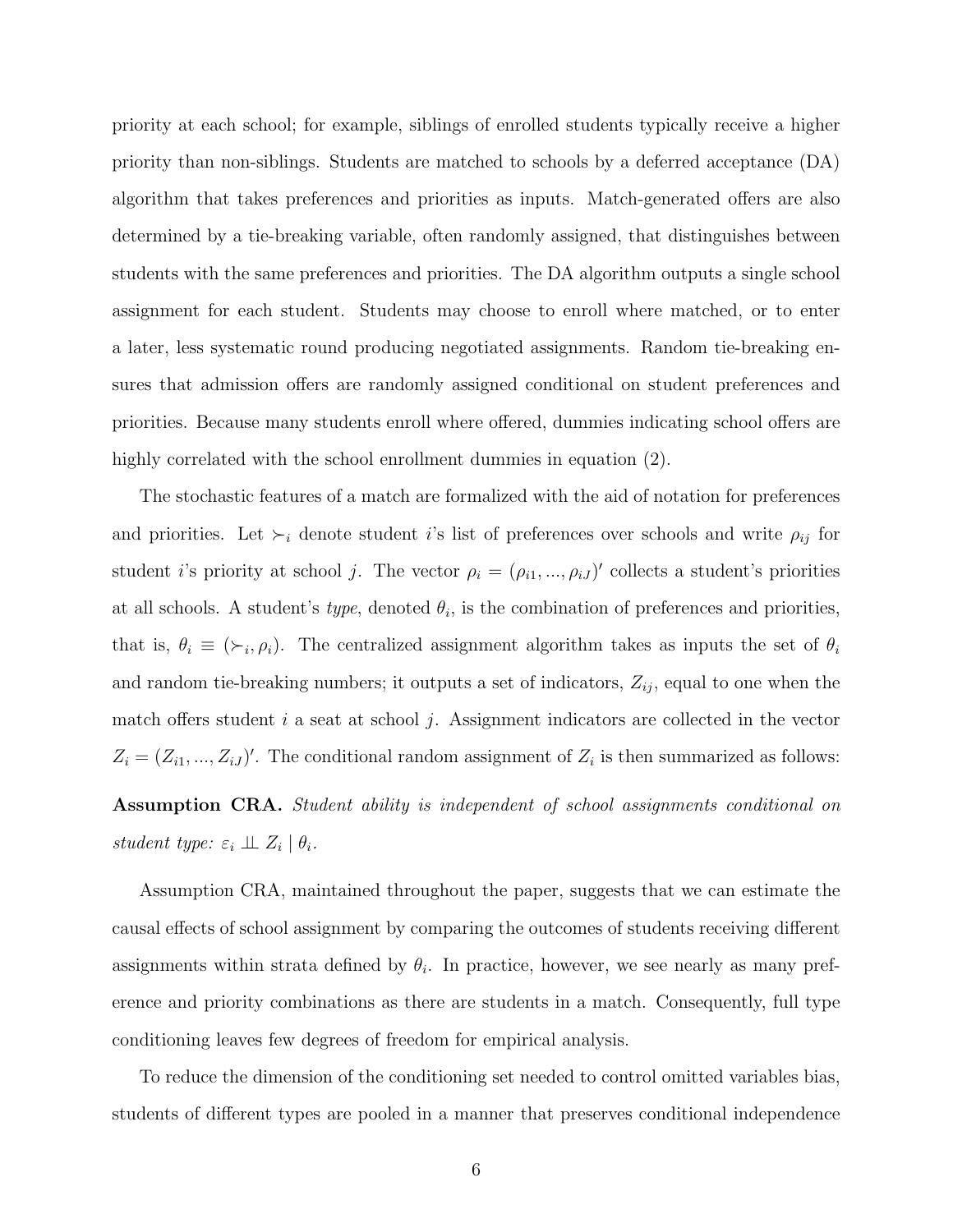priority at each school; for example, siblings of enrolled students typically receive a higher priority than non-siblings. Students are matched to schools by a deferred acceptance (DA) algorithm that takes preferences and priorities as inputs. Match-generated offers are also determined by a tie-breaking variable, often randomly assigned, that distinguishes between students with the same preferences and priorities. The DA algorithm outputs a single school assignment for each student. Students may choose to enroll where matched, or to enter a later, less systematic round producing negotiated assignments. Random tie-breaking ensures that admission offers are randomly assigned conditional on student preferences and priorities. Because many students enroll where offered, dummies indicating school offers are highly correlated with the school enrollment dummies in equation (2).

The stochastic features of a match are formalized with the aid of notation for preferences and priorities. Let $\succ_i$ denote student $i$'s list of preferences over schools and write $\rho_{ij}$ for student $i$'s priority at school $j$. The vector $\rho_i = (\rho_{i1}, ..., \rho_{iJ})'$ collects a student's priorities at all schools. A student's *type*, denoted $\theta_i$, is the combination of preferences and priorities, that is, $\theta_i \equiv (\succ_i, \rho_i)$. The centralized assignment algorithm takes as inputs the set of $\theta_i$ and random tie-breaking numbers; it outputs a set of indicators, $Z_{ij}$, equal to one when the match offers student $i$ a seat at school $j$. Assignment indicators are collected in the vector $Z_i = (Z_{i1}, ..., Z_{iJ})'$. The conditional random assignment of $Z_i$ is then summarized as follows:

**Assumption CRA.** *Student ability is independent of school assignments conditional on student type:* $\varepsilon_i \perp\!\!\!\perp Z_i \mid \theta_i$.

Assumption CRA, maintained throughout the paper, suggests that we can estimate the causal effects of school assignment by comparing the outcomes of students receiving different assignments within strata defined by $\theta_i$. In practice, however, we see nearly as many preference and priority combinations as there are students in a match. Consequently, full type conditioning leaves few degrees of freedom for empirical analysis.

To reduce the dimension of the conditioning set needed to control omitted variables bias, students of different types are pooled in a manner that preserves conditional independence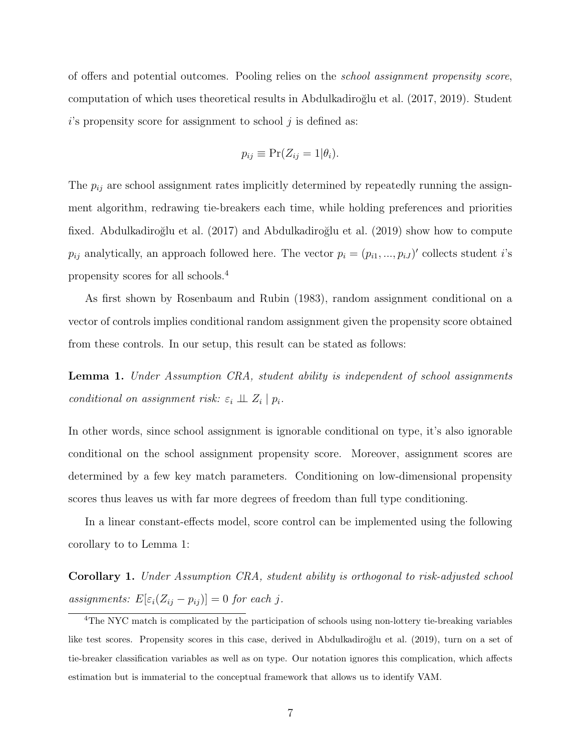of offers and potential outcomes. Pooling relies on the *school assignment propensity score*, computation of which uses theoretical results in Abdulkadiroğlu et al. (2017, 2019). Student $i$'s propensity score for assignment to school $j$ is defined as:

$$p_{ij} \equiv \Pr(Z_{ij} = 1 | \theta_i).$$

The $p_{ij}$ are school assignment rates implicitly determined by repeatedly running the assignment algorithm, redrawing tie-breakers each time, while holding preferences and priorities fixed. Abdulkadiroğlu et al. (2017) and Abdulkadiroğlu et al. (2019) show how to compute $p_{ij}$ analytically, an approach followed here. The vector $p_i = (p_{i1}, ..., p_{iJ})'$ collects student $i$'s propensity scores for all schools.[4]

As first shown by Rosenbaum and Rubin (1983), random assignment conditional on a vector of controls implies conditional random assignment given the propensity score obtained from these controls. In our setup, this result can be stated as follows:

**Lemma 1.** *Under Assumption CRA, student ability is independent of school assignments conditional on assignment risk:* $\varepsilon_i \perp\!\!\!\perp Z_i \mid p_i$.

In other words, since school assignment is ignorable conditional on type, it's also ignorable conditional on the school assignment propensity score. Moreover, assignment scores are determined by a few key match parameters. Conditioning on low-dimensional propensity scores thus leaves us with far more degrees of freedom than full type conditioning.

In a linear constant-effects model, score control can be implemented using the following corollary to to Lemma 1:

**Corollary 1.** *Under Assumption CRA, student ability is orthogonal to risk-adjusted school assignments:* $E[\varepsilon_i(Z_{ij} - p_{ij})] = 0$ *for each* $j$.

[4]The NYC match is complicated by the participation of schools using non-lottery tie-breaking variables like test scores. Propensity scores in this case, derived in Abdulkadiroğlu et al. (2019), turn on a set of tie-breaker classification variables as well as on type. Our notation ignores this complication, which affects estimation but is immaterial to the conceptual framework that allows us to identify VAM.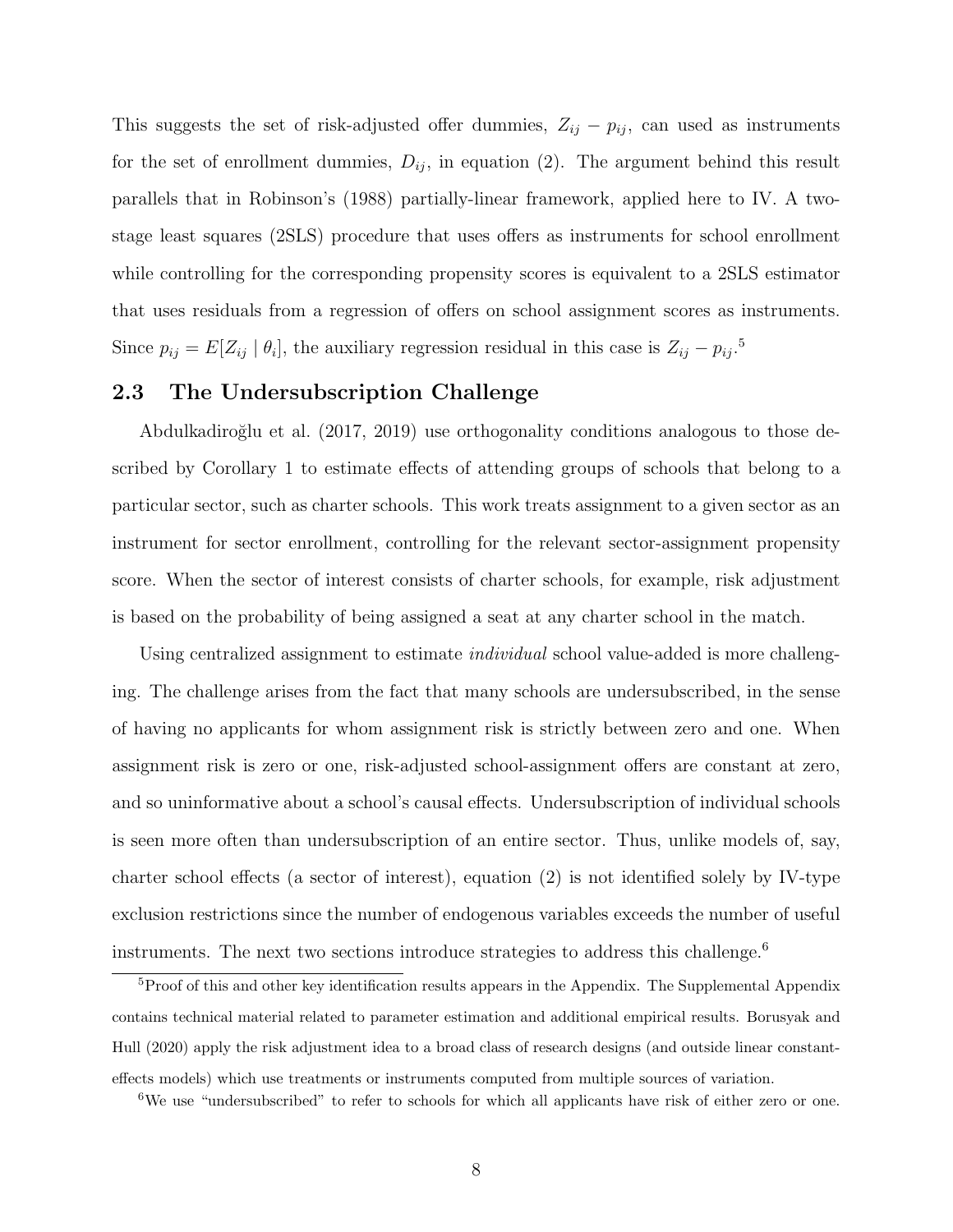This suggests the set of risk-adjusted offer dummies, $Z_{ij} - p_{ij}$, can used as instruments for the set of enrollment dummies, $D_{ij}$, in equation (2). The argument behind this result parallels that in Robinson's (1988) partially-linear framework, applied here to IV. A two-stage least squares (2SLS) procedure that uses offers as instruments for school enrollment while controlling for the corresponding propensity scores is equivalent to a 2SLS estimator that uses residuals from a regression of offers on school assignment scores as instruments. Since $p_{ij} = E[Z_{ij} \mid \theta_i]$, the auxiliary regression residual in this case is $Z_{ij} - p_{ij}$.[5]

## 2.3 The Undersubscription Challenge

Abdulkadiroğlu et al. (2017, 2019) use orthogonality conditions analogous to those described by Corollary 1 to estimate effects of attending groups of schools that belong to a particular sector, such as charter schools. This work treats assignment to a given sector as an instrument for sector enrollment, controlling for the relevant sector-assignment propensity score. When the sector of interest consists of charter schools, for example, risk adjustment is based on the probability of being assigned a seat at any charter school in the match.

Using centralized assignment to estimate *individual* school value-added is more challenging. The challenge arises from the fact that many schools are undersubscribed, in the sense of having no applicants for whom assignment risk is strictly between zero and one. When assignment risk is zero or one, risk-adjusted school-assignment offers are constant at zero, and so uninformative about a school's causal effects. Undersubscription of individual schools is seen more often than undersubscription of an entire sector. Thus, unlike models of, say, charter school effects (a sector of interest), equation (2) is not identified solely by IV-type exclusion restrictions since the number of endogenous variables exceeds the number of useful instruments. The next two sections introduce strategies to address this challenge.[6]

---

[5] Proof of this and other key identification results appears in the Appendix. The Supplemental Appendix contains technical material related to parameter estimation and additional empirical results. Borusyak and Hull (2020) apply the risk adjustment idea to a broad class of research designs (and outside linear constant-effects models) which use treatments or instruments computed from multiple sources of variation.

[6] We use "undersubscribed" to refer to schools for which all applicants have risk of either zero or one.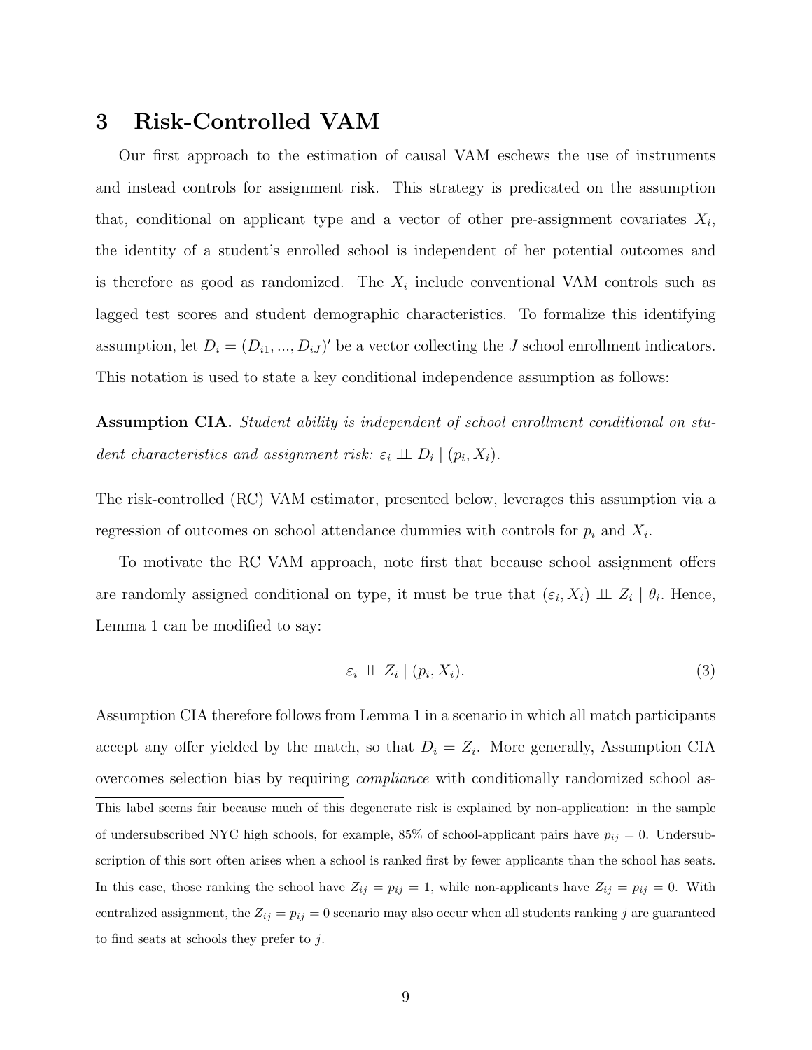# 3 Risk-Controlled VAM

Our first approach to the estimation of causal VAM eschews the use of instruments and instead controls for assignment risk. This strategy is predicated on the assumption that, conditional on applicant type and a vector of other pre-assignment covariates $X_i$, the identity of a student's enrolled school is independent of her potential outcomes and is therefore as good as randomized. The $X_i$ include conventional VAM controls such as lagged test scores and student demographic characteristics. To formalize this identifying assumption, let $D_i = (D_{i1}, ..., D_{iJ})'$ be a vector collecting the $J$ school enrollment indicators. This notation is used to state a key conditional independence assumption as follows:

**Assumption CIA.** *Student ability is independent of school enrollment conditional on student characteristics and assignment risk:* $\varepsilon_i \perp\!\!\!\perp D_i \mid (p_i, X_i)$.

The risk-controlled (RC) VAM estimator, presented below, leverages this assumption via a regression of outcomes on school attendance dummies with controls for $p_i$ and $X_i$.

To motivate the RC VAM approach, note first that because school assignment offers are randomly assigned conditional on type, it must be true that $(\varepsilon_i, X_i) \perp\!\!\!\perp Z_i \mid \theta_i$. Hence, Lemma 1 can be modified to say:

$$\varepsilon_i \perp\!\!\!\perp Z_i \mid (p_i, X_i). \tag{3}$$

Assumption CIA therefore follows from Lemma 1 in a scenario in which all match participants accept any offer yielded by the match, so that $D_i = Z_i$. More generally, Assumption CIA overcomes selection bias by requiring *compliance* with conditionally randomized school as-

This label seems fair because much of this degenerate risk is explained by non-application: in the sample of undersubscribed NYC high schools, for example, 85% of school-applicant pairs have $p_{ij} = 0$. Undersubscription of this sort often arises when a school is ranked first by fewer applicants than the school has seats. In this case, those ranking the school have $Z_{ij} = p_{ij} = 1$, while non-applicants have $Z_{ij} = p_{ij} = 0$. With centralized assignment, the $Z_{ij} = p_{ij} = 0$ scenario may also occur when all students ranking $j$ are guaranteed to find seats at schools they prefer to $j$.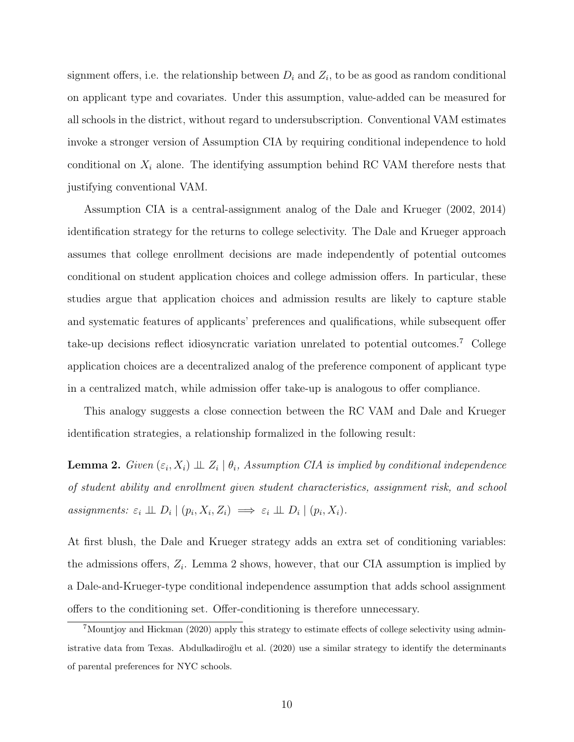signment offers, i.e. the relationship between $D_i$ and $Z_i$, to be as good as random conditional on applicant type and covariates. Under this assumption, value-added can be measured for all schools in the district, without regard to undersubscription. Conventional VAM estimates invoke a stronger version of Assumption CIA by requiring conditional independence to hold conditional on $X_i$ alone. The identifying assumption behind RC VAM therefore nests that justifying conventional VAM.

Assumption CIA is a central-assignment analog of the Dale and Krueger (2002, 2014) identification strategy for the returns to college selectivity. The Dale and Krueger approach assumes that college enrollment decisions are made independently of potential outcomes conditional on student application choices and college admission offers. In particular, these studies argue that application choices and admission results are likely to capture stable and systematic features of applicants' preferences and qualifications, while subsequent offer take-up decisions reflect idiosyncratic variation unrelated to potential outcomes.[7] College application choices are a decentralized analog of the preference component of applicant type in a centralized match, while admission offer take-up is analogous to offer compliance.

This analogy suggests a close connection between the RC VAM and Dale and Krueger identification strategies, a relationship formalized in the following result:

**Lemma 2.** *Given $(\varepsilon_i, X_i) \perp\!\!\!\perp Z_i \mid \theta_i$, Assumption CIA is implied by conditional independence of student ability and enrollment given student characteristics, assignment risk, and school assignments: $\varepsilon_i \perp\!\!\!\perp D_i \mid (p_i, X_i, Z_i) \implies \varepsilon_i \perp\!\!\!\perp D_i \mid (p_i, X_i)$.*

At first blush, the Dale and Krueger strategy adds an extra set of conditioning variables: the admissions offers, $Z_i$. Lemma 2 shows, however, that our CIA assumption is implied by a Dale-and-Krueger-type conditional independence assumption that adds school assignment offers to the conditioning set. Offer-conditioning is therefore unnecessary.

[7] Mountjoy and Hickman (2020) apply this strategy to estimate effects of college selectivity using administrative data from Texas. Abdulkadiroğlu et al. (2020) use a similar strategy to identify the determinants of parental preferences for NYC schools.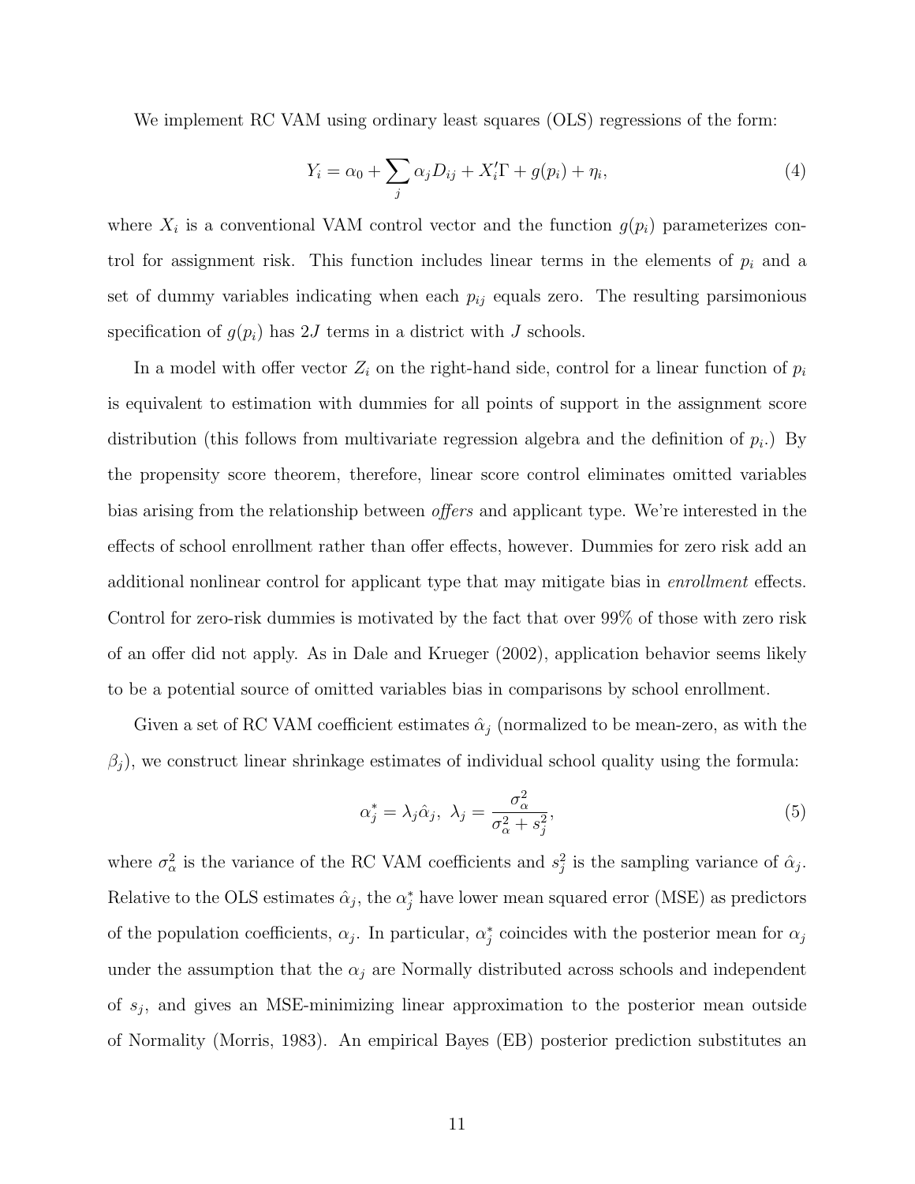We implement RC VAM using ordinary least squares (OLS) regressions of the form:

$$Y_i = \alpha_0 + \sum_j \alpha_j D_{ij} + X_i'\Gamma + g(p_i) + \eta_i, \tag{4}$$

where $X_i$ is a conventional VAM control vector and the function $g(p_i)$ parameterizes control for assignment risk. This function includes linear terms in the elements of $p_i$ and a set of dummy variables indicating when each $p_{ij}$ equals zero. The resulting parsimonious specification of $g(p_i)$ has $2J$ terms in a district with $J$ schools.

In a model with offer vector $Z_i$ on the right-hand side, control for a linear function of $p_i$ is equivalent to estimation with dummies for all points of support in the assignment score distribution (this follows from multivariate regression algebra and the definition of $p_i$.) By the propensity score theorem, therefore, linear score control eliminates omitted variables bias arising from the relationship between *offers* and applicant type. We're interested in the effects of school enrollment rather than offer effects, however. Dummies for zero risk add an additional nonlinear control for applicant type that may mitigate bias in *enrollment* effects. Control for zero-risk dummies is motivated by the fact that over 99% of those with zero risk of an offer did not apply. As in Dale and Krueger (2002), application behavior seems likely to be a potential source of omitted variables bias in comparisons by school enrollment.

Given a set of RC VAM coefficient estimates $\hat{\alpha}_j$ (normalized to be mean-zero, as with the $\beta_j$), we construct linear shrinkage estimates of individual school quality using the formula:

$$\alpha_j^* = \lambda_j \hat{\alpha}_j, \ \lambda_j = \frac{\sigma_\alpha^2}{\sigma_\alpha^2 + s_j^2}, \tag{5}$$

where $\sigma_\alpha^2$ is the variance of the RC VAM coefficients and $s_j^2$ is the sampling variance of $\hat{\alpha}_j$. Relative to the OLS estimates $\hat{\alpha}_j$, the $\alpha_j^*$ have lower mean squared error (MSE) as predictors of the population coefficients, $\alpha_j$. In particular, $\alpha_j^*$ coincides with the posterior mean for $\alpha_j$ under the assumption that the $\alpha_j$ are Normally distributed across schools and independent of $s_j$, and gives an MSE-minimizing linear approximation to the posterior mean outside of Normality (Morris, 1983). An empirical Bayes (EB) posterior prediction substitutes an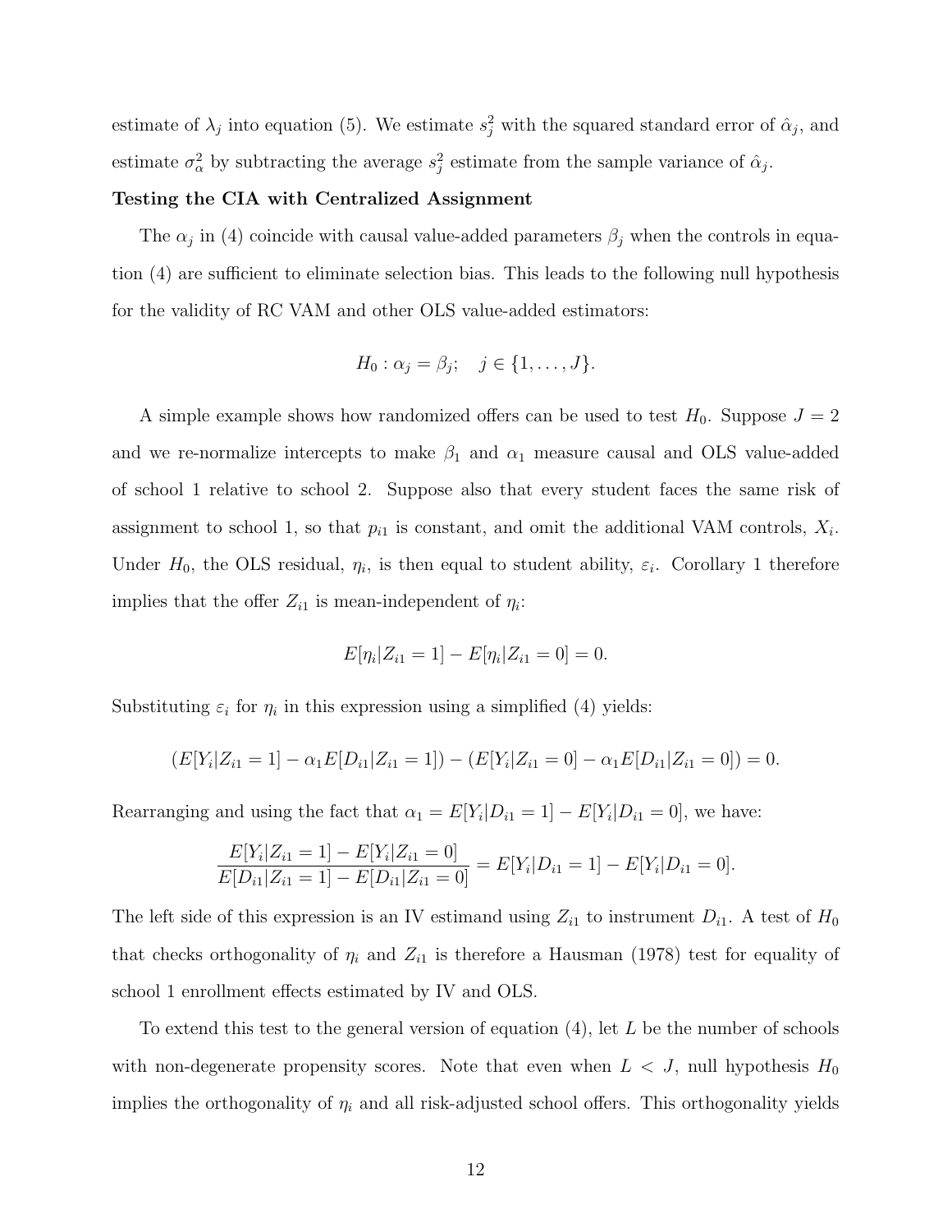estimate of $\lambda_j$ into equation (5). We estimate $s_j^2$ with the squared standard error of $\hat{\alpha}_j$, and estimate $\sigma_\alpha^2$ by subtracting the average $s_j^2$ estimate from the sample variance of $\hat{\alpha}_j$.

**Testing the CIA with Centralized Assignment**

The $\alpha_j$ in (4) coincide with causal value-added parameters $\beta_j$ when the controls in equation (4) are sufficient to eliminate selection bias. This leads to the following null hypothesis for the validity of RC VAM and other OLS value-added estimators:

$$H_0 : \alpha_j = \beta_j; \quad j \in \{1, \dots, J\}.$$

A simple example shows how randomized offers can be used to test $H_0$. Suppose $J = 2$ and we re-normalize intercepts to make $\beta_1$ and $\alpha_1$ measure causal and OLS value-added of school 1 relative to school 2. Suppose also that every student faces the same risk of assignment to school 1, so that $p_{i1}$ is constant, and omit the additional VAM controls, $X_i$. Under $H_0$, the OLS residual, $\eta_i$, is then equal to student ability, $\varepsilon_i$. Corollary 1 therefore implies that the offer $Z_{i1}$ is mean-independent of $\eta_i$:

$$E[\eta_i|Z_{i1} = 1] - E[\eta_i|Z_{i1} = 0] = 0.$$

Substituting $\varepsilon_i$ for $\eta_i$ in this expression using a simplified (4) yields:

$$(E[Y_i|Z_{i1} = 1] - \alpha_1 E[D_{i1}|Z_{i1} = 1]) - (E[Y_i|Z_{i1} = 0] - \alpha_1 E[D_{i1}|Z_{i1} = 0]) = 0.$$

Rearranging and using the fact that $\alpha_1 = E[Y_i|D_{i1} = 1] - E[Y_i|D_{i1} = 0]$, we have:

$$\frac{E[Y_i|Z_{i1} = 1] - E[Y_i|Z_{i1} = 0]}{E[D_{i1}|Z_{i1} = 1] - E[D_{i1}|Z_{i1} = 0]} = E[Y_i|D_{i1} = 1] - E[Y_i|D_{i1} = 0].$$

The left side of this expression is an IV estimand using $Z_{i1}$ to instrument $D_{i1}$. A test of $H_0$ that checks orthogonality of $\eta_i$ and $Z_{i1}$ is therefore a Hausman (1978) test for equality of school 1 enrollment effects estimated by IV and OLS.

To extend this test to the general version of equation (4), let $L$ be the number of schools with non-degenerate propensity scores. Note that even when $L < J$, null hypothesis $H_0$ implies the orthogonality of $\eta_i$ and all risk-adjusted school offers. This orthogonality yields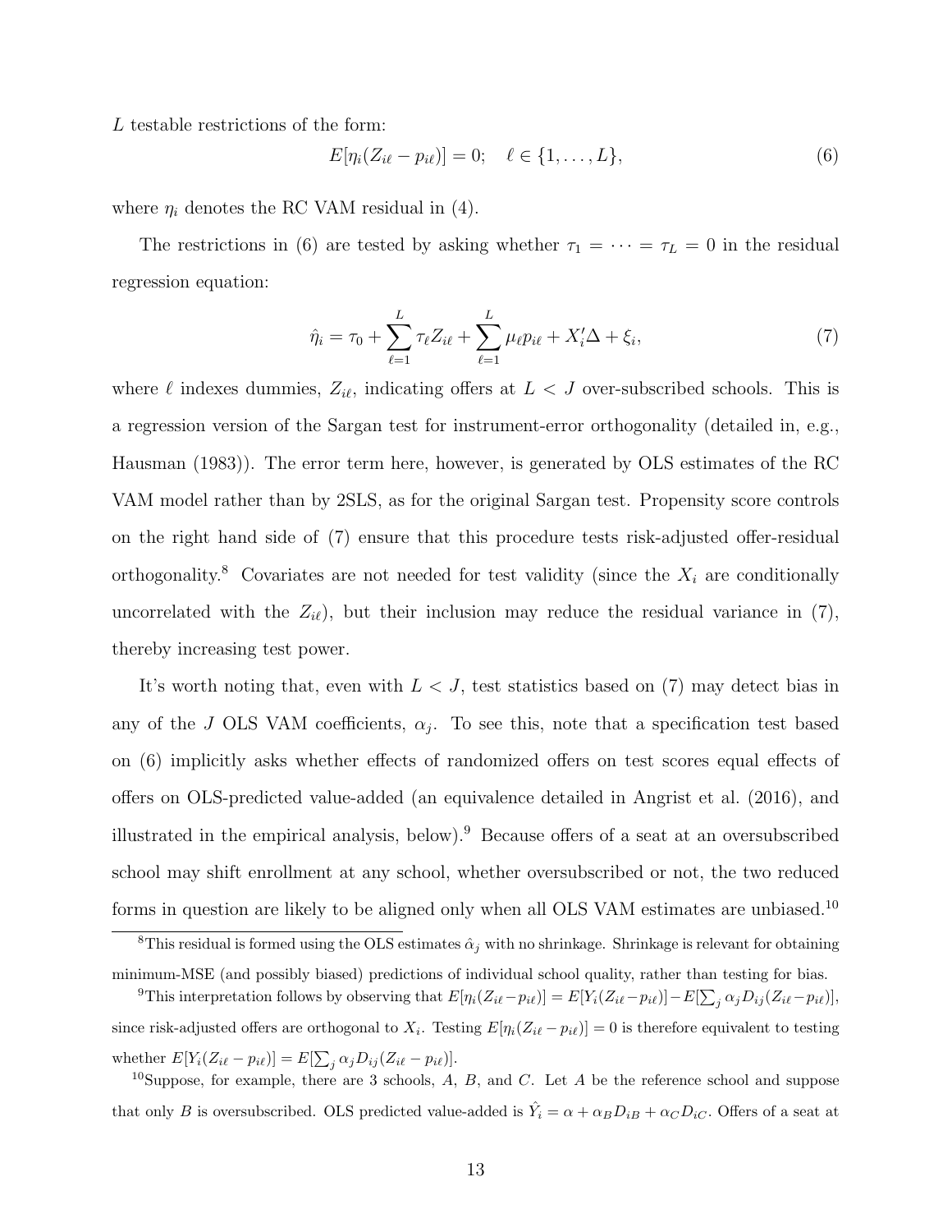$L$ testable restrictions of the form:

$$E[\eta_i(Z_{i\ell} - p_{i\ell})] = 0; \quad \ell \in \{1, \ldots, L\}, \tag{6}$$

where $\eta_i$ denotes the RC VAM residual in (4).

The restrictions in (6) are tested by asking whether $\tau_1 = \cdots = \tau_L = 0$ in the residual regression equation:

$$\hat{\eta}_i = \tau_0 + \sum_{\ell=1}^{L} \tau_\ell Z_{i\ell} + \sum_{\ell=1}^{L} \mu_\ell p_{i\ell} + X_i'\Delta + \xi_i, \tag{7}$$

where $\ell$ indexes dummies, $Z_{i\ell}$, indicating offers at $L < J$ over-subscribed schools. This is a regression version of the Sargan test for instrument-error orthogonality (detailed in, e.g., Hausman (1983)). The error term here, however, is generated by OLS estimates of the RC VAM model rather than by 2SLS, as for the original Sargan test. Propensity score controls on the right hand side of (7) ensure that this procedure tests risk-adjusted offer-residual orthogonality.[8] Covariates are not needed for test validity (since the $X_i$ are conditionally uncorrelated with the $Z_{i\ell}$), but their inclusion may reduce the residual variance in (7), thereby increasing test power.

It's worth noting that, even with $L < J$, test statistics based on (7) may detect bias in any of the $J$ OLS VAM coefficients, $\alpha_j$. To see this, note that a specification test based on (6) implicitly asks whether effects of randomized offers on test scores equal effects of offers on OLS-predicted value-added (an equivalence detailed in Angrist et al. (2016), and illustrated in the empirical analysis, below).[9] Because offers of a seat at an oversubscribed school may shift enrollment at any school, whether oversubscribed or not, the two reduced forms in question are likely to be aligned only when all OLS VAM estimates are unbiased.[10]

[8] This residual is formed using the OLS estimates $\hat{\alpha}_j$ with no shrinkage. Shrinkage is relevant for obtaining minimum-MSE (and possibly biased) predictions of individual school quality, rather than testing for bias.

[9] This interpretation follows by observing that $E[\eta_i(Z_{i\ell} - p_{i\ell})] = E[Y_i(Z_{i\ell} - p_{i\ell})] - E[\sum_j \alpha_j D_{ij}(Z_{i\ell} - p_{i\ell})]$, since risk-adjusted offers are orthogonal to $X_i$. Testing $E[\eta_i(Z_{i\ell} - p_{i\ell})] = 0$ is therefore equivalent to testing whether $E[Y_i(Z_{i\ell} - p_{i\ell})] = E[\sum_j \alpha_j D_{ij}(Z_{i\ell} - p_{i\ell})]$.

[10] Suppose, for example, there are 3 schools, $A$, $B$, and $C$. Let $A$ be the reference school and suppose that only $B$ is oversubscribed. OLS predicted value-added is $\hat{Y}_i = \alpha + \alpha_B D_{iB} + \alpha_C D_{iC}$. Offers of a seat at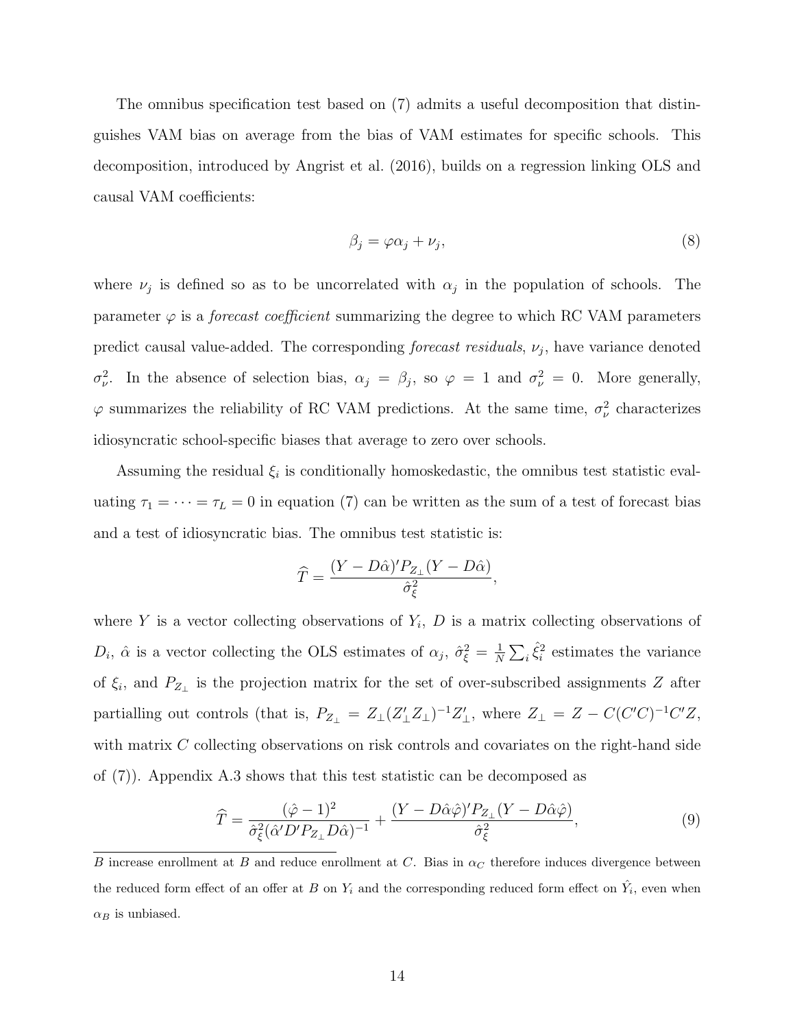The omnibus specification test based on (7) admits a useful decomposition that distinguishes VAM bias on average from the bias of VAM estimates for specific schools. This decomposition, introduced by Angrist et al. (2016), builds on a regression linking OLS and causal VAM coefficients:

$$\beta_j = \varphi \alpha_j + \nu_j, \tag{8}$$

where $\nu_j$ is defined so as to be uncorrelated with $\alpha_j$ in the population of schools. The parameter $\varphi$ is a *forecast coefficient* summarizing the degree to which RC VAM parameters predict causal value-added. The corresponding *forecast residuals*, $\nu_j$, have variance denoted $\sigma^2_\nu$. In the absence of selection bias, $\alpha_j = \beta_j$, so $\varphi = 1$ and $\sigma^2_\nu = 0$. More generally, $\varphi$ summarizes the reliability of RC VAM predictions. At the same time, $\sigma^2_\nu$ characterizes idiosyncratic school-specific biases that average to zero over schools.

Assuming the residual $\xi_i$ is conditionally homoskedastic, the omnibus test statistic evaluating $\tau_1 = \cdots = \tau_L = 0$ in equation (7) can be written as the sum of a test of forecast bias and a test of idiosyncratic bias. The omnibus test statistic is:

$$\widehat{T} = \frac{(Y - D\hat{\alpha})' P_{Z_\perp} (Y - D\hat{\alpha})}{\hat{\sigma}^2_\xi},$$

where $Y$ is a vector collecting observations of $Y_i$, $D$ is a matrix collecting observations of $D_i$, $\hat{\alpha}$ is a vector collecting the OLS estimates of $\alpha_j$, $\hat{\sigma}^2_\xi = \frac{1}{N}\sum_i \hat{\xi}^2_i$ estimates the variance of $\xi_i$, and $P_{Z_\perp}$ is the projection matrix for the set of over-subscribed assignments $Z$ after partialling out controls (that is, $P_{Z_\perp} = Z_\perp (Z'_\perp Z_\perp)^{-1} Z'_\perp$, where $Z_\perp = Z - C(C'C)^{-1}C'Z$, with matrix $C$ collecting observations on risk controls and covariates on the right-hand side of (7)). Appendix A.3 shows that this test statistic can be decomposed as

$$\widehat{T} = \frac{(\hat{\varphi} - 1)^2}{\hat{\sigma}^2_\xi (\hat{\alpha}' D' P_{Z_\perp} D \hat{\alpha})^{-1}} + \frac{(Y - D\hat{\alpha}\hat{\varphi})' P_{Z_\perp} (Y - D\hat{\alpha}\hat{\varphi})}{\hat{\sigma}^2_\xi}, \tag{9}$$

---

$B$ increase enrollment at $B$ and reduce enrollment at $C$. Bias in $\alpha_C$ therefore induces divergence between the reduced form effect of an offer at $B$ on $Y_i$ and the corresponding reduced form effect on $\hat{Y}_i$, even when $\alpha_B$ is unbiased.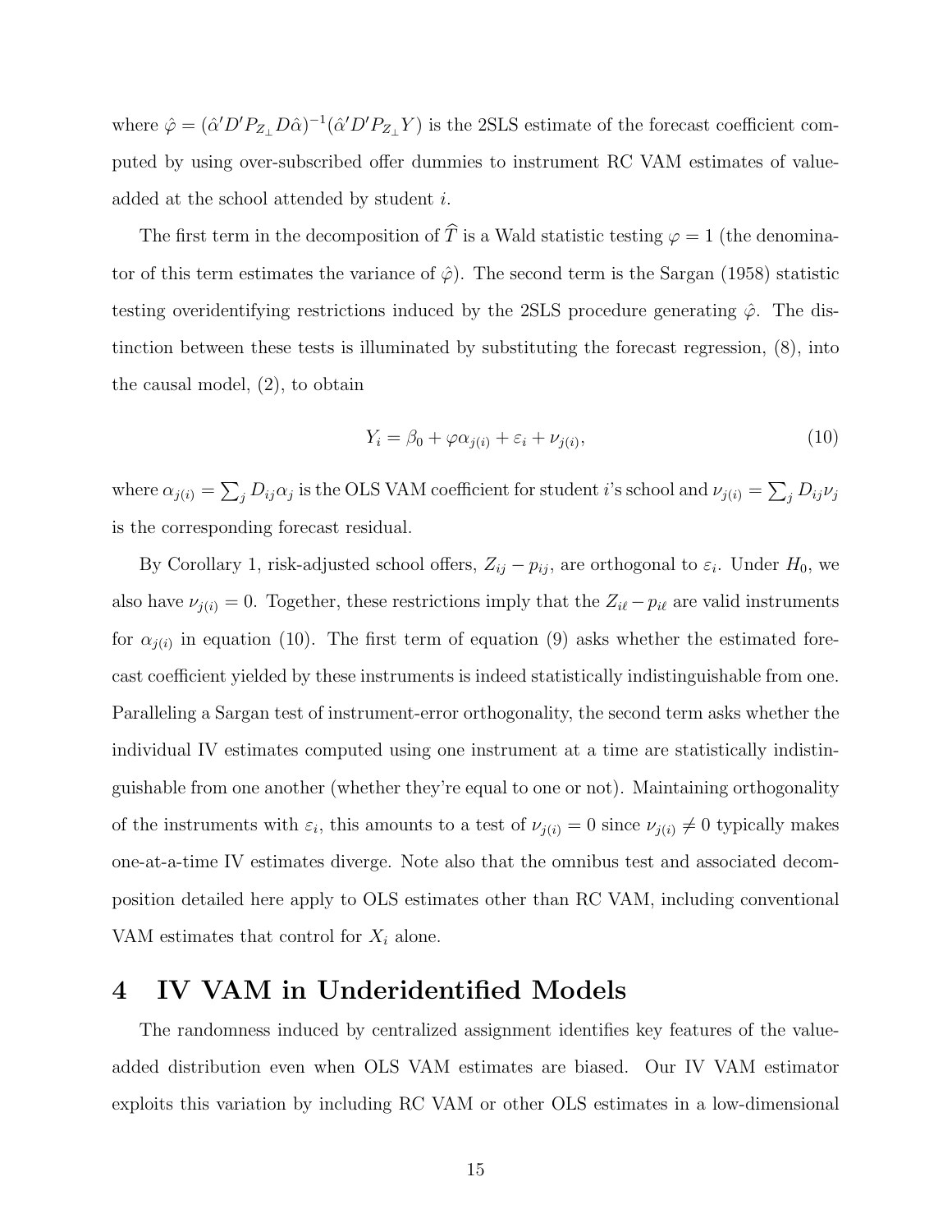where $\hat{\varphi} = (\hat{\alpha}' D' P_{Z_\perp} D \hat{\alpha})^{-1} (\hat{\alpha}' D' P_{Z_\perp} Y)$ is the 2SLS estimate of the forecast coefficient computed by using over-subscribed offer dummies to instrument RC VAM estimates of value-added at the school attended by student $i$.

The first term in the decomposition of $\widehat{T}$ is a Wald statistic testing $\varphi = 1$ (the denominator of this term estimates the variance of $\hat{\varphi}$). The second term is the Sargan (1958) statistic testing overidentifying restrictions induced by the 2SLS procedure generating $\hat{\varphi}$. The distinction between these tests is illuminated by substituting the forecast regression, (8), into the causal model, (2), to obtain

$$Y_i = \beta_0 + \varphi \alpha_{j(i)} + \varepsilon_i + \nu_{j(i)}, \tag{10}$$

where $\alpha_{j(i)} = \sum_j D_{ij} \alpha_j$ is the OLS VAM coefficient for student $i$'s school and $\nu_{j(i)} = \sum_j D_{ij} \nu_j$ is the corresponding forecast residual.

By Corollary 1, risk-adjusted school offers, $Z_{ij} - p_{ij}$, are orthogonal to $\varepsilon_i$. Under $H_0$, we also have $\nu_{j(i)} = 0$. Together, these restrictions imply that the $Z_{i\ell} - p_{i\ell}$ are valid instruments for $\alpha_{j(i)}$ in equation (10). The first term of equation (9) asks whether the estimated forecast coefficient yielded by these instruments is indeed statistically indistinguishable from one. Paralleling a Sargan test of instrument-error orthogonality, the second term asks whether the individual IV estimates computed using one instrument at a time are statistically indistinguishable from one another (whether they're equal to one or not). Maintaining orthogonality of the instruments with $\varepsilon_i$, this amounts to a test of $\nu_{j(i)} = 0$ since $\nu_{j(i)} \neq 0$ typically makes one-at-a-time IV estimates diverge. Note also that the omnibus test and associated decomposition detailed here apply to OLS estimates other than RC VAM, including conventional VAM estimates that control for $X_i$ alone.

# 4 IV VAM in Underidentified Models

The randomness induced by centralized assignment identifies key features of the value-added distribution even when OLS VAM estimates are biased. Our IV VAM estimator exploits this variation by including RC VAM or other OLS estimates in a low-dimensional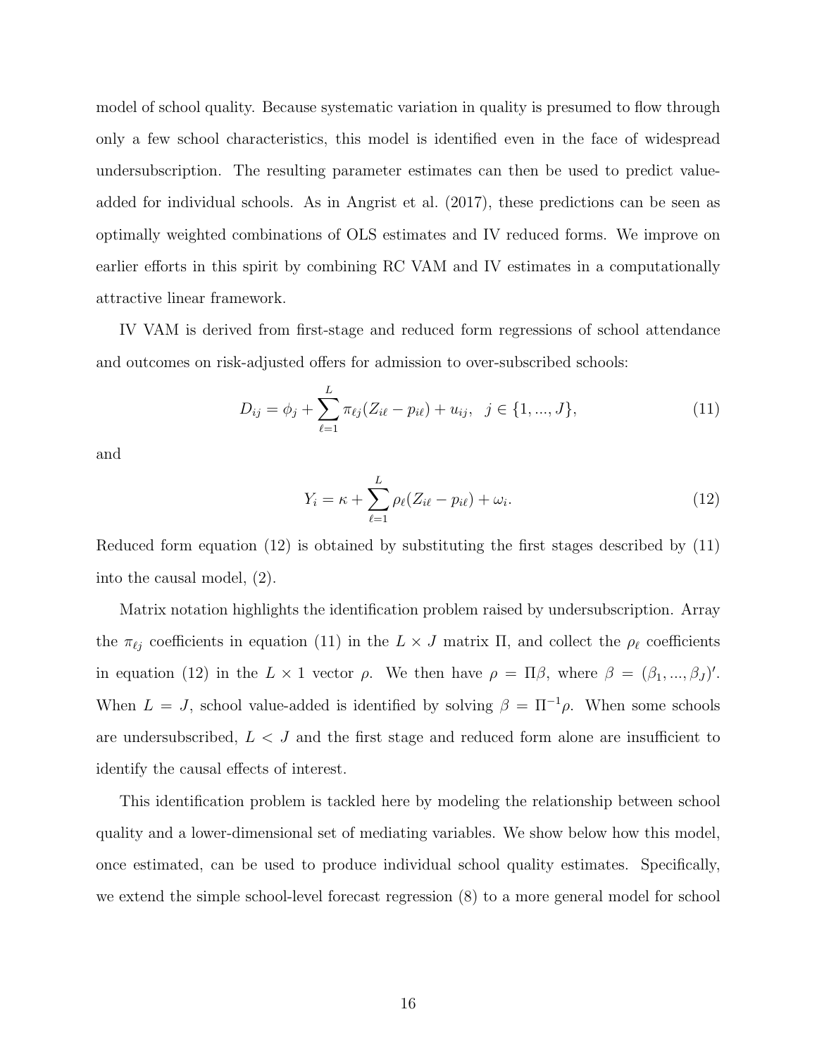model of school quality. Because systematic variation in quality is presumed to flow through only a few school characteristics, this model is identified even in the face of widespread undersubscription. The resulting parameter estimates can then be used to predict value-added for individual schools. As in Angrist et al. (2017), these predictions can be seen as optimally weighted combinations of OLS estimates and IV reduced forms. We improve on earlier efforts in this spirit by combining RC VAM and IV estimates in a computationally attractive linear framework.

IV VAM is derived from first-stage and reduced form regressions of school attendance and outcomes on risk-adjusted offers for admission to over-subscribed schools:

$$D_{ij} = \phi_j + \sum_{\ell=1}^{L} \pi_{\ell j}(Z_{i\ell} - p_{i\ell}) + u_{ij}, \quad j \in \{1, ..., J\}, \tag{11}$$

and

$$Y_i = \kappa + \sum_{\ell=1}^{L} \rho_\ell(Z_{i\ell} - p_{i\ell}) + \omega_i. \tag{12}$$

Reduced form equation (12) is obtained by substituting the first stages described by (11) into the causal model, (2).

Matrix notation highlights the identification problem raised by undersubscription. Array the $\pi_{\ell j}$ coefficients in equation (11) in the $L \times J$ matrix $\Pi$, and collect the $\rho_\ell$ coefficients in equation (12) in the $L \times 1$ vector $\rho$. We then have $\rho = \Pi\beta$, where $\beta = (\beta_1, ..., \beta_J)'$. When $L = J$, school value-added is identified by solving $\beta = \Pi^{-1}\rho$. When some schools are undersubscribed, $L < J$ and the first stage and reduced form alone are insufficient to identify the causal effects of interest.

This identification problem is tackled here by modeling the relationship between school quality and a lower-dimensional set of mediating variables. We show below how this model, once estimated, can be used to produce individual school quality estimates. Specifically, we extend the simple school-level forecast regression (8) to a more general model for school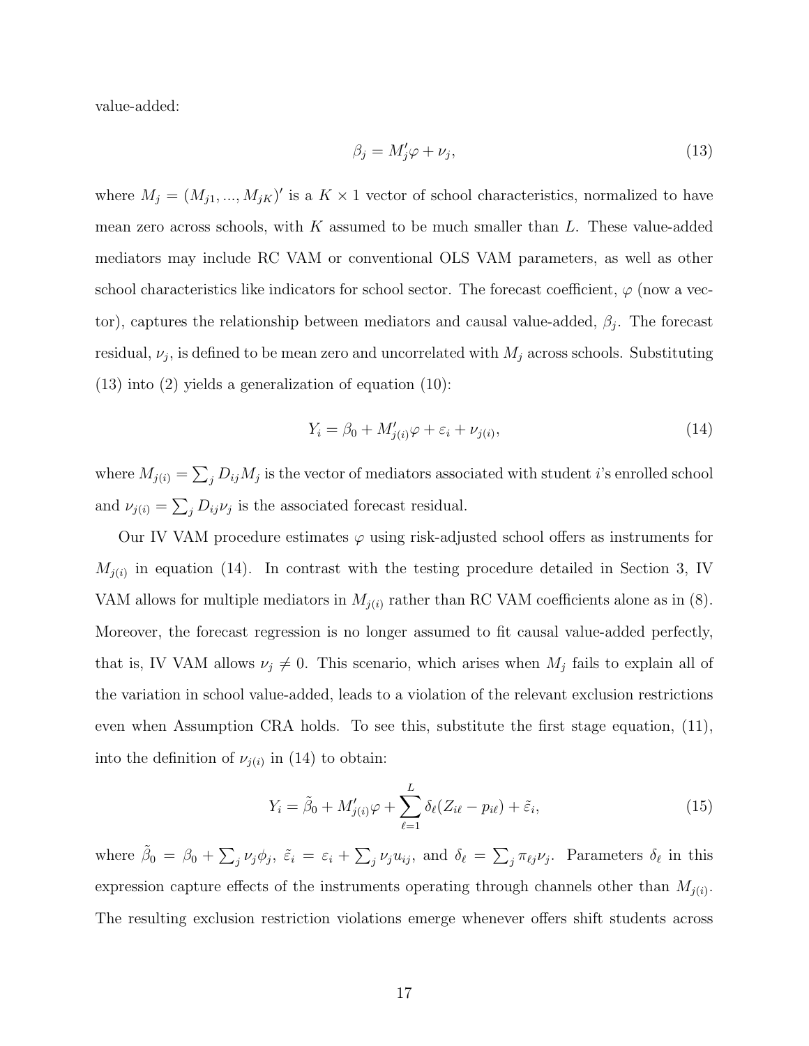value-added:

$$\beta_j = M_j'\varphi + \nu_j, \tag{13}$$

where $M_j = (M_{j1}, ..., M_{jK})'$ is a $K \times 1$ vector of school characteristics, normalized to have mean zero across schools, with $K$ assumed to be much smaller than $L$. These value-added mediators may include RC VAM or conventional OLS VAM parameters, as well as other school characteristics like indicators for school sector. The forecast coefficient, $\varphi$ (now a vector), captures the relationship between mediators and causal value-added, $\beta_j$. The forecast residual, $\nu_j$, is defined to be mean zero and uncorrelated with $M_j$ across schools. Substituting (13) into (2) yields a generalization of equation (10):

$$Y_i = \beta_0 + M_{j(i)}'\varphi + \varepsilon_i + \nu_{j(i)}, \tag{14}$$

where $M_{j(i)} = \sum_j D_{ij} M_j$ is the vector of mediators associated with student $i$'s enrolled school and $\nu_{j(i)} = \sum_j D_{ij}\nu_j$ is the associated forecast residual.

Our IV VAM procedure estimates $\varphi$ using risk-adjusted school offers as instruments for $M_{j(i)}$ in equation (14). In contrast with the testing procedure detailed in Section 3, IV VAM allows for multiple mediators in $M_{j(i)}$ rather than RC VAM coefficients alone as in (8). Moreover, the forecast regression is no longer assumed to fit causal value-added perfectly, that is, IV VAM allows $\nu_j \neq 0$. This scenario, which arises when $M_j$ fails to explain all of the variation in school value-added, leads to a violation of the relevant exclusion restrictions even when Assumption CRA holds. To see this, substitute the first stage equation, (11), into the definition of $\nu_{j(i)}$ in (14) to obtain:

$$Y_i = \tilde{\beta}_0 + M_{j(i)}'\varphi + \sum_{\ell=1}^{L} \delta_\ell (Z_{i\ell} - p_{i\ell}) + \tilde{\varepsilon}_i, \tag{15}$$

where $\tilde{\beta}_0 = \beta_0 + \sum_j \nu_j \phi_j$, $\tilde{\varepsilon}_i = \varepsilon_i + \sum_j \nu_j u_{ij}$, and $\delta_\ell = \sum_j \pi_{\ell j}\nu_j$. Parameters $\delta_\ell$ in this expression capture effects of the instruments operating through channels other than $M_{j(i)}$. The resulting exclusion restriction violations emerge whenever offers shift students across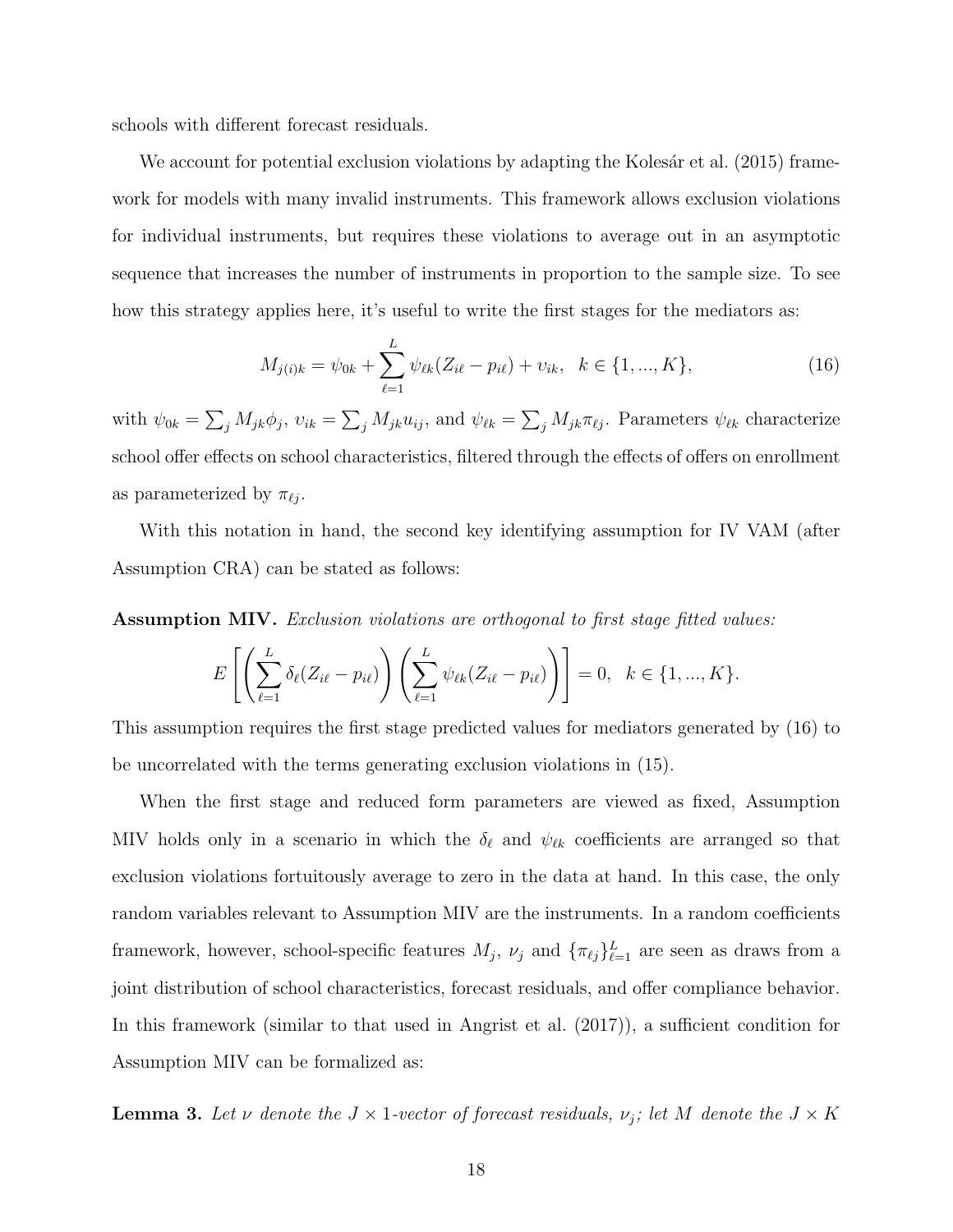schools with different forecast residuals.

We account for potential exclusion violations by adapting the Kolesár et al. (2015) framework for models with many invalid instruments. This framework allows exclusion violations for individual instruments, but requires these violations to average out in an asymptotic sequence that increases the number of instruments in proportion to the sample size. To see how this strategy applies here, it's useful to write the first stages for the mediators as:

$$M_{j(i)k} = \psi_{0k} + \sum_{\ell=1}^{L} \psi_{\ell k}(Z_{i\ell} - p_{i\ell}) + \upsilon_{ik}, \quad k \in \{1, ..., K\}, \tag{16}$$

with $\psi_{0k} = \sum_j M_{jk}\phi_j$, $\upsilon_{ik} = \sum_j M_{jk}u_{ij}$, and $\psi_{\ell k} = \sum_j M_{jk}\pi_{\ell j}$. Parameters $\psi_{\ell k}$ characterize school offer effects on school characteristics, filtered through the effects of offers on enrollment as parameterized by $\pi_{\ell j}$.

With this notation in hand, the second key identifying assumption for IV VAM (after Assumption CRA) can be stated as follows:

**Assumption MIV.** *Exclusion violations are orthogonal to first stage fitted values:*

$$E\left[\left(\sum_{\ell=1}^{L} \delta_\ell (Z_{i\ell} - p_{i\ell})\right)\left(\sum_{\ell=1}^{L} \psi_{\ell k}(Z_{i\ell} - p_{i\ell})\right)\right] = 0, \quad k \in \{1, ..., K\}.$$

This assumption requires the first stage predicted values for mediators generated by (16) to be uncorrelated with the terms generating exclusion violations in (15).

When the first stage and reduced form parameters are viewed as fixed, Assumption MIV holds only in a scenario in which the $\delta_\ell$ and $\psi_{\ell k}$ coefficients are arranged so that exclusion violations fortuitously average to zero in the data at hand. In this case, the only random variables relevant to Assumption MIV are the instruments. In a random coefficients framework, however, school-specific features $M_j$, $\nu_j$ and $\{\pi_{\ell j}\}_{\ell=1}^{L}$ are seen as draws from a joint distribution of school characteristics, forecast residuals, and offer compliance behavior. In this framework (similar to that used in Angrist et al. (2017)), a sufficient condition for Assumption MIV can be formalized as:

**Lemma 3.** *Let $\nu$ denote the $J \times 1$-vector of forecast residuals, $\nu_j$; let $M$ denote the $J \times K$*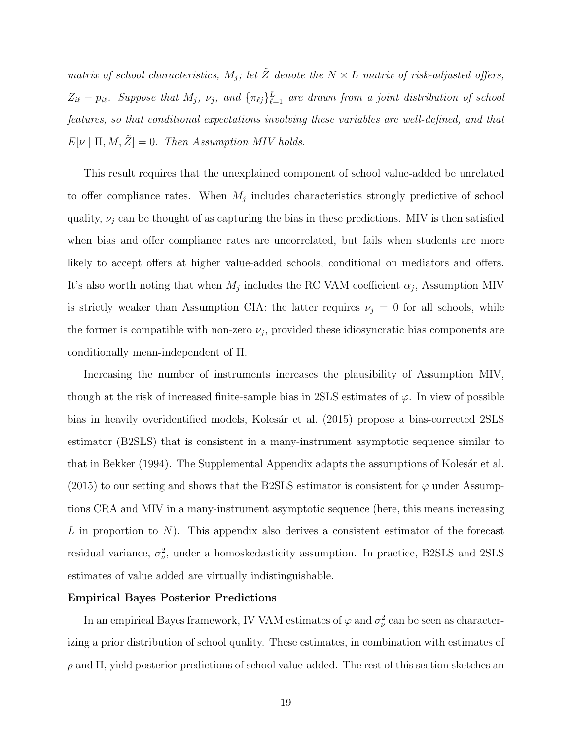*matrix of school characteristics, $M_j$; let $\tilde{Z}$ denote the $N \times L$ matrix of risk-adjusted offers, $Z_{i\ell} - p_{i\ell}$. Suppose that $M_j$, $\nu_j$, and $\{\pi_{\ell j}\}_{\ell=1}^{L}$ are drawn from a joint distribution of school features, so that conditional expectations involving these variables are well-defined, and that $E[\nu \mid \Pi, M, \tilde{Z}] = 0$. Then Assumption MIV holds.*

This result requires that the unexplained component of school value-added be unrelated to offer compliance rates. When $M_j$ includes characteristics strongly predictive of school quality, $\nu_j$ can be thought of as capturing the bias in these predictions. MIV is then satisfied when bias and offer compliance rates are uncorrelated, but fails when students are more likely to accept offers at higher value-added schools, conditional on mediators and offers. It's also worth noting that when $M_j$ includes the RC VAM coefficient $\alpha_j$, Assumption MIV is strictly weaker than Assumption CIA: the latter requires $\nu_j = 0$ for all schools, while the former is compatible with non-zero $\nu_j$, provided these idiosyncratic bias components are conditionally mean-independent of $\Pi$.

Increasing the number of instruments increases the plausibility of Assumption MIV, though at the risk of increased finite-sample bias in 2SLS estimates of $\varphi$. In view of possible bias in heavily overidentified models, Kolesár et al. (2015) propose a bias-corrected 2SLS estimator (B2SLS) that is consistent in a many-instrument asymptotic sequence similar to that in Bekker (1994). The Supplemental Appendix adapts the assumptions of Kolesár et al. (2015) to our setting and shows that the B2SLS estimator is consistent for $\varphi$ under Assumptions CRA and MIV in a many-instrument asymptotic sequence (here, this means increasing $L$ in proportion to $N$). This appendix also derives a consistent estimator of the forecast residual variance, $\sigma_\nu^2$, under a homoskedasticity assumption. In practice, B2SLS and 2SLS estimates of value added are virtually indistinguishable.

**Empirical Bayes Posterior Predictions**

In an empirical Bayes framework, IV VAM estimates of $\varphi$ and $\sigma_\nu^2$ can be seen as characterizing a prior distribution of school quality. These estimates, in combination with estimates of $\rho$ and $\Pi$, yield posterior predictions of school value-added. The rest of this section sketches an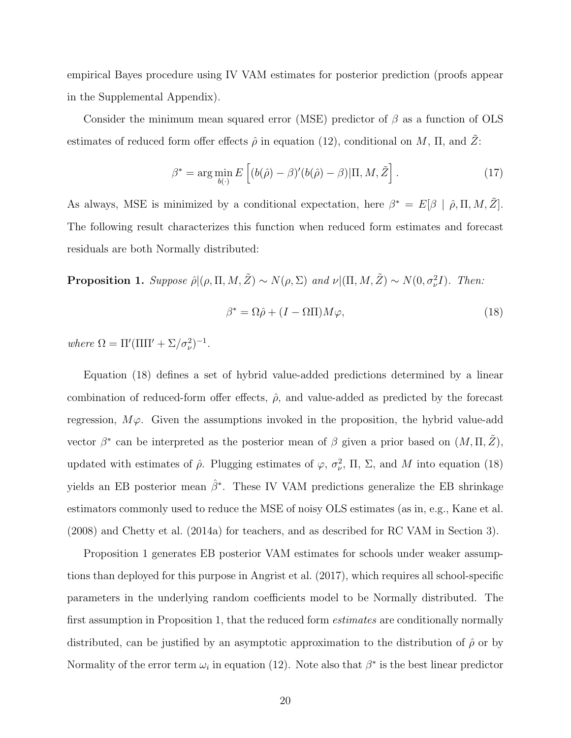empirical Bayes procedure using IV VAM estimates for posterior prediction (proofs appear in the Supplemental Appendix).

Consider the minimum mean squared error (MSE) predictor of $\beta$ as a function of OLS estimates of reduced form offer effects $\hat{\rho}$ in equation (12), conditional on $M$, $\Pi$, and $\tilde{Z}$:

$$\beta^* = \arg\min_{b(\cdot)} E\left[(b(\hat{\rho}) - \beta)'(b(\hat{\rho}) - \beta)|\Pi, M, \tilde{Z}\right]. \tag{17}$$

As always, MSE is minimized by a conditional expectation, here $\beta^* = E[\beta \mid \hat{\rho}, \Pi, M, \tilde{Z}]$. The following result characterizes this function when reduced form estimates and forecast residuals are both Normally distributed:

**Proposition 1.** *Suppose* $\hat{\rho}|(\rho, \Pi, M, \tilde{Z}) \sim N(\rho, \Sigma)$ *and* $\nu|(\Pi, M, \tilde{Z}) \sim N(0, \sigma_\nu^2 I)$. *Then:*

$$\beta^* = \Omega\hat{\rho} + (I - \Omega\Pi)M\varphi, \tag{18}$$

*where* $\Omega = \Pi'(\Pi\Pi' + \Sigma/\sigma_\nu^2)^{-1}$.

Equation (18) defines a set of hybrid value-added predictions determined by a linear combination of reduced-form offer effects, $\hat{\rho}$, and value-added as predicted by the forecast regression, $M\varphi$. Given the assumptions invoked in the proposition, the hybrid value-add vector $\beta^*$ can be interpreted as the posterior mean of $\beta$ given a prior based on $(M, \Pi, \tilde{Z})$, updated with estimates of $\hat{\rho}$. Plugging estimates of $\varphi$, $\sigma_\nu^2$, $\Pi$, $\Sigma$, and $M$ into equation (18) yields an EB posterior mean $\hat{\beta}^*$. These IV VAM predictions generalize the EB shrinkage estimators commonly used to reduce the MSE of noisy OLS estimates (as in, e.g., Kane et al. (2008) and Chetty et al. (2014a) for teachers, and as described for RC VAM in Section 3).

Proposition 1 generates EB posterior VAM estimates for schools under weaker assumptions than deployed for this purpose in Angrist et al. (2017), which requires all school-specific parameters in the underlying random coefficients model to be Normally distributed. The first assumption in Proposition 1, that the reduced form *estimates* are conditionally normally distributed, can be justified by an asymptotic approximation to the distribution of $\hat{\rho}$ or by Normality of the error term $\omega_i$ in equation (12). Note also that $\beta^*$ is the best linear predictor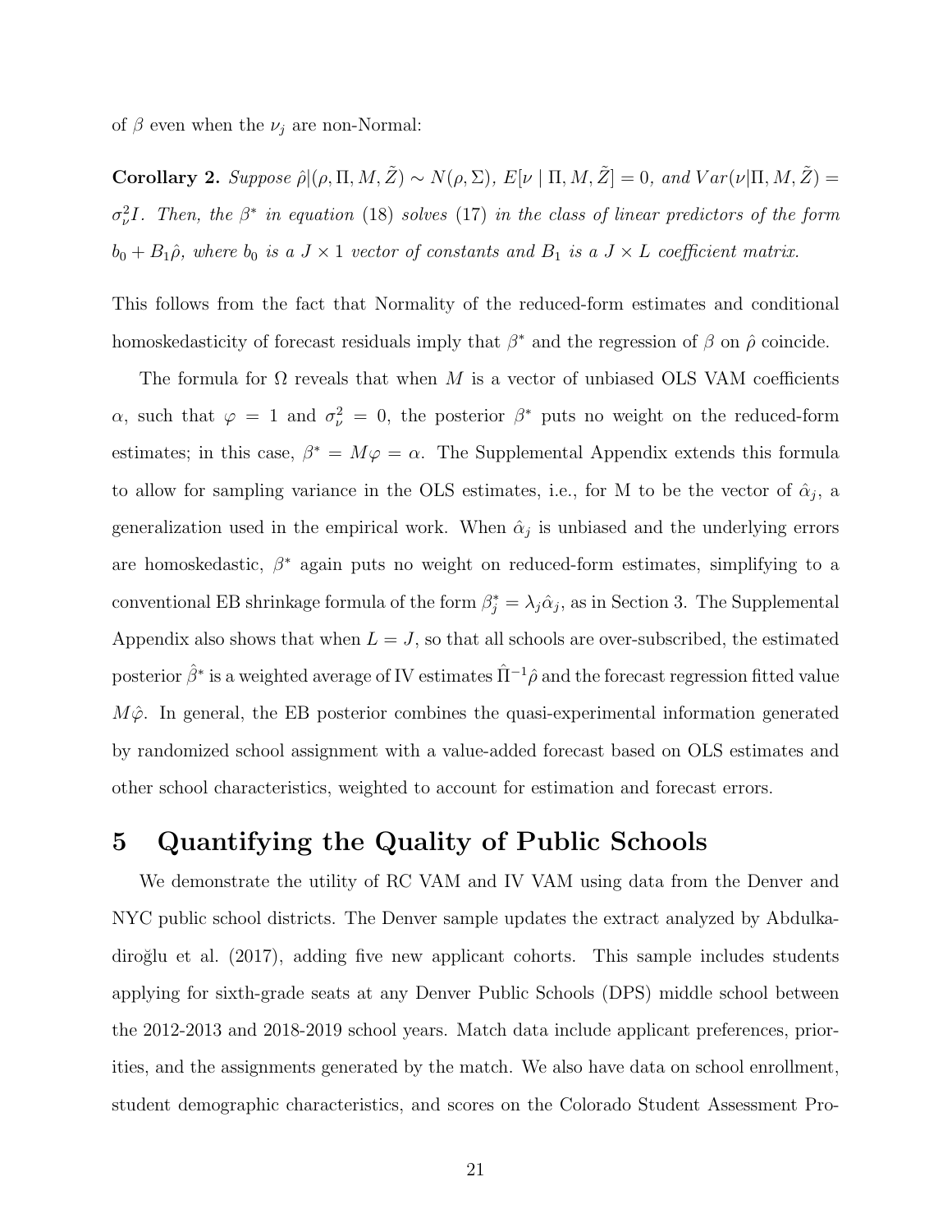of $\beta$ even when the $\nu_j$ are non-Normal:

**Corollary 2.** *Suppose $\hat{\rho}|(\rho, \Pi, M, \tilde{Z}) \sim N(\rho, \Sigma)$, $E[\nu \mid \Pi, M, \tilde{Z}] = 0$, and $Var(\nu|\Pi, M, \tilde{Z}) = \sigma_\nu^2 I$. Then, the $\beta^*$ in equation* (18) *solves* (17) *in the class of linear predictors of the form $b_0 + B_1\hat{\rho}$, where $b_0$ is a $J \times 1$ vector of constants and $B_1$ is a $J \times L$ coefficient matrix.*

This follows from the fact that Normality of the reduced-form estimates and conditional homoskedasticity of forecast residuals imply that $\beta^*$ and the regression of $\beta$ on $\hat{\rho}$ coincide.

The formula for $\Omega$ reveals that when $M$ is a vector of unbiased OLS VAM coefficients $\alpha$, such that $\varphi = 1$ and $\sigma_\nu^2 = 0$, the posterior $\beta^*$ puts no weight on the reduced-form estimates; in this case, $\beta^* = M\varphi = \alpha$. The Supplemental Appendix extends this formula to allow for sampling variance in the OLS estimates, i.e., for M to be the vector of $\hat{\alpha}_j$, a generalization used in the empirical work. When $\hat{\alpha}_j$ is unbiased and the underlying errors are homoskedastic, $\beta^*$ again puts no weight on reduced-form estimates, simplifying to a conventional EB shrinkage formula of the form $\beta_j^* = \lambda_j \hat{\alpha}_j$, as in Section 3. The Supplemental Appendix also shows that when $L = J$, so that all schools are over-subscribed, the estimated posterior $\hat{\beta}^*$ is a weighted average of IV estimates $\hat{\Pi}^{-1}\hat{\rho}$ and the forecast regression fitted value $M\hat{\varphi}$. In general, the EB posterior combines the quasi-experimental information generated by randomized school assignment with a value-added forecast based on OLS estimates and other school characteristics, weighted to account for estimation and forecast errors.

# 5 Quantifying the Quality of Public Schools

We demonstrate the utility of RC VAM and IV VAM using data from the Denver and NYC public school districts. The Denver sample updates the extract analyzed by Abdulkadiroğlu et al. (2017), adding five new applicant cohorts. This sample includes students applying for sixth-grade seats at any Denver Public Schools (DPS) middle school between the 2012-2013 and 2018-2019 school years. Match data include applicant preferences, priorities, and the assignments generated by the match. We also have data on school enrollment, student demographic characteristics, and scores on the Colorado Student Assessment Pro-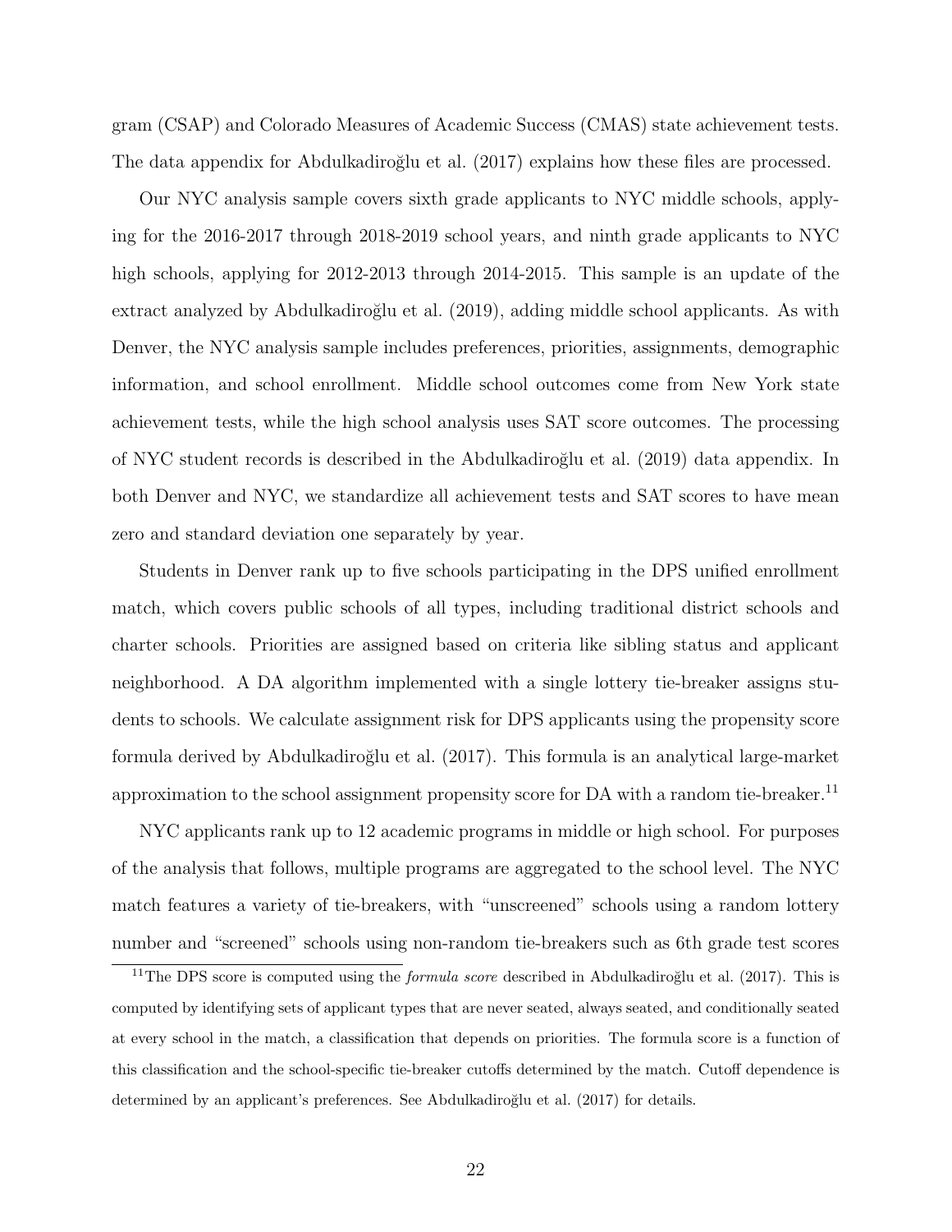gram (CSAP) and Colorado Measures of Academic Success (CMAS) state achievement tests. The data appendix for Abdulkadiroğlu et al. (2017) explains how these files are processed.

Our NYC analysis sample covers sixth grade applicants to NYC middle schools, applying for the 2016-2017 through 2018-2019 school years, and ninth grade applicants to NYC high schools, applying for 2012-2013 through 2014-2015. This sample is an update of the extract analyzed by Abdulkadiroğlu et al. (2019), adding middle school applicants. As with Denver, the NYC analysis sample includes preferences, priorities, assignments, demographic information, and school enrollment. Middle school outcomes come from New York state achievement tests, while the high school analysis uses SAT score outcomes. The processing of NYC student records is described in the Abdulkadiroğlu et al. (2019) data appendix. In both Denver and NYC, we standardize all achievement tests and SAT scores to have mean zero and standard deviation one separately by year.

Students in Denver rank up to five schools participating in the DPS unified enrollment match, which covers public schools of all types, including traditional district schools and charter schools. Priorities are assigned based on criteria like sibling status and applicant neighborhood. A DA algorithm implemented with a single lottery tie-breaker assigns students to schools. We calculate assignment risk for DPS applicants using the propensity score formula derived by Abdulkadiroğlu et al. (2017). This formula is an analytical large-market approximation to the school assignment propensity score for DA with a random tie-breaker.[11]

NYC applicants rank up to 12 academic programs in middle or high school. For purposes of the analysis that follows, multiple programs are aggregated to the school level. The NYC match features a variety of tie-breakers, with "unscreened" schools using a random lottery number and "screened" schools using non-random tie-breakers such as 6th grade test scores

[11] The DPS score is computed using the *formula score* described in Abdulkadiroğlu et al. (2017). This is computed by identifying sets of applicant types that are never seated, always seated, and conditionally seated at every school in the match, a classification that depends on priorities. The formula score is a function of this classification and the school-specific tie-breaker cutoffs determined by the match. Cutoff dependence is determined by an applicant's preferences. See Abdulkadiroğlu et al. (2017) for details.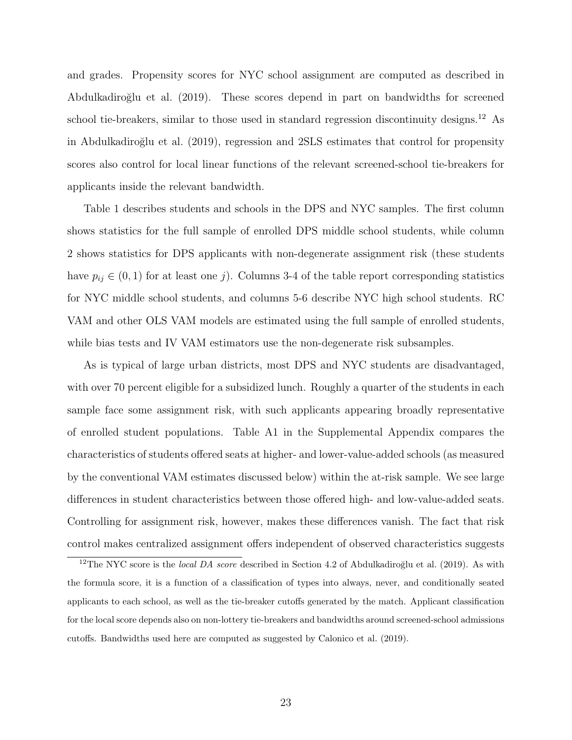and grades. Propensity scores for NYC school assignment are computed as described in Abdulkadiroğlu et al. (2019). These scores depend in part on bandwidths for screened school tie-breakers, similar to those used in standard regression discontinuity designs.[12] As in Abdulkadiroğlu et al. (2019), regression and 2SLS estimates that control for propensity scores also control for local linear functions of the relevant screened-school tie-breakers for applicants inside the relevant bandwidth.

Table 1 describes students and schools in the DPS and NYC samples. The first column shows statistics for the full sample of enrolled DPS middle school students, while column 2 shows statistics for DPS applicants with non-degenerate assignment risk (these students have $p_{ij} \in (0, 1)$ for at least one $j$). Columns 3-4 of the table report corresponding statistics for NYC middle school students, and columns 5-6 describe NYC high school students. RC VAM and other OLS VAM models are estimated using the full sample of enrolled students, while bias tests and IV VAM estimators use the non-degenerate risk subsamples.

As is typical of large urban districts, most DPS and NYC students are disadvantaged, with over 70 percent eligible for a subsidized lunch. Roughly a quarter of the students in each sample face some assignment risk, with such applicants appearing broadly representative of enrolled student populations. Table A1 in the Supplemental Appendix compares the characteristics of students offered seats at higher- and lower-value-added schools (as measured by the conventional VAM estimates discussed below) within the at-risk sample. We see large differences in student characteristics between those offered high- and low-value-added seats. Controlling for assignment risk, however, makes these differences vanish. The fact that risk control makes centralized assignment offers independent of observed characteristics suggests

[12]The NYC score is the *local DA score* described in Section 4.2 of Abdulkadiroğlu et al. (2019). As with the formula score, it is a function of a classification of types into always, never, and conditionally seated applicants to each school, as well as the tie-breaker cutoffs generated by the match. Applicant classification for the local score depends also on non-lottery tie-breakers and bandwidths around screened-school admissions cutoffs. Bandwidths used here are computed as suggested by Calonico et al. (2019).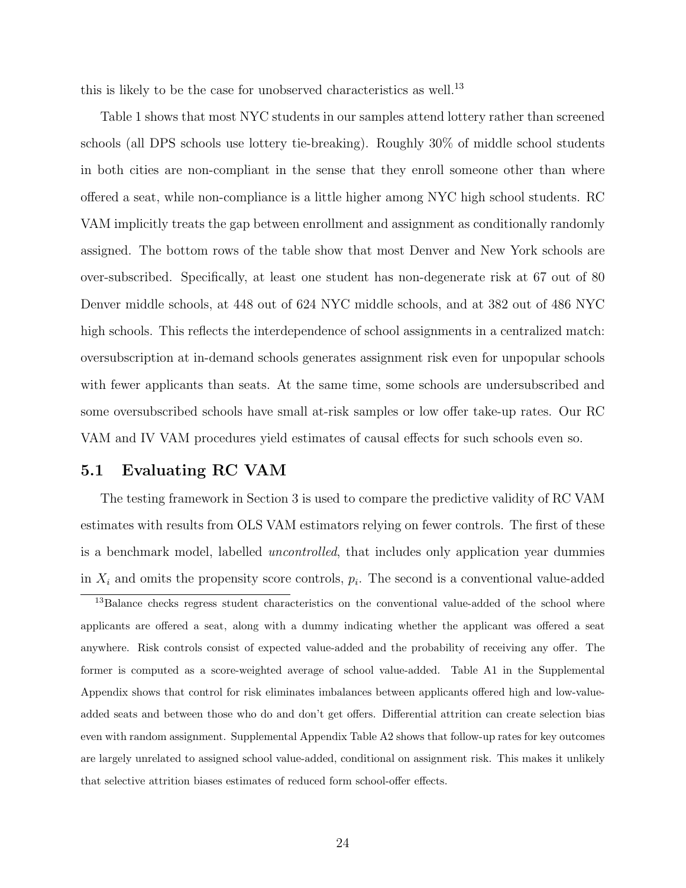this is likely to be the case for unobserved characteristics as well.[13]

Table 1 shows that most NYC students in our samples attend lottery rather than screened schools (all DPS schools use lottery tie-breaking). Roughly 30% of middle school students in both cities are non-compliant in the sense that they enroll someone other than where offered a seat, while non-compliance is a little higher among NYC high school students. RC VAM implicitly treats the gap between enrollment and assignment as conditionally randomly assigned. The bottom rows of the table show that most Denver and New York schools are over-subscribed. Specifically, at least one student has non-degenerate risk at 67 out of 80 Denver middle schools, at 448 out of 624 NYC middle schools, and at 382 out of 486 NYC high schools. This reflects the interdependence of school assignments in a centralized match: oversubscription at in-demand schools generates assignment risk even for unpopular schools with fewer applicants than seats. At the same time, some schools are undersubscribed and some oversubscribed schools have small at-risk samples or low offer take-up rates. Our RC VAM and IV VAM procedures yield estimates of causal effects for such schools even so.

### 5.1 Evaluating RC VAM

The testing framework in Section 3 is used to compare the predictive validity of RC VAM estimates with results from OLS VAM estimators relying on fewer controls. The first of these is a benchmark model, labelled *uncontrolled*, that includes only application year dummies in $X_i$ and omits the propensity score controls, $p_i$. The second is a conventional value-added

[13] Balance checks regress student characteristics on the conventional value-added of the school where applicants are offered a seat, along with a dummy indicating whether the applicant was offered a seat anywhere. Risk controls consist of expected value-added and the probability of receiving any offer. The former is computed as a score-weighted average of school value-added. Table A1 in the Supplemental Appendix shows that control for risk eliminates imbalances between applicants offered high and low-value-added seats and between those who do and don't get offers. Differential attrition can create selection bias even with random assignment. Supplemental Appendix Table A2 shows that follow-up rates for key outcomes are largely unrelated to assigned school value-added, conditional on assignment risk. This makes it unlikely that selective attrition biases estimates of reduced form school-offer effects.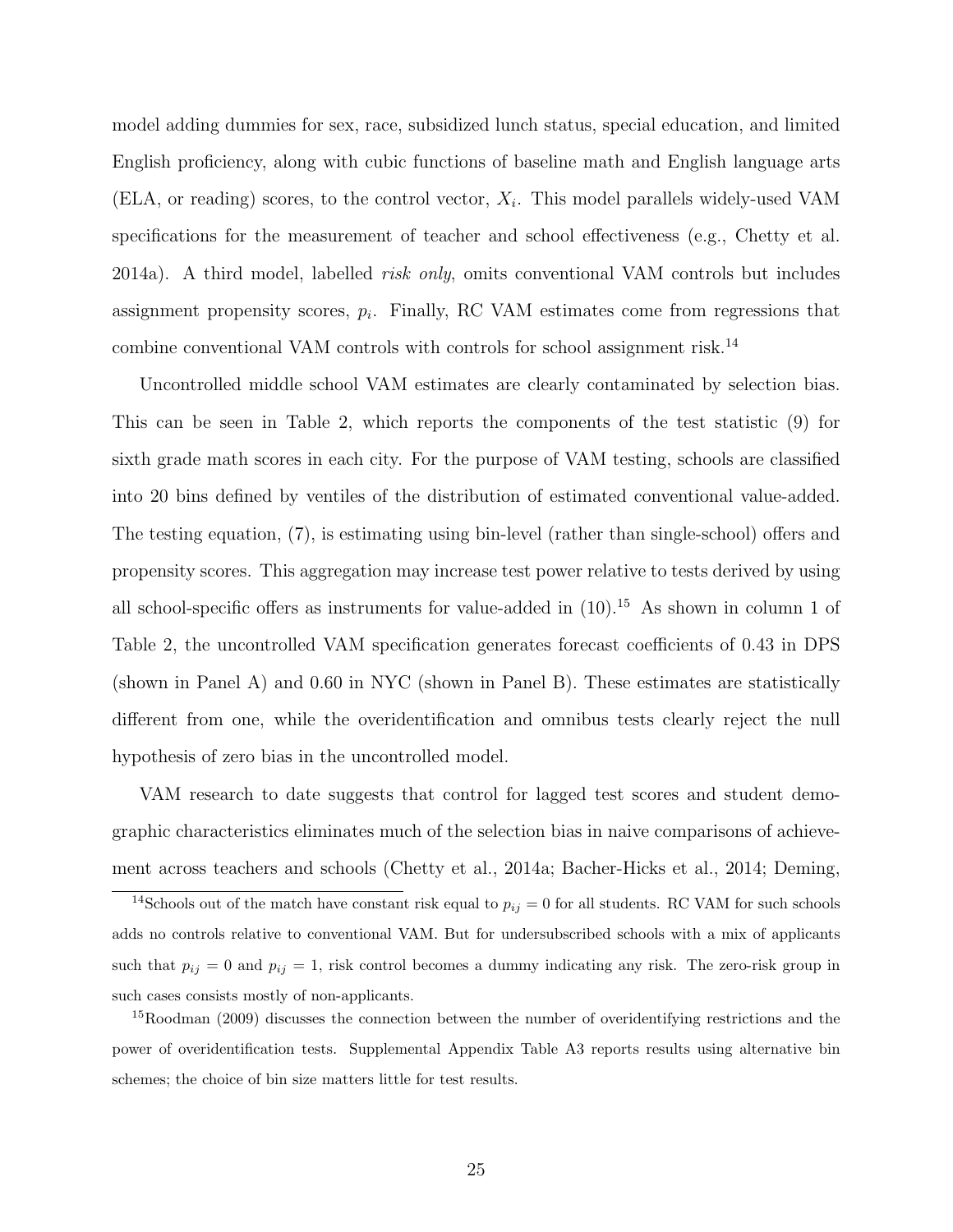model adding dummies for sex, race, subsidized lunch status, special education, and limited English proficiency, along with cubic functions of baseline math and English language arts (ELA, or reading) scores, to the control vector, $X_i$. This model parallels widely-used VAM specifications for the measurement of teacher and school effectiveness (e.g., Chetty et al. 2014a). A third model, labelled *risk only*, omits conventional VAM controls but includes assignment propensity scores, $p_i$. Finally, RC VAM estimates come from regressions that combine conventional VAM controls with controls for school assignment risk.[14]

Uncontrolled middle school VAM estimates are clearly contaminated by selection bias. This can be seen in Table 2, which reports the components of the test statistic (9) for sixth grade math scores in each city. For the purpose of VAM testing, schools are classified into 20 bins defined by ventiles of the distribution of estimated conventional value-added. The testing equation, (7), is estimating using bin-level (rather than single-school) offers and propensity scores. This aggregation may increase test power relative to tests derived by using all school-specific offers as instruments for value-added in (10).[15] As shown in column 1 of Table 2, the uncontrolled VAM specification generates forecast coefficients of 0.43 in DPS (shown in Panel A) and 0.60 in NYC (shown in Panel B). These estimates are statistically different from one, while the overidentification and omnibus tests clearly reject the null hypothesis of zero bias in the uncontrolled model.

VAM research to date suggests that control for lagged test scores and student demographic characteristics eliminates much of the selection bias in naive comparisons of achievement across teachers and schools (Chetty et al., 2014a; Bacher-Hicks et al., 2014; Deming,

[14] Schools out of the match have constant risk equal to $p_{ij} = 0$ for all students. RC VAM for such schools adds no controls relative to conventional VAM. But for undersubscribed schools with a mix of applicants such that $p_{ij} = 0$ and $p_{ij} = 1$, risk control becomes a dummy indicating any risk. The zero-risk group in such cases consists mostly of non-applicants.

[15] Roodman (2009) discusses the connection between the number of overidentifying restrictions and the power of overidentification tests. Supplemental Appendix Table A3 reports results using alternative bin schemes; the choice of bin size matters little for test results.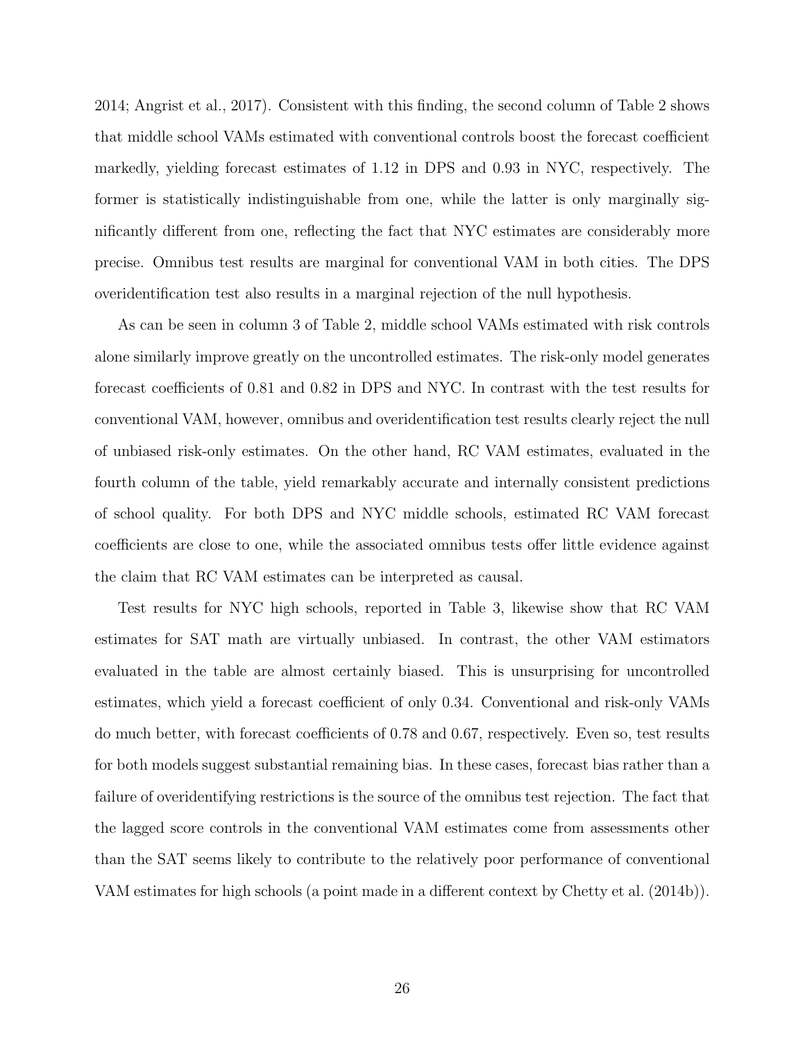2014; Angrist et al., 2017). Consistent with this finding, the second column of Table 2 shows that middle school VAMs estimated with conventional controls boost the forecast coefficient markedly, yielding forecast estimates of 1.12 in DPS and 0.93 in NYC, respectively. The former is statistically indistinguishable from one, while the latter is only marginally significantly different from one, reflecting the fact that NYC estimates are considerably more precise. Omnibus test results are marginal for conventional VAM in both cities. The DPS overidentification test also results in a marginal rejection of the null hypothesis.

As can be seen in column 3 of Table 2, middle school VAMs estimated with risk controls alone similarly improve greatly on the uncontrolled estimates. The risk-only model generates forecast coefficients of 0.81 and 0.82 in DPS and NYC. In contrast with the test results for conventional VAM, however, omnibus and overidentification test results clearly reject the null of unbiased risk-only estimates. On the other hand, RC VAM estimates, evaluated in the fourth column of the table, yield remarkably accurate and internally consistent predictions of school quality. For both DPS and NYC middle schools, estimated RC VAM forecast coefficients are close to one, while the associated omnibus tests offer little evidence against the claim that RC VAM estimates can be interpreted as causal.

Test results for NYC high schools, reported in Table 3, likewise show that RC VAM estimates for SAT math are virtually unbiased. In contrast, the other VAM estimators evaluated in the table are almost certainly biased. This is unsurprising for uncontrolled estimates, which yield a forecast coefficient of only 0.34. Conventional and risk-only VAMs do much better, with forecast coefficients of 0.78 and 0.67, respectively. Even so, test results for both models suggest substantial remaining bias. In these cases, forecast bias rather than a failure of overidentifying restrictions is the source of the omnibus test rejection. The fact that the lagged score controls in the conventional VAM estimates come from assessments other than the SAT seems likely to contribute to the relatively poor performance of conventional VAM estimates for high schools (a point made in a different context by Chetty et al. (2014b)).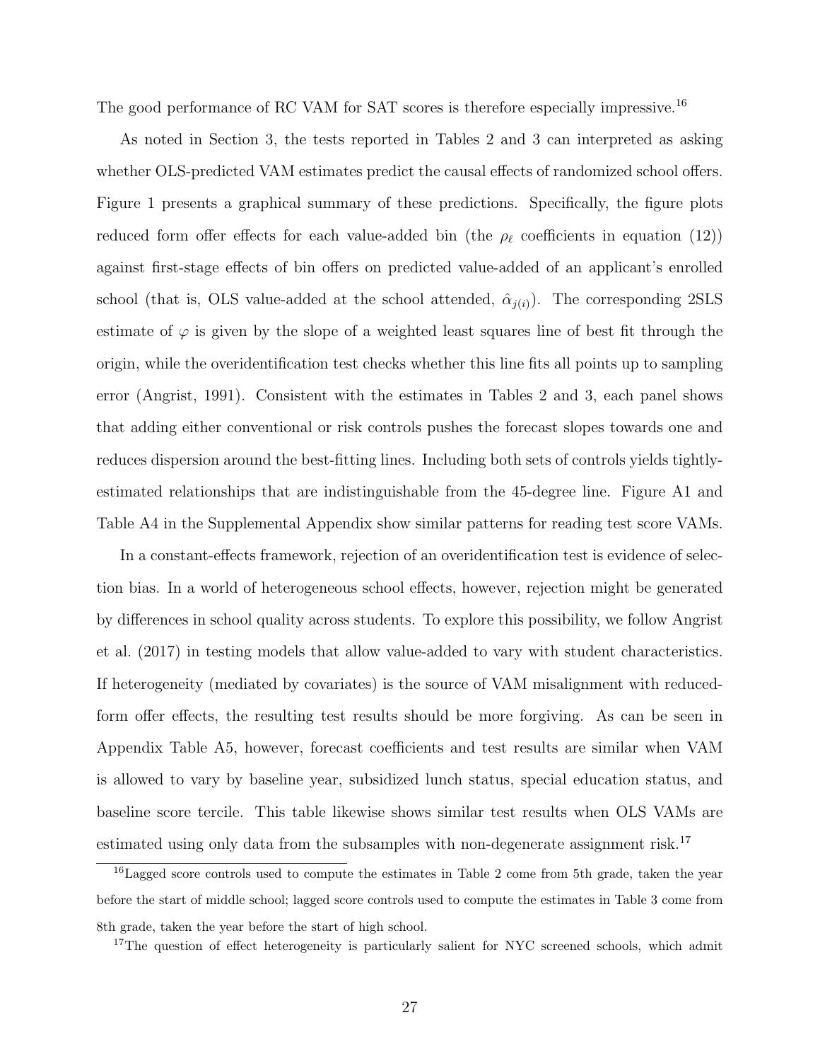The good performance of RC VAM for SAT scores is therefore especially impressive.[16]

As noted in Section 3, the tests reported in Tables 2 and 3 can interpreted as asking whether OLS-predicted VAM estimates predict the causal effects of randomized school offers. Figure 1 presents a graphical summary of these predictions. Specifically, the figure plots reduced form offer effects for each value-added bin (the $\rho_\ell$ coefficients in equation (12)) against first-stage effects of bin offers on predicted value-added of an applicant's enrolled school (that is, OLS value-added at the school attended, $\hat{\alpha}_{j(i)}$). The corresponding 2SLS estimate of $\varphi$ is given by the slope of a weighted least squares line of best fit through the origin, while the overidentification test checks whether this line fits all points up to sampling error (Angrist, 1991). Consistent with the estimates in Tables 2 and 3, each panel shows that adding either conventional or risk controls pushes the forecast slopes towards one and reduces dispersion around the best-fitting lines. Including both sets of controls yields tightly-estimated relationships that are indistinguishable from the 45-degree line. Figure A1 and Table A4 in the Supplemental Appendix show similar patterns for reading test score VAMs.

In a constant-effects framework, rejection of an overidentification test is evidence of selection bias. In a world of heterogeneous school effects, however, rejection might be generated by differences in school quality across students. To explore this possibility, we follow Angrist et al. (2017) in testing models that allow value-added to vary with student characteristics. If heterogeneity (mediated by covariates) is the source of VAM misalignment with reduced-form offer effects, the resulting test results should be more forgiving. As can be seen in Appendix Table A5, however, forecast coefficients and test results are similar when VAM is allowed to vary by baseline year, subsidized lunch status, special education status, and baseline score tercile. This table likewise shows similar test results when OLS VAMs are estimated using only data from the subsamples with non-degenerate assignment risk.[17]

---

[16] Lagged score controls used to compute the estimates in Table 2 come from 5th grade, taken the year before the start of middle school; lagged score controls used to compute the estimates in Table 3 come from 8th grade, taken the year before the start of high school.

[17] The question of effect heterogeneity is particularly salient for NYC screened schools, which admit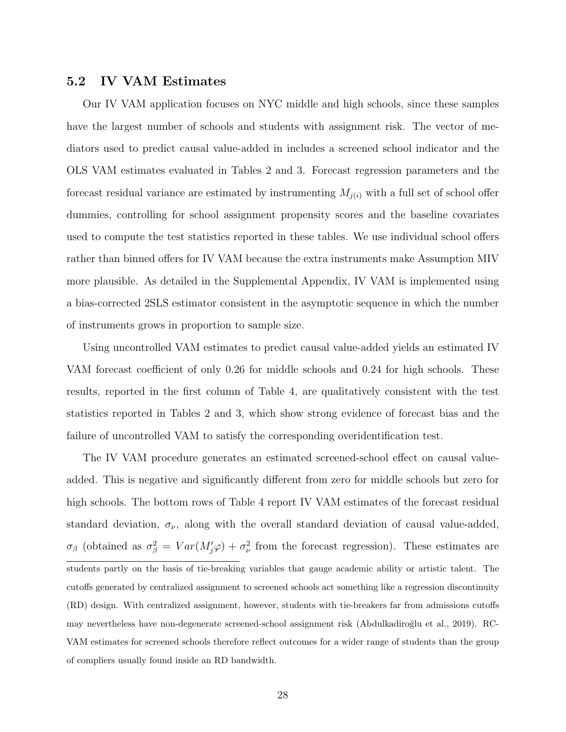### 5.2 IV VAM Estimates

Our IV VAM application focuses on NYC middle and high schools, since these samples have the largest number of schools and students with assignment risk. The vector of mediators used to predict causal value-added in includes a screened school indicator and the OLS VAM estimates evaluated in Tables 2 and 3. Forecast regression parameters and the forecast residual variance are estimated by instrumenting $M_{j(i)}$ with a full set of school offer dummies, controlling for school assignment propensity scores and the baseline covariates used to compute the test statistics reported in these tables. We use individual school offers rather than binned offers for IV VAM because the extra instruments make Assumption MIV more plausible. As detailed in the Supplemental Appendix, IV VAM is implemented using a bias-corrected 2SLS estimator consistent in the asymptotic sequence in which the number of instruments grows in proportion to sample size.

Using uncontrolled VAM estimates to predict causal value-added yields an estimated IV VAM forecast coefficient of only 0.26 for middle schools and 0.24 for high schools. These results, reported in the first column of Table 4, are qualitatively consistent with the test statistics reported in Tables 2 and 3, which show strong evidence of forecast bias and the failure of uncontrolled VAM to satisfy the corresponding overidentification test.

The IV VAM procedure generates an estimated screened-school effect on causal value-added. This is negative and significantly different from zero for middle schools but zero for high schools. The bottom rows of Table 4 report IV VAM estimates of the forecast residual standard deviation, $\sigma_\nu$, along with the overall standard deviation of causal value-added, $\sigma_\beta$ (obtained as $\sigma_\beta^2 = Var(M_j'\varphi) + \sigma_\nu^2$ from the forecast regression). These estimates are

students partly on the basis of tie-breaking variables that gauge academic ability or artistic talent. The cutoffs generated by centralized assignment to screened schools act something like a regression discontinuity (RD) design. With centralized assignment, however, students with tie-breakers far from admissions cutoffs may nevertheless have non-degenerate screened-school assignment risk (Abdulkadiroğlu et al., 2019). RC-VAM estimates for screened schools therefore reflect outcomes for a wider range of students than the group of compliers usually found inside an RD bandwidth.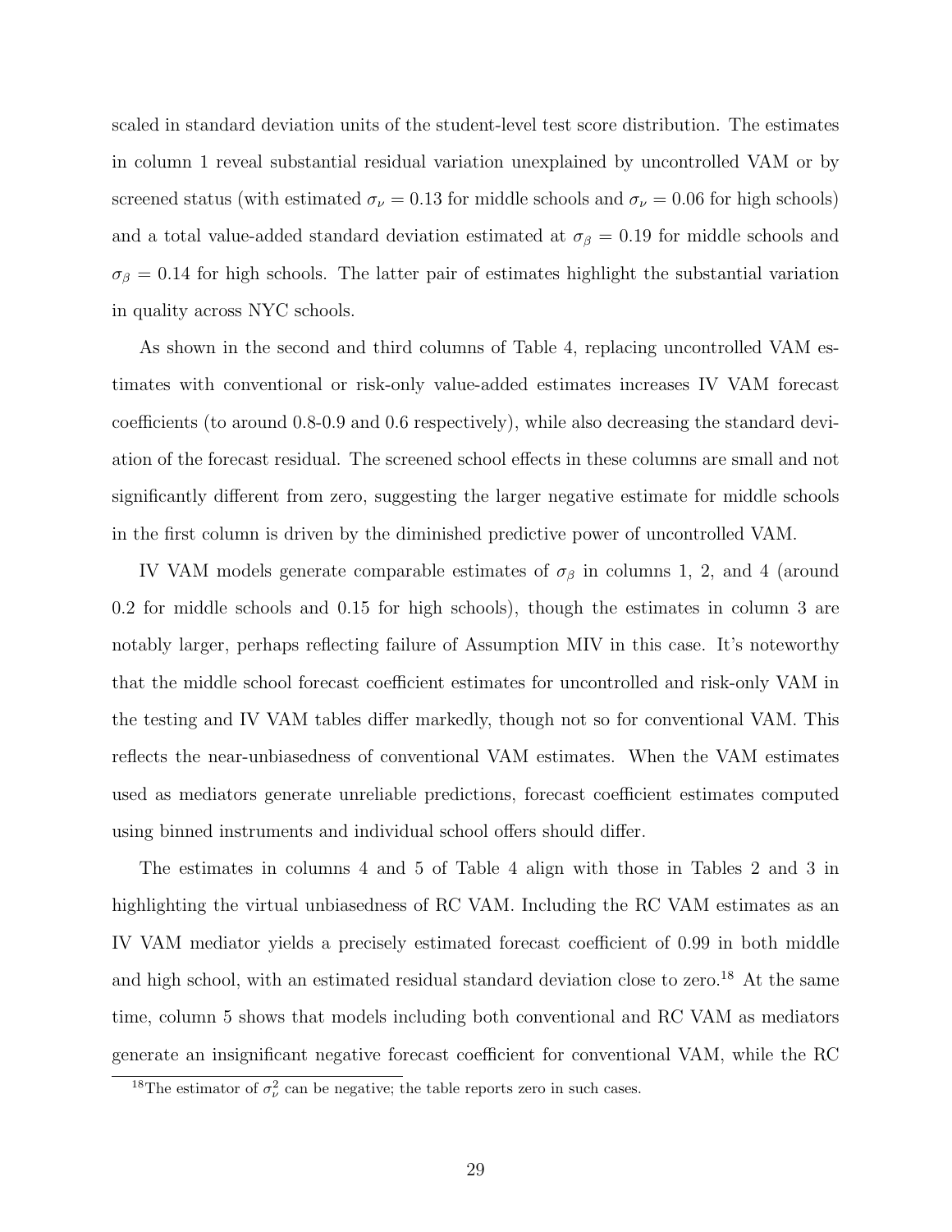scaled in standard deviation units of the student-level test score distribution. The estimates in column 1 reveal substantial residual variation unexplained by uncontrolled VAM or by screened status (with estimated $\sigma_\nu = 0.13$ for middle schools and $\sigma_\nu = 0.06$ for high schools) and a total value-added standard deviation estimated at $\sigma_\beta = 0.19$ for middle schools and $\sigma_\beta = 0.14$ for high schools. The latter pair of estimates highlight the substantial variation in quality across NYC schools.

As shown in the second and third columns of Table 4, replacing uncontrolled VAM estimates with conventional or risk-only value-added estimates increases IV VAM forecast coefficients (to around 0.8-0.9 and 0.6 respectively), while also decreasing the standard deviation of the forecast residual. The screened school effects in these columns are small and not significantly different from zero, suggesting the larger negative estimate for middle schools in the first column is driven by the diminished predictive power of uncontrolled VAM.

IV VAM models generate comparable estimates of $\sigma_\beta$ in columns 1, 2, and 4 (around 0.2 for middle schools and 0.15 for high schools), though the estimates in column 3 are notably larger, perhaps reflecting failure of Assumption MIV in this case. It's noteworthy that the middle school forecast coefficient estimates for uncontrolled and risk-only VAM in the testing and IV VAM tables differ markedly, though not so for conventional VAM. This reflects the near-unbiasedness of conventional VAM estimates. When the VAM estimates used as mediators generate unreliable predictions, forecast coefficient estimates computed using binned instruments and individual school offers should differ.

The estimates in columns 4 and 5 of Table 4 align with those in Tables 2 and 3 in highlighting the virtual unbiasedness of RC VAM. Including the RC VAM estimates as an IV VAM mediator yields a precisely estimated forecast coefficient of 0.99 in both middle and high school, with an estimated residual standard deviation close to zero.[18] At the same time, column 5 shows that models including both conventional and RC VAM as mediators generate an insignificant negative forecast coefficient for conventional VAM, while the RC

[18]The estimator of $\sigma_\nu^2$ can be negative; the table reports zero in such cases.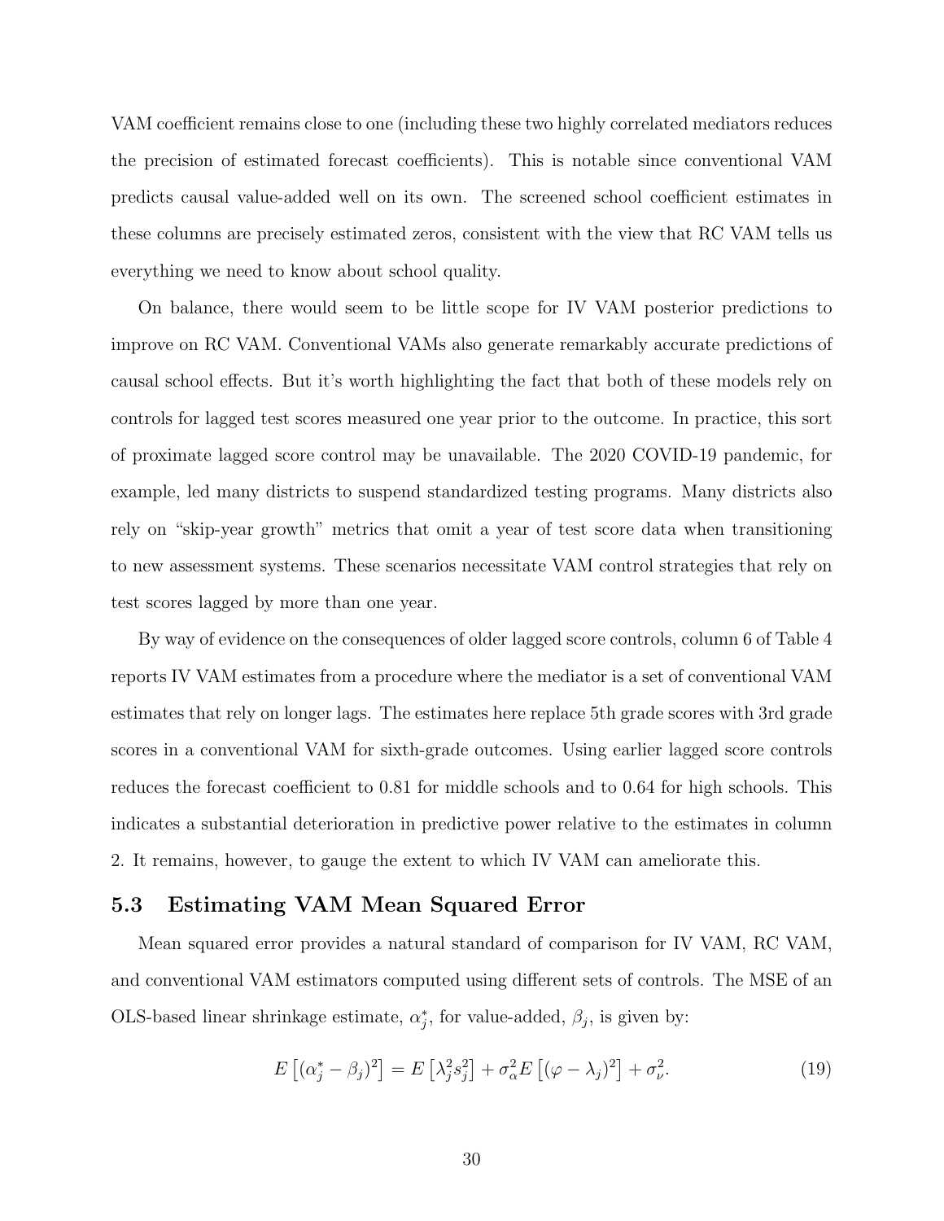VAM coefficient remains close to one (including these two highly correlated mediators reduces the precision of estimated forecast coefficients). This is notable since conventional VAM predicts causal value-added well on its own. The screened school coefficient estimates in these columns are precisely estimated zeros, consistent with the view that RC VAM tells us everything we need to know about school quality.

On balance, there would seem to be little scope for IV VAM posterior predictions to improve on RC VAM. Conventional VAMs also generate remarkably accurate predictions of causal school effects. But it's worth highlighting the fact that both of these models rely on controls for lagged test scores measured one year prior to the outcome. In practice, this sort of proximate lagged score control may be unavailable. The 2020 COVID-19 pandemic, for example, led many districts to suspend standardized testing programs. Many districts also rely on "skip-year growth" metrics that omit a year of test score data when transitioning to new assessment systems. These scenarios necessitate VAM control strategies that rely on test scores lagged by more than one year.

By way of evidence on the consequences of older lagged score controls, column 6 of Table 4 reports IV VAM estimates from a procedure where the mediator is a set of conventional VAM estimates that rely on longer lags. The estimates here replace 5th grade scores with 3rd grade scores in a conventional VAM for sixth-grade outcomes. Using earlier lagged score controls reduces the forecast coefficient to 0.81 for middle schools and to 0.64 for high schools. This indicates a substantial deterioration in predictive power relative to the estimates in column 2. It remains, however, to gauge the extent to which IV VAM can ameliorate this.

## 5.3 Estimating VAM Mean Squared Error

Mean squared error provides a natural standard of comparison for IV VAM, RC VAM, and conventional VAM estimators computed using different sets of controls. The MSE of an OLS-based linear shrinkage estimate, $\alpha_j^*$, for value-added, $\beta_j$, is given by:

$$E\left[(\alpha_j^* - \beta_j)^2\right] = E\left[\lambda_j^2 s_j^2\right] + \sigma_\alpha^2 E\left[(\varphi - \lambda_j)^2\right] + \sigma_\nu^2. \tag{19}$$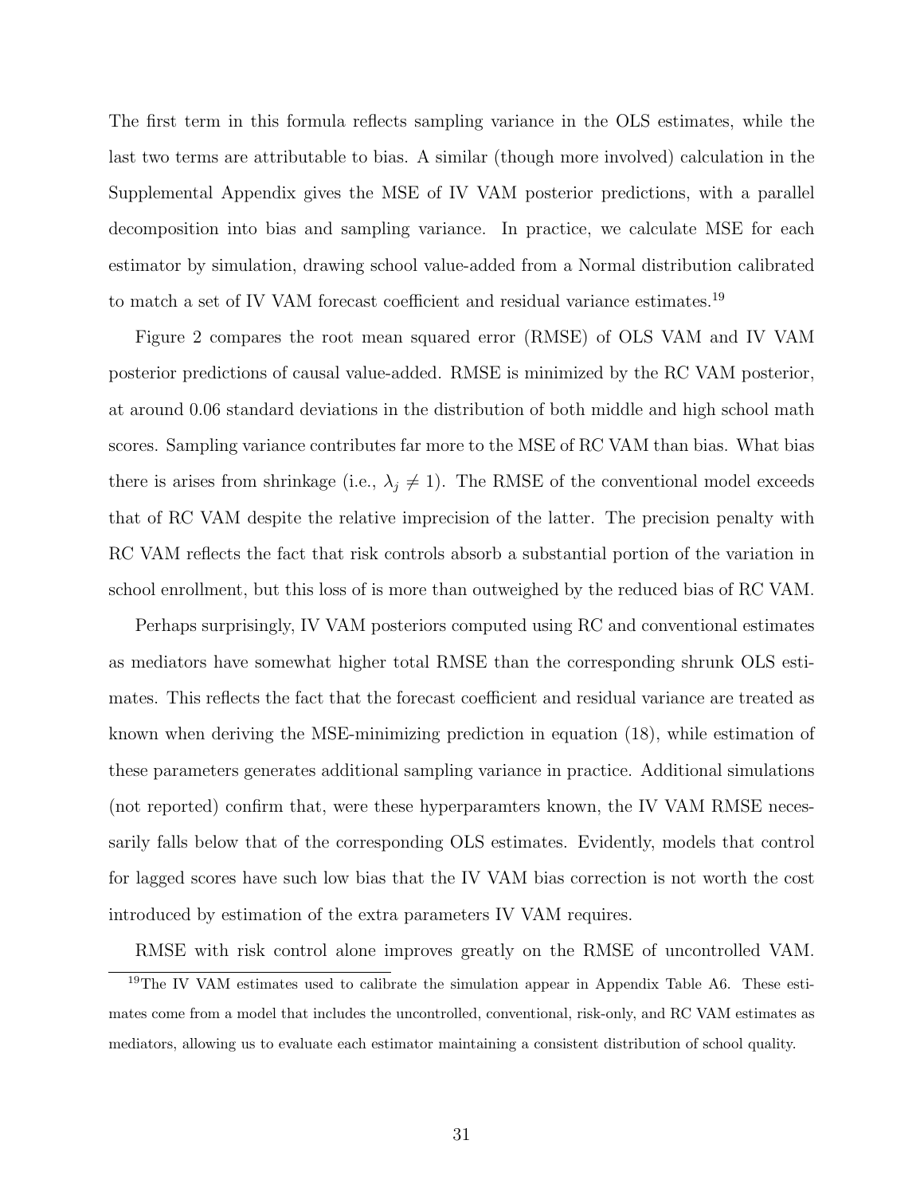The first term in this formula reflects sampling variance in the OLS estimates, while the last two terms are attributable to bias. A similar (though more involved) calculation in the Supplemental Appendix gives the MSE of IV VAM posterior predictions, with a parallel decomposition into bias and sampling variance. In practice, we calculate MSE for each estimator by simulation, drawing school value-added from a Normal distribution calibrated to match a set of IV VAM forecast coefficient and residual variance estimates.[19]

Figure 2 compares the root mean squared error (RMSE) of OLS VAM and IV VAM posterior predictions of causal value-added. RMSE is minimized by the RC VAM posterior, at around 0.06 standard deviations in the distribution of both middle and high school math scores. Sampling variance contributes far more to the MSE of RC VAM than bias. What bias there is arises from shrinkage (i.e., $\lambda_j \neq 1$). The RMSE of the conventional model exceeds that of RC VAM despite the relative imprecision of the latter. The precision penalty with RC VAM reflects the fact that risk controls absorb a substantial portion of the variation in school enrollment, but this loss of is more than outweighed by the reduced bias of RC VAM.

Perhaps surprisingly, IV VAM posteriors computed using RC and conventional estimates as mediators have somewhat higher total RMSE than the corresponding shrunk OLS estimates. This reflects the fact that the forecast coefficient and residual variance are treated as known when deriving the MSE-minimizing prediction in equation (18), while estimation of these parameters generates additional sampling variance in practice. Additional simulations (not reported) confirm that, were these hyperparamters known, the IV VAM RMSE necessarily falls below that of the corresponding OLS estimates. Evidently, models that control for lagged scores have such low bias that the IV VAM bias correction is not worth the cost introduced by estimation of the extra parameters IV VAM requires.

RMSE with risk control alone improves greatly on the RMSE of uncontrolled VAM.

[19] The IV VAM estimates used to calibrate the simulation appear in Appendix Table A6. These estimates come from a model that includes the uncontrolled, conventional, risk-only, and RC VAM estimates as mediators, allowing us to evaluate each estimator maintaining a consistent distribution of school quality.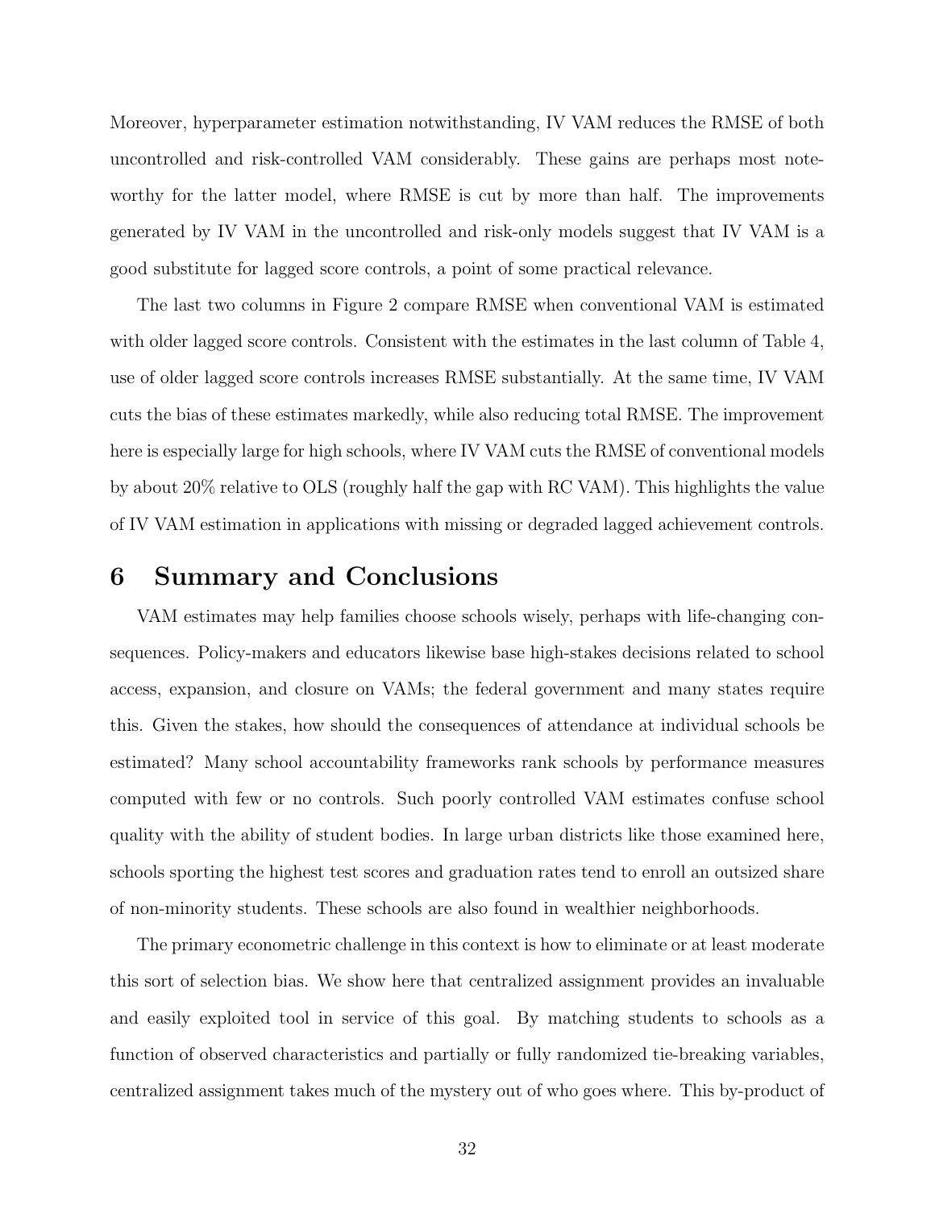Moreover, hyperparameter estimation notwithstanding, IV VAM reduces the RMSE of both uncontrolled and risk-controlled VAM considerably. These gains are perhaps most noteworthy for the latter model, where RMSE is cut by more than half. The improvements generated by IV VAM in the uncontrolled and risk-only models suggest that IV VAM is a good substitute for lagged score controls, a point of some practical relevance.

The last two columns in Figure 2 compare RMSE when conventional VAM is estimated with older lagged score controls. Consistent with the estimates in the last column of Table 4, use of older lagged score controls increases RMSE substantially. At the same time, IV VAM cuts the bias of these estimates markedly, while also reducing total RMSE. The improvement here is especially large for high schools, where IV VAM cuts the RMSE of conventional models by about 20% relative to OLS (roughly half the gap with RC VAM). This highlights the value of IV VAM estimation in applications with missing or degraded lagged achievement controls.

# 6 Summary and Conclusions

VAM estimates may help families choose schools wisely, perhaps with life-changing consequences. Policy-makers and educators likewise base high-stakes decisions related to school access, expansion, and closure on VAMs; the federal government and many states require this. Given the stakes, how should the consequences of attendance at individual schools be estimated? Many school accountability frameworks rank schools by performance measures computed with few or no controls. Such poorly controlled VAM estimates confuse school quality with the ability of student bodies. In large urban districts like those examined here, schools sporting the highest test scores and graduation rates tend to enroll an outsized share of non-minority students. These schools are also found in wealthier neighborhoods.

The primary econometric challenge in this context is how to eliminate or at least moderate this sort of selection bias. We show here that centralized assignment provides an invaluable and easily exploited tool in service of this goal. By matching students to schools as a function of observed characteristics and partially or fully randomized tie-breaking variables, centralized assignment takes much of the mystery out of who goes where. This by-product of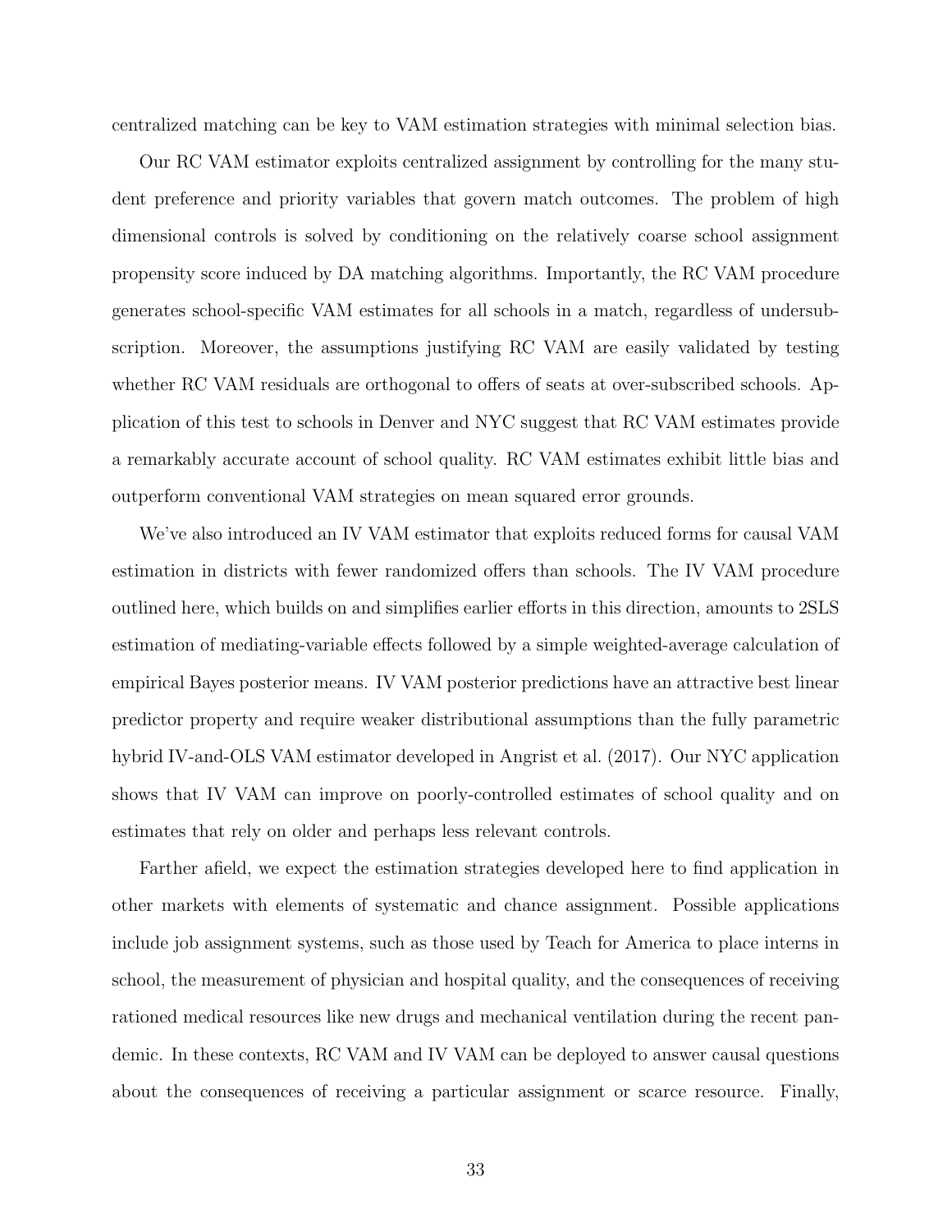centralized matching can be key to VAM estimation strategies with minimal selection bias.

Our RC VAM estimator exploits centralized assignment by controlling for the many student preference and priority variables that govern match outcomes. The problem of high dimensional controls is solved by conditioning on the relatively coarse school assignment propensity score induced by DA matching algorithms. Importantly, the RC VAM procedure generates school-specific VAM estimates for all schools in a match, regardless of undersubscription. Moreover, the assumptions justifying RC VAM are easily validated by testing whether RC VAM residuals are orthogonal to offers of seats at over-subscribed schools. Application of this test to schools in Denver and NYC suggest that RC VAM estimates provide a remarkably accurate account of school quality. RC VAM estimates exhibit little bias and outperform conventional VAM strategies on mean squared error grounds.

We've also introduced an IV VAM estimator that exploits reduced forms for causal VAM estimation in districts with fewer randomized offers than schools. The IV VAM procedure outlined here, which builds on and simplifies earlier efforts in this direction, amounts to 2SLS estimation of mediating-variable effects followed by a simple weighted-average calculation of empirical Bayes posterior means. IV VAM posterior predictions have an attractive best linear predictor property and require weaker distributional assumptions than the fully parametric hybrid IV-and-OLS VAM estimator developed in Angrist et al. (2017). Our NYC application shows that IV VAM can improve on poorly-controlled estimates of school quality and on estimates that rely on older and perhaps less relevant controls.

Farther afield, we expect the estimation strategies developed here to find application in other markets with elements of systematic and chance assignment. Possible applications include job assignment systems, such as those used by Teach for America to place interns in school, the measurement of physician and hospital quality, and the consequences of receiving rationed medical resources like new drugs and mechanical ventilation during the recent pandemic. In these contexts, RC VAM and IV VAM can be deployed to answer causal questions about the consequences of receiving a particular assignment or scarce resource. Finally,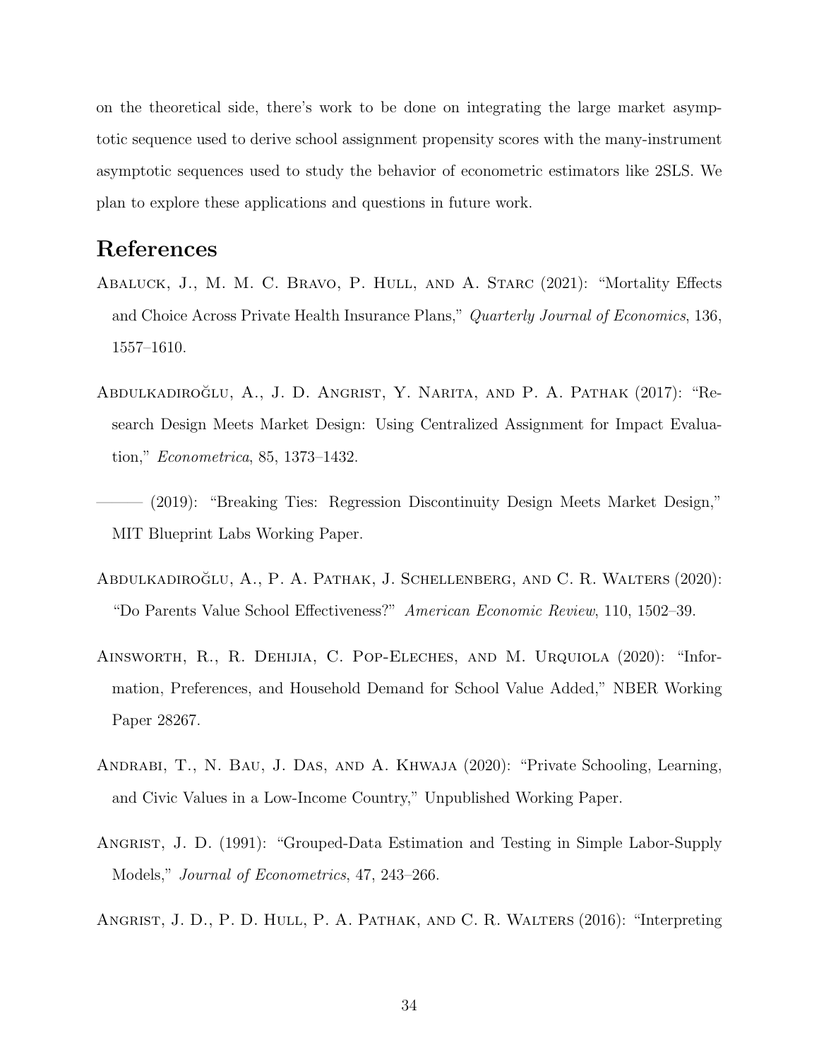on the theoretical side, there's work to be done on integrating the large market asymptotic sequence used to derive school assignment propensity scores with the many-instrument asymptotic sequences used to study the behavior of econometric estimators like 2SLS. We plan to explore these applications and questions in future work.

# References

Abaluck, J., M. M. C. Bravo, P. Hull, and A. Starc (2021): "Mortality Effects and Choice Across Private Health Insurance Plans," *Quarterly Journal of Economics*, 136, 1557–1610.

Abdulkadiroğlu, A., J. D. Angrist, Y. Narita, and P. A. Pathak (2017): "Research Design Meets Market Design: Using Centralized Assignment for Impact Evaluation," *Econometrica*, 85, 1373–1432.

——— (2019): "Breaking Ties: Regression Discontinuity Design Meets Market Design," MIT Blueprint Labs Working Paper.

Abdulkadiroğlu, A., P. A. Pathak, J. Schellenberg, and C. R. Walters (2020): "Do Parents Value School Effectiveness?" *American Economic Review*, 110, 1502–39.

Ainsworth, R., R. Dehijia, C. Pop-Eleches, and M. Urquiola (2020): "Information, Preferences, and Household Demand for School Value Added," NBER Working Paper 28267.

Andrabi, T., N. Bau, J. Das, and A. Khwaja (2020): "Private Schooling, Learning, and Civic Values in a Low-Income Country," Unpublished Working Paper.

Angrist, J. D. (1991): "Grouped-Data Estimation and Testing in Simple Labor-Supply Models," *Journal of Econometrics*, 47, 243–266.

Angrist, J. D., P. D. Hull, P. A. Pathak, and C. R. Walters (2016): "Interpreting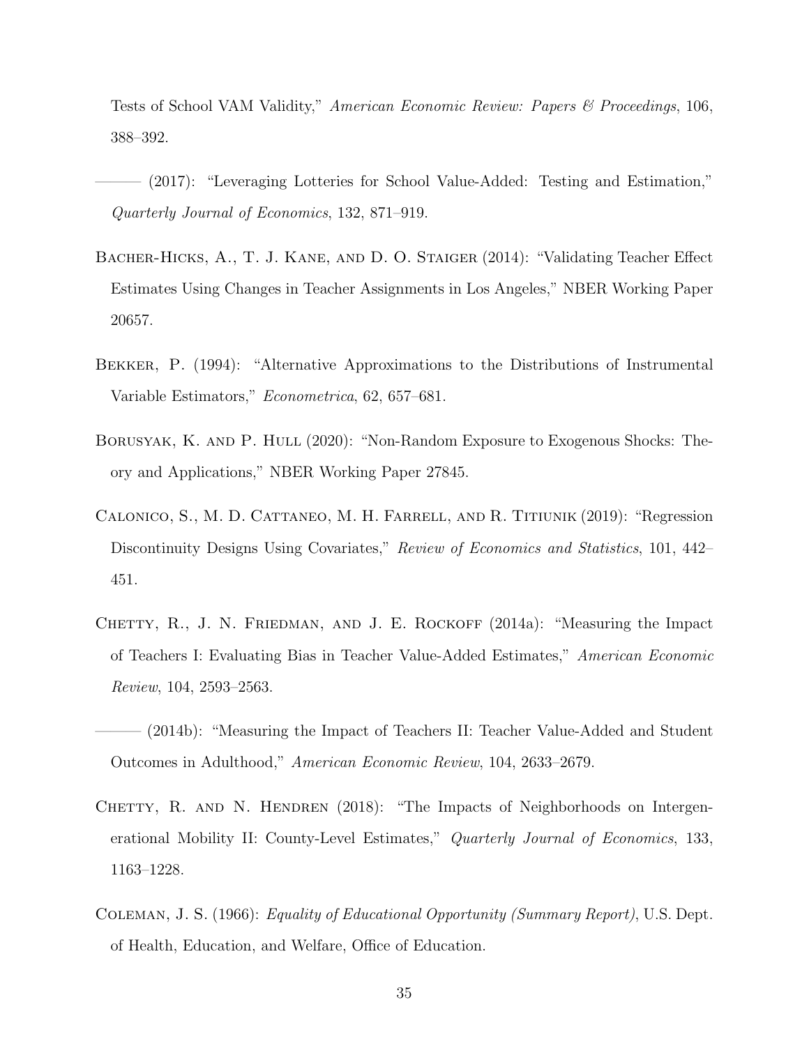Tests of School VAM Validity," *American Economic Review: Papers & Proceedings*, 106, 388–392.

——— (2017): "Leveraging Lotteries for School Value-Added: Testing and Estimation," *Quarterly Journal of Economics*, 132, 871–919.

Bacher-Hicks, A., T. J. Kane, and D. O. Staiger (2014): "Validating Teacher Effect Estimates Using Changes in Teacher Assignments in Los Angeles," NBER Working Paper 20657.

Bekker, P. (1994): "Alternative Approximations to the Distributions of Instrumental Variable Estimators," *Econometrica*, 62, 657–681.

Borusyak, K. and P. Hull (2020): "Non-Random Exposure to Exogenous Shocks: Theory and Applications," NBER Working Paper 27845.

Calonico, S., M. D. Cattaneo, M. H. Farrell, and R. Titiunik (2019): "Regression Discontinuity Designs Using Covariates," *Review of Economics and Statistics*, 101, 442–451.

Chetty, R., J. N. Friedman, and J. E. Rockoff (2014a): "Measuring the Impact of Teachers I: Evaluating Bias in Teacher Value-Added Estimates," *American Economic Review*, 104, 2593–2563.

——— (2014b): "Measuring the Impact of Teachers II: Teacher Value-Added and Student Outcomes in Adulthood," *American Economic Review*, 104, 2633–2679.

Chetty, R. and N. Hendren (2018): "The Impacts of Neighborhoods on Intergenerational Mobility II: County-Level Estimates," *Quarterly Journal of Economics*, 133, 1163–1228.

Coleman, J. S. (1966): *Equality of Educational Opportunity (Summary Report)*, U.S. Dept. of Health, Education, and Welfare, Office of Education.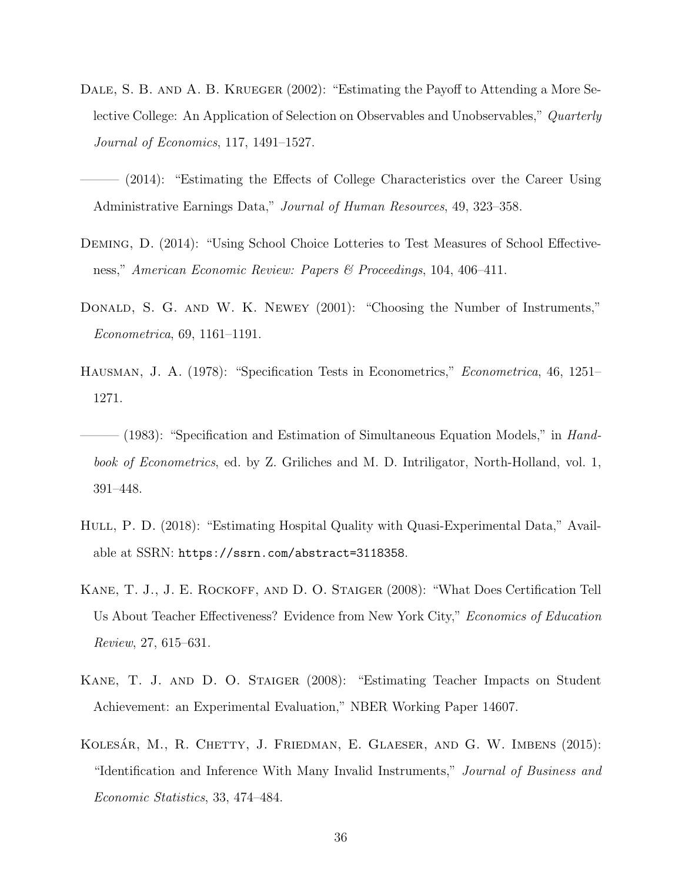Dale, S. B. and A. B. Krueger (2002): "Estimating the Payoff to Attending a More Selective College: An Application of Selection on Observables and Unobservables," *Quarterly Journal of Economics*, 117, 1491–1527.

——— (2014): "Estimating the Effects of College Characteristics over the Career Using Administrative Earnings Data," *Journal of Human Resources*, 49, 323–358.

Deming, D. (2014): "Using School Choice Lotteries to Test Measures of School Effectiveness," *American Economic Review: Papers & Proceedings*, 104, 406–411.

Donald, S. G. and W. K. Newey (2001): "Choosing the Number of Instruments," *Econometrica*, 69, 1161–1191.

Hausman, J. A. (1978): "Specification Tests in Econometrics," *Econometrica*, 46, 1251–1271.

——— (1983): "Specification and Estimation of Simultaneous Equation Models," in *Handbook of Econometrics*, ed. by Z. Griliches and M. D. Intriligator, North-Holland, vol. 1, 391–448.

Hull, P. D. (2018): "Estimating Hospital Quality with Quasi-Experimental Data," Available at SSRN: `https://ssrn.com/abstract=3118358`.

Kane, T. J., J. E. Rockoff, and D. O. Staiger (2008): "What Does Certification Tell Us About Teacher Effectiveness? Evidence from New York City," *Economics of Education Review*, 27, 615–631.

Kane, T. J. and D. O. Staiger (2008): "Estimating Teacher Impacts on Student Achievement: an Experimental Evaluation," NBER Working Paper 14607.

Kolesár, M., R. Chetty, J. Friedman, E. Glaeser, and G. W. Imbens (2015): "Identification and Inference With Many Invalid Instruments," *Journal of Business and Economic Statistics*, 33, 474–484.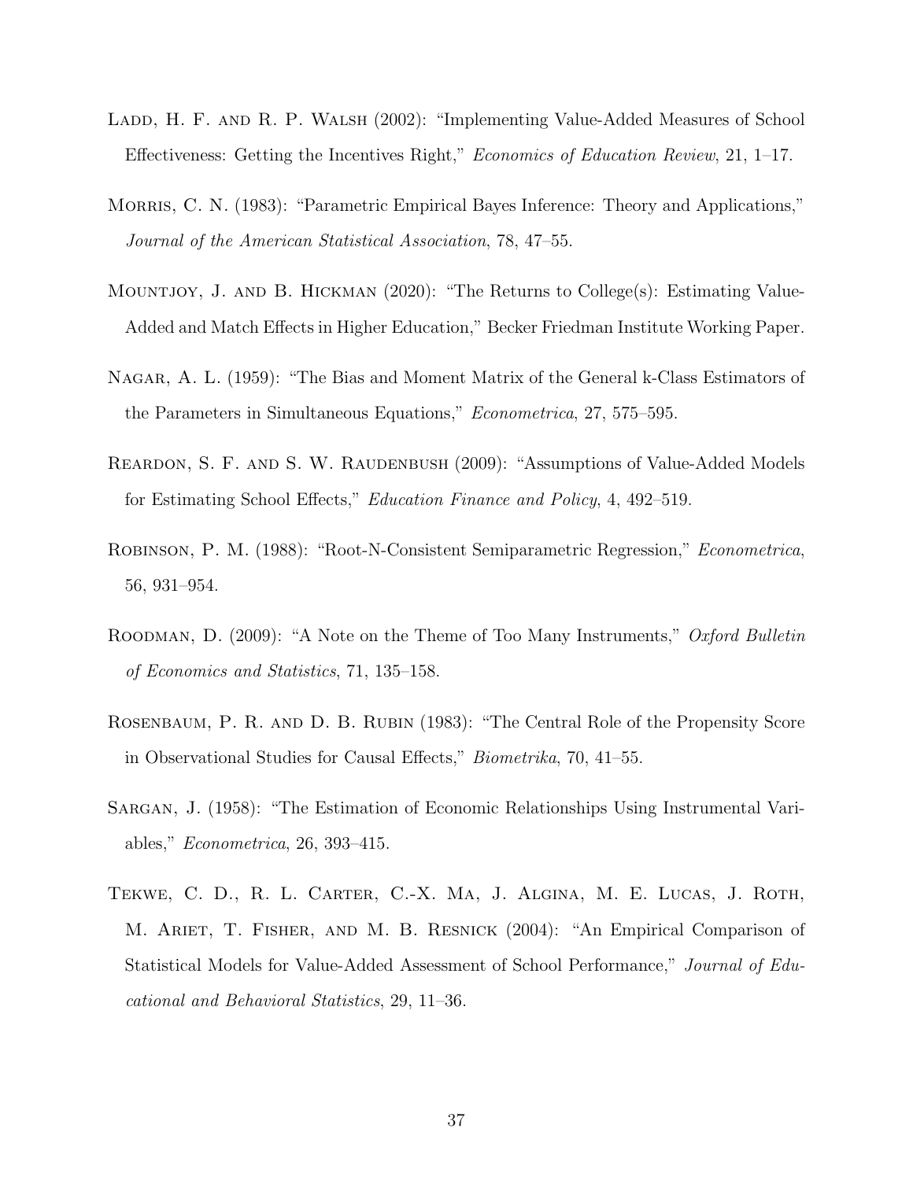Ladd, H. F. and R. P. Walsh (2002): "Implementing Value-Added Measures of School Effectiveness: Getting the Incentives Right," *Economics of Education Review*, 21, 1–17.

Morris, C. N. (1983): "Parametric Empirical Bayes Inference: Theory and Applications," *Journal of the American Statistical Association*, 78, 47–55.

Mountjoy, J. and B. Hickman (2020): "The Returns to College(s): Estimating Value-Added and Match Effects in Higher Education," Becker Friedman Institute Working Paper.

Nagar, A. L. (1959): "The Bias and Moment Matrix of the General k-Class Estimators of the Parameters in Simultaneous Equations," *Econometrica*, 27, 575–595.

Reardon, S. F. and S. W. Raudenbush (2009): "Assumptions of Value-Added Models for Estimating School Effects," *Education Finance and Policy*, 4, 492–519.

Robinson, P. M. (1988): "Root-N-Consistent Semiparametric Regression," *Econometrica*, 56, 931–954.

Roodman, D. (2009): "A Note on the Theme of Too Many Instruments," *Oxford Bulletin of Economics and Statistics*, 71, 135–158.

Rosenbaum, P. R. and D. B. Rubin (1983): "The Central Role of the Propensity Score in Observational Studies for Causal Effects," *Biometrika*, 70, 41–55.

Sargan, J. (1958): "The Estimation of Economic Relationships Using Instrumental Variables," *Econometrica*, 26, 393–415.

Tekwe, C. D., R. L. Carter, C.-X. Ma, J. Algina, M. E. Lucas, J. Roth, M. Ariet, T. Fisher, and M. B. Resnick (2004): "An Empirical Comparison of Statistical Models for Value-Added Assessment of School Performance," *Journal of Educational and Behavioral Statistics*, 29, 11–36.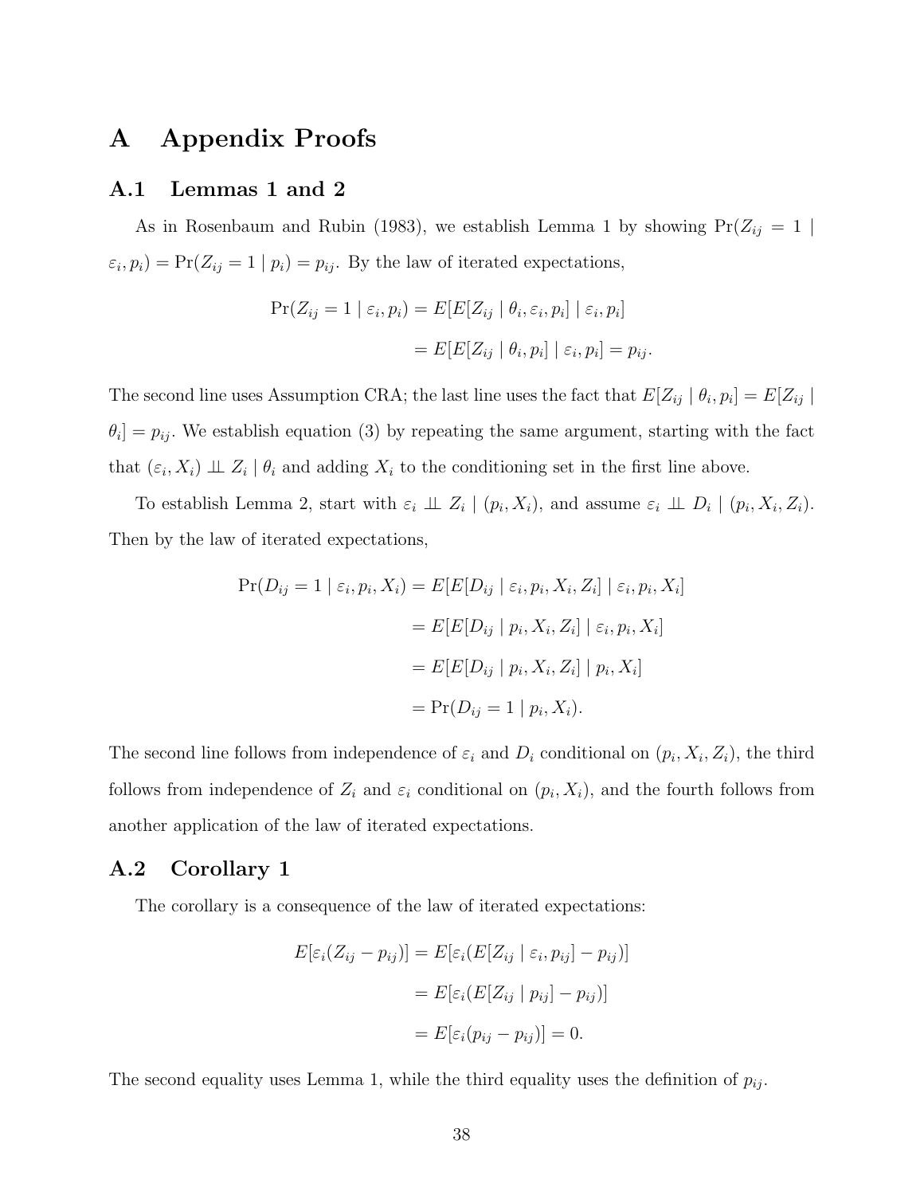# A Appendix Proofs

## A.1 Lemmas 1 and 2

As in Rosenbaum and Rubin (1983), we establish Lemma 1 by showing $\Pr(Z_{ij} = 1 \mid \varepsilon_i, p_i) = \Pr(Z_{ij} = 1 \mid p_i) = p_{ij}$. By the law of iterated expectations,

$$
\begin{aligned}
\Pr(Z_{ij} = 1 \mid \varepsilon_i, p_i) &= E[E[Z_{ij} \mid \theta_i, \varepsilon_i, p_i] \mid \varepsilon_i, p_i] \\
&= E[E[Z_{ij} \mid \theta_i, p_i] \mid \varepsilon_i, p_i] = p_{ij}.
\end{aligned}
$$

The second line uses Assumption CRA; the last line uses the fact that $E[Z_{ij} \mid \theta_i, p_i] = E[Z_{ij} \mid \theta_i] = p_{ij}$. We establish equation (3) by repeating the same argument, starting with the fact that $(\varepsilon_i, X_i) \perp\!\!\!\perp Z_i \mid \theta_i$ and adding $X_i$ to the conditioning set in the first line above.

To establish Lemma 2, start with $\varepsilon_i \perp\!\!\!\perp Z_i \mid (p_i, X_i)$, and assume $\varepsilon_i \perp\!\!\!\perp D_i \mid (p_i, X_i, Z_i)$. Then by the law of iterated expectations,

$$
\begin{aligned}
\Pr(D_{ij} = 1 \mid \varepsilon_i, p_i, X_i) &= E[E[D_{ij} \mid \varepsilon_i, p_i, X_i, Z_i] \mid \varepsilon_i, p_i, X_i] \\
&= E[E[D_{ij} \mid p_i, X_i, Z_i] \mid \varepsilon_i, p_i, X_i] \\
&= E[E[D_{ij} \mid p_i, X_i, Z_i] \mid p_i, X_i] \\
&= \Pr(D_{ij} = 1 \mid p_i, X_i).
\end{aligned}
$$

The second line follows from independence of $\varepsilon_i$ and $D_i$ conditional on $(p_i, X_i, Z_i)$, the third follows from independence of $Z_i$ and $\varepsilon_i$ conditional on $(p_i, X_i)$, and the fourth follows from another application of the law of iterated expectations.

## A.2 Corollary 1

The corollary is a consequence of the law of iterated expectations:

$$
\begin{aligned}
E[\varepsilon_i(Z_{ij} - p_{ij})] &= E[\varepsilon_i(E[Z_{ij} \mid \varepsilon_i, p_{ij}] - p_{ij})] \\
&= E[\varepsilon_i(E[Z_{ij} \mid p_{ij}] - p_{ij})] \\
&= E[\varepsilon_i(p_{ij} - p_{ij})] = 0.
\end{aligned}
$$

The second equality uses Lemma 1, while the third equality uses the definition of $p_{ij}$.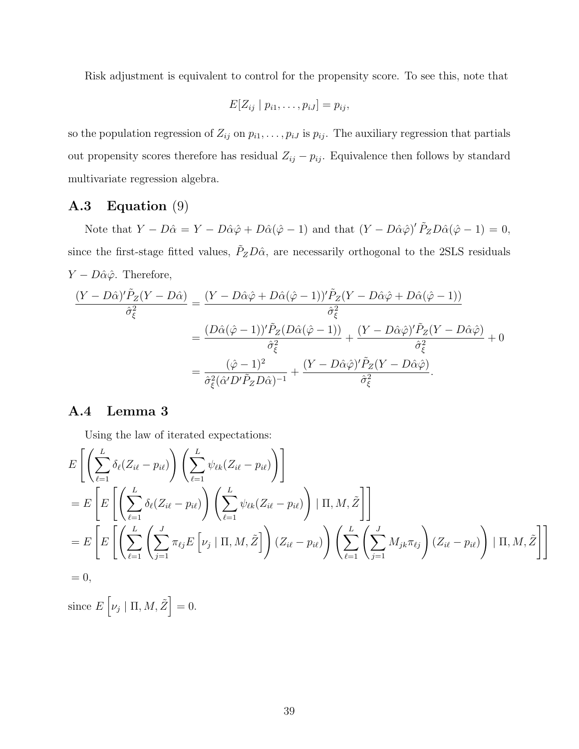Risk adjustment is equivalent to control for the propensity score. To see this, note that

$$E[Z_{ij} \mid p_{i1}, \ldots, p_{iJ}] = p_{ij},$$

so the population regression of $Z_{ij}$ on $p_{i1}, \ldots, p_{iJ}$ is $p_{ij}$. The auxiliary regression that partials out propensity scores therefore has residual $Z_{ij} - p_{ij}$. Equivalence then follows by standard multivariate regression algebra.

## A.3 Equation (9)

Note that $Y - D\hat{\alpha} = Y - D\hat{\alpha}\hat{\varphi} + D\hat{\alpha}(\hat{\varphi} - 1)$ and that $(Y - D\hat{\alpha}\hat{\varphi})' \tilde{P}_Z D\hat{\alpha}(\hat{\varphi} - 1) = 0$, since the first-stage fitted values, $\tilde{P}_Z D\hat{\alpha}$, are necessarily orthogonal to the 2SLS residuals $Y - D\hat{\alpha}\hat{\varphi}$. Therefore,

$$\begin{aligned}
\frac{(Y - D\hat{\alpha})'\tilde{P}_Z(Y - D\hat{\alpha})}{\hat{\sigma}_\xi^2} &= \frac{(Y - D\hat{\alpha}\hat{\varphi} + D\hat{\alpha}(\hat{\varphi} - 1))'\tilde{P}_Z(Y - D\hat{\alpha}\hat{\varphi} + D\hat{\alpha}(\hat{\varphi} - 1))}{\hat{\sigma}_\xi^2} \\
&= \frac{(D\hat{\alpha}(\hat{\varphi} - 1))'\tilde{P}_Z(D\hat{\alpha}(\hat{\varphi} - 1))}{\hat{\sigma}_\xi^2} + \frac{(Y - D\hat{\alpha}\hat{\varphi})'\tilde{P}_Z(Y - D\hat{\alpha}\hat{\varphi})}{\hat{\sigma}_\xi^2} + 0 \\
&= \frac{(\hat{\varphi} - 1)^2}{\hat{\sigma}_\xi^2(\hat{\alpha}'D'\tilde{P}_Z D\hat{\alpha})^{-1}} + \frac{(Y - D\hat{\alpha}\hat{\varphi})'\tilde{P}_Z(Y - D\hat{\alpha}\hat{\varphi})}{\hat{\sigma}_\xi^2}.
\end{aligned}$$

## A.4 Lemma 3

Using the law of iterated expectations:

$$\begin{aligned}
& E\left[\left(\sum_{\ell=1}^{L} \delta_\ell (Z_{i\ell} - p_{i\ell})\right)\left(\sum_{\ell=1}^{L} \psi_{\ell k}(Z_{i\ell} - p_{i\ell})\right)\right] \\
&= E\left[E\left[\left(\sum_{\ell=1}^{L} \delta_\ell (Z_{i\ell} - p_{i\ell})\right)\left(\sum_{\ell=1}^{L} \psi_{\ell k}(Z_{i\ell} - p_{i\ell})\right) \mid \Pi, M, \tilde{Z}\right]\right] \\
&= E\left[E\left[\left(\sum_{\ell=1}^{L}\left(\sum_{j=1}^{J} \pi_{\ell j} E\left[\nu_j \mid \Pi, M, \tilde{Z}\right]\right)(Z_{i\ell} - p_{i\ell})\right)\left(\sum_{\ell=1}^{L}\left(\sum_{j=1}^{J} M_{jk}\pi_{\ell j}\right)(Z_{i\ell} - p_{i\ell})\right) \mid \Pi, M, \tilde{Z}\right]\right] \\
&= 0,
\end{aligned}$$

since $E\left[\nu_j \mid \Pi, M, \tilde{Z}\right] = 0$.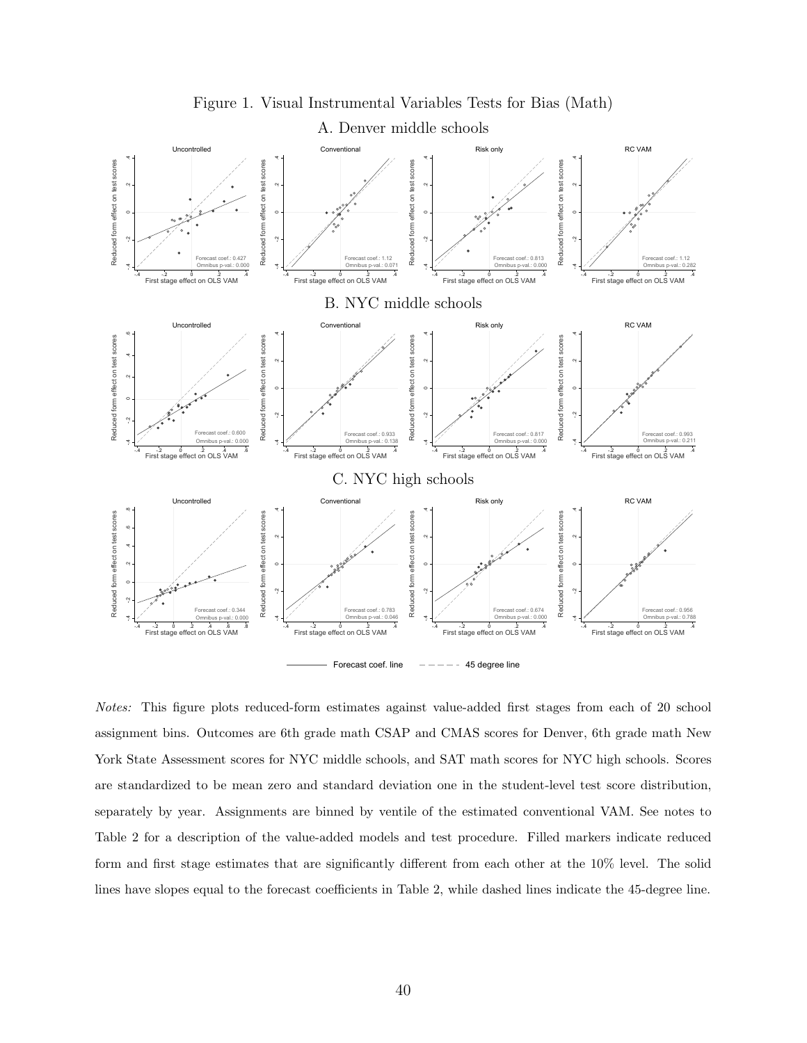Figure 1. Visual Instrumental Variables Tests for Bias (Math)

A. Denver middle schools

B. NYC middle schools

C. NYC high schools

*Notes:* This figure plots reduced-form estimates against value-added first stages from each of 20 school assignment bins. Outcomes are 6th grade math CSAP and CMAS scores for Denver, 6th grade math New York State Assessment scores for NYC middle schools, and SAT math scores for NYC high schools. Scores are standardized to be mean zero and standard deviation one in the student-level test score distribution, separately by year. Assignments are binned by ventile of the estimated conventional VAM. See notes to Table 2 for a description of the value-added models and test procedure. Filled markers indicate reduced form and first stage estimates that are significantly different from each other at the 10% level. The solid lines have slopes equal to the forecast coefficients in Table 2, while dashed lines indicate the 45-degree line.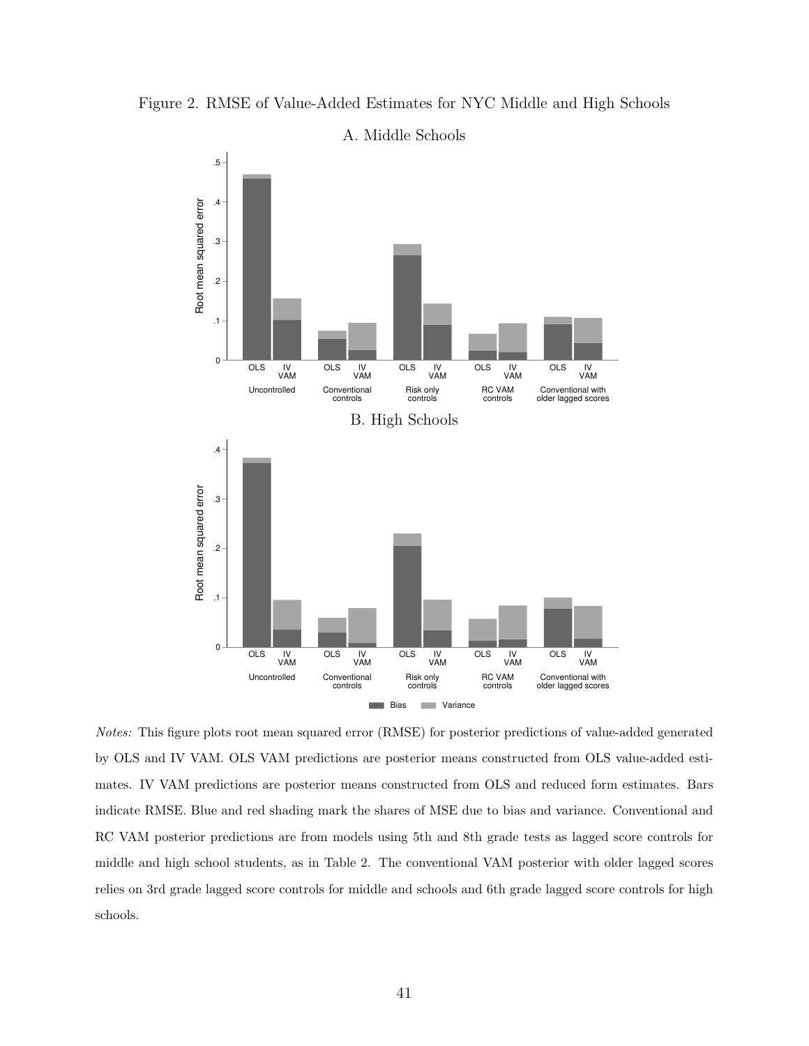Figure 2. RMSE of Value-Added Estimates for NYC Middle and High Schools

A. Middle Schools

B. High Schools

*Notes:* This figure plots root mean squared error (RMSE) for posterior predictions of value-added generated by OLS and IV VAM. OLS VAM predictions are posterior means constructed from OLS value-added estimates. IV VAM predictions are posterior means constructed from OLS and reduced form estimates. Bars indicate RMSE. Blue and red shading mark the shares of MSE due to bias and variance. Conventional and RC VAM posterior predictions are from models using 5th and 8th grade tests as lagged score controls for middle and high school students, as in Table 2. The conventional VAM posterior with older lagged scores relies on 3rd grade lagged score controls for middle and schools and 6th grade lagged score controls for high schools.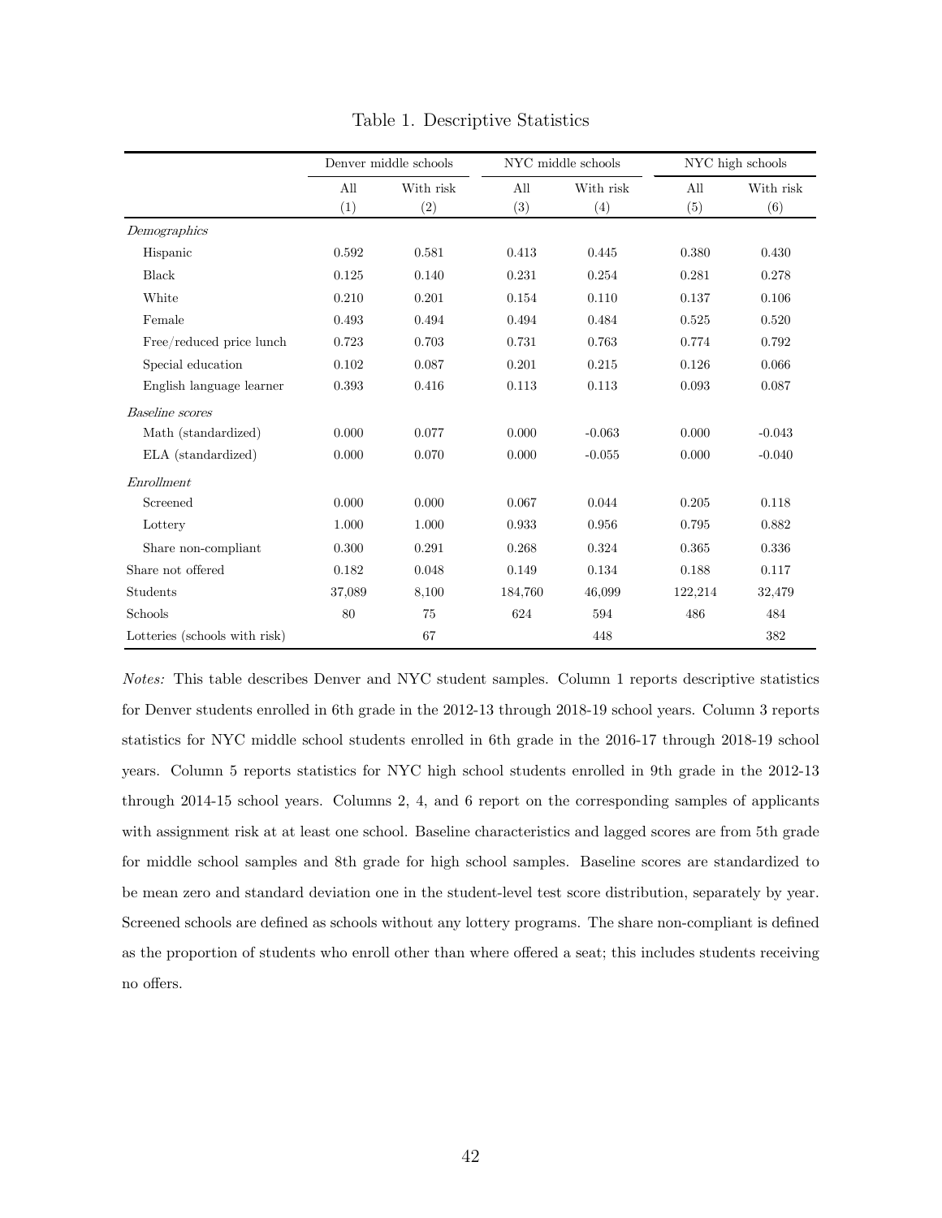Table 1. Descriptive Statistics

| | Denver middle schools | | NYC middle schools | | NYC high schools | |
|---|---|---|---|---|---|---|
| | All | With risk | All | With risk | All | With risk |
| | (1) | (2) | (3) | (4) | (5) | (6) |
| *Demographics* | | | | | | |
| Hispanic | 0.592 | 0.581 | 0.413 | 0.445 | 0.380 | 0.430 |
| Black | 0.125 | 0.140 | 0.231 | 0.254 | 0.281 | 0.278 |
| White | 0.210 | 0.201 | 0.154 | 0.110 | 0.137 | 0.106 |
| Female | 0.493 | 0.494 | 0.494 | 0.484 | 0.525 | 0.520 |
| Free/reduced price lunch | 0.723 | 0.703 | 0.731 | 0.763 | 0.774 | 0.792 |
| Special education | 0.102 | 0.087 | 0.201 | 0.215 | 0.126 | 0.066 |
| English language learner | 0.393 | 0.416 | 0.113 | 0.113 | 0.093 | 0.087 |
| *Baseline scores* | | | | | | |
| Math (standardized) | 0.000 | 0.077 | 0.000 | -0.063 | 0.000 | -0.043 |
| ELA (standardized) | 0.000 | 0.070 | 0.000 | -0.055 | 0.000 | -0.040 |
| *Enrollment* | | | | | | |
| Screened | 0.000 | 0.000 | 0.067 | 0.044 | 0.205 | 0.118 |
| Lottery | 1.000 | 1.000 | 0.933 | 0.956 | 0.795 | 0.882 |
| Share non-compliant | 0.300 | 0.291 | 0.268 | 0.324 | 0.365 | 0.336 |
| Share not offered | 0.182 | 0.048 | 0.149 | 0.134 | 0.188 | 0.117 |
| Students | 37,089 | 8,100 | 184,760 | 46,099 | 122,214 | 32,479 |
| Schools | 80 | 75 | 624 | 594 | 486 | 484 |
| Lotteries (schools with risk) | | 67 | | 448 | | 382 |

*Notes:* This table describes Denver and NYC student samples. Column 1 reports descriptive statistics for Denver students enrolled in 6th grade in the 2012-13 through 2018-19 school years. Column 3 reports statistics for NYC middle school students enrolled in 6th grade in the 2016-17 through 2018-19 school years. Column 5 reports statistics for NYC high school students enrolled in 9th grade in the 2012-13 through 2014-15 school years. Columns 2, 4, and 6 report on the corresponding samples of applicants with assignment risk at at least one school. Baseline characteristics and lagged scores are from 5th grade for middle school samples and 8th grade for high school samples. Baseline scores are standardized to be mean zero and standard deviation one in the student-level test score distribution, separately by year. Screened schools are defined as schools without any lottery programs. The share non-compliant is defined as the proportion of students who enroll other than where offered a seat; this includes students receiving no offers.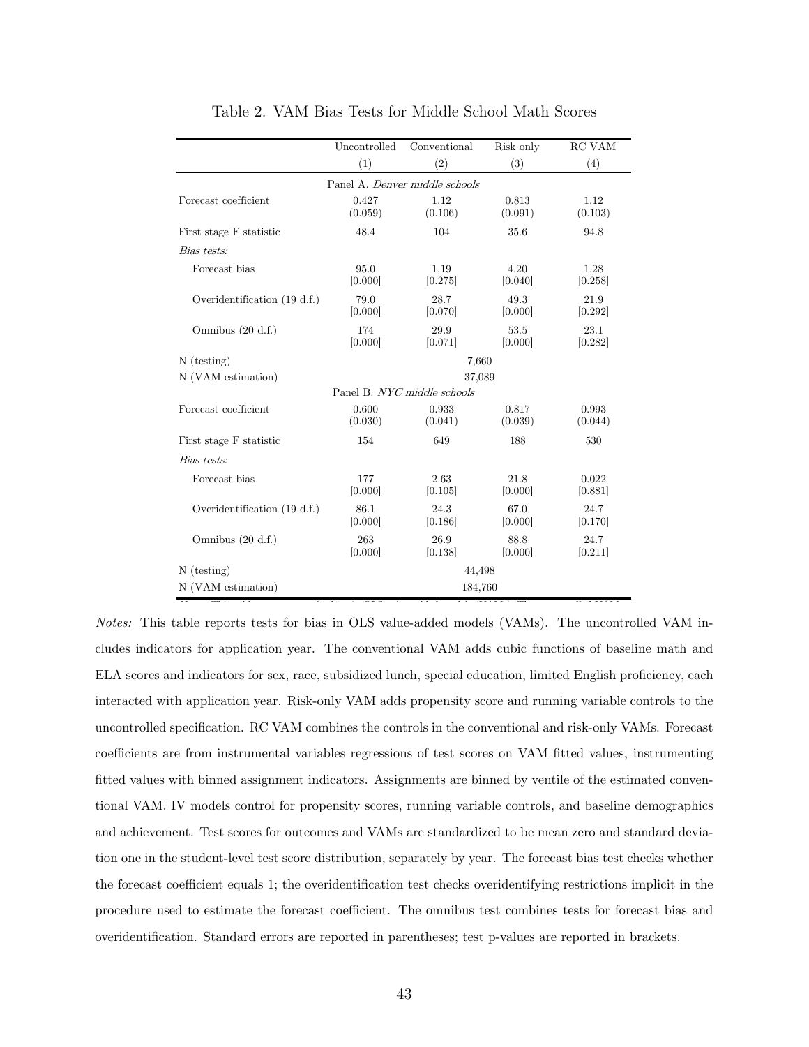Table 2. VAM Bias Tests for Middle School Math Scores

| | Uncontrolled | Conventional | Risk only | RC VAM |
|---|---|---|---|---|
| | (1) | (2) | (3) | (4) |
| | | Panel A. *Denver middle schools* | | |
| Forecast coefficient | 0.427 | 1.12 | 0.813 | 1.12 |
| | (0.059) | (0.106) | (0.091) | (0.103) |
| First stage F statistic | 48.4 | 104 | 35.6 | 94.8 |
| *Bias tests:* | | | | |
| Forecast bias | 95.0 | 1.19 | 4.20 | 1.28 |
| | [0.000] | [0.275] | [0.040] | [0.258] |
| Overidentification (19 d.f.) | 79.0 | 28.7 | 49.3 | 21.9 |
| | [0.000] | [0.070] | [0.000] | [0.292] |
| Omnibus (20 d.f.) | 174 | 29.9 | 53.5 | 23.1 |
| | [0.000] | [0.071] | [0.000] | [0.282] |
| N (testing) | | 7,660 | | |
| N (VAM estimation) | | 37,089 | | |
| | | Panel B. *NYC middle schools* | | |
| Forecast coefficient | 0.600 | 0.933 | 0.817 | 0.993 |
| | (0.030) | (0.041) | (0.039) | (0.044) |
| First stage F statistic | 154 | 649 | 188 | 530 |
| *Bias tests:* | | | | |
| Forecast bias | 177 | 2.63 | 21.8 | 0.022 |
| | [0.000] | [0.105] | [0.000] | [0.881] |
| Overidentification (19 d.f.) | 86.1 | 24.3 | 67.0 | 24.7 |
| | [0.000] | [0.186] | [0.000] | [0.170] |
| Omnibus (20 d.f.) | 263 | 26.9 | 88.8 | 24.7 |
| | [0.000] | [0.138] | [0.000] | [0.211] |
| N (testing) | | 44,498 | | |
| N (VAM estimation) | | 184,760 | | |

*Notes:* This table reports tests for bias in OLS value-added models (VAMs). The uncontrolled VAM includes indicators for application year. The conventional VAM adds cubic functions of baseline math and ELA scores and indicators for sex, race, subsidized lunch, special education, limited English proficiency, each interacted with application year. Risk-only VAM adds propensity score and running variable controls to the uncontrolled specification. RC VAM combines the controls in the conventional and risk-only VAMs. Forecast coefficients are from instrumental variables regressions of test scores on VAM fitted values, instrumenting fitted values with binned assignment indicators. Assignments are binned by ventile of the estimated conventional VAM. IV models control for propensity scores, running variable controls, and baseline demographics and achievement. Test scores for outcomes and VAMs are standardized to be mean zero and standard deviation one in the student-level test score distribution, separately by year. The forecast bias test checks whether the forecast coefficient equals 1; the overidentification test checks overidentifying restrictions implicit in the procedure used to estimate the forecast coefficient. The omnibus test combines tests for forecast bias and overidentification. Standard errors are reported in parentheses; test p-values are reported in brackets.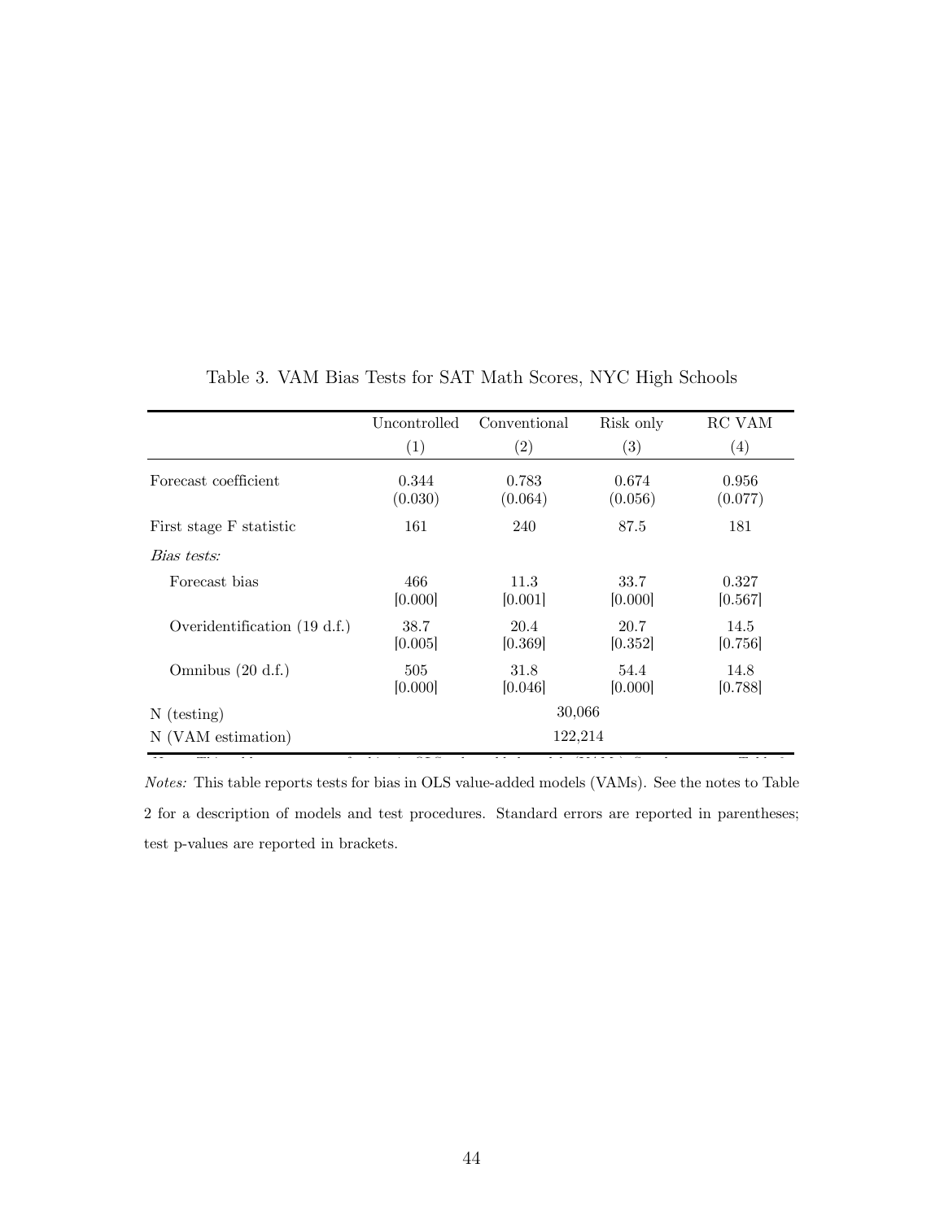Table 3. VAM Bias Tests for SAT Math Scores, NYC High Schools

| | Uncontrolled | Conventional | Risk only | RC VAM |
|---|---|---|---|---|
| | (1) | (2) | (3) | (4) |
| Forecast coefficient | 0.344 (0.030) | 0.783 (0.064) | 0.674 (0.056) | 0.956 (0.077) |
| First stage F statistic | 161 | 240 | 87.5 | 181 |
| *Bias tests:* | | | | |
| Forecast bias | 466 [0.000] | 11.3 [0.001] | 33.7 [0.000] | 0.327 [0.567] |
| Overidentification (19 d.f.) | 38.7 [0.005] | 20.4 [0.369] | 20.7 [0.352] | 14.5 [0.756] |
| Omnibus (20 d.f.) | 505 [0.000] | 31.8 [0.046] | 54.4 [0.000] | 14.8 [0.788] |
| N (testing) | 30,066 | | | |
| N (VAM estimation) | 122,214 | | | |

*Notes:* This table reports tests for bias in OLS value-added models (VAMs). See the notes to Table 2 for a description of models and test procedures. Standard errors are reported in parentheses; test p-values are reported in brackets.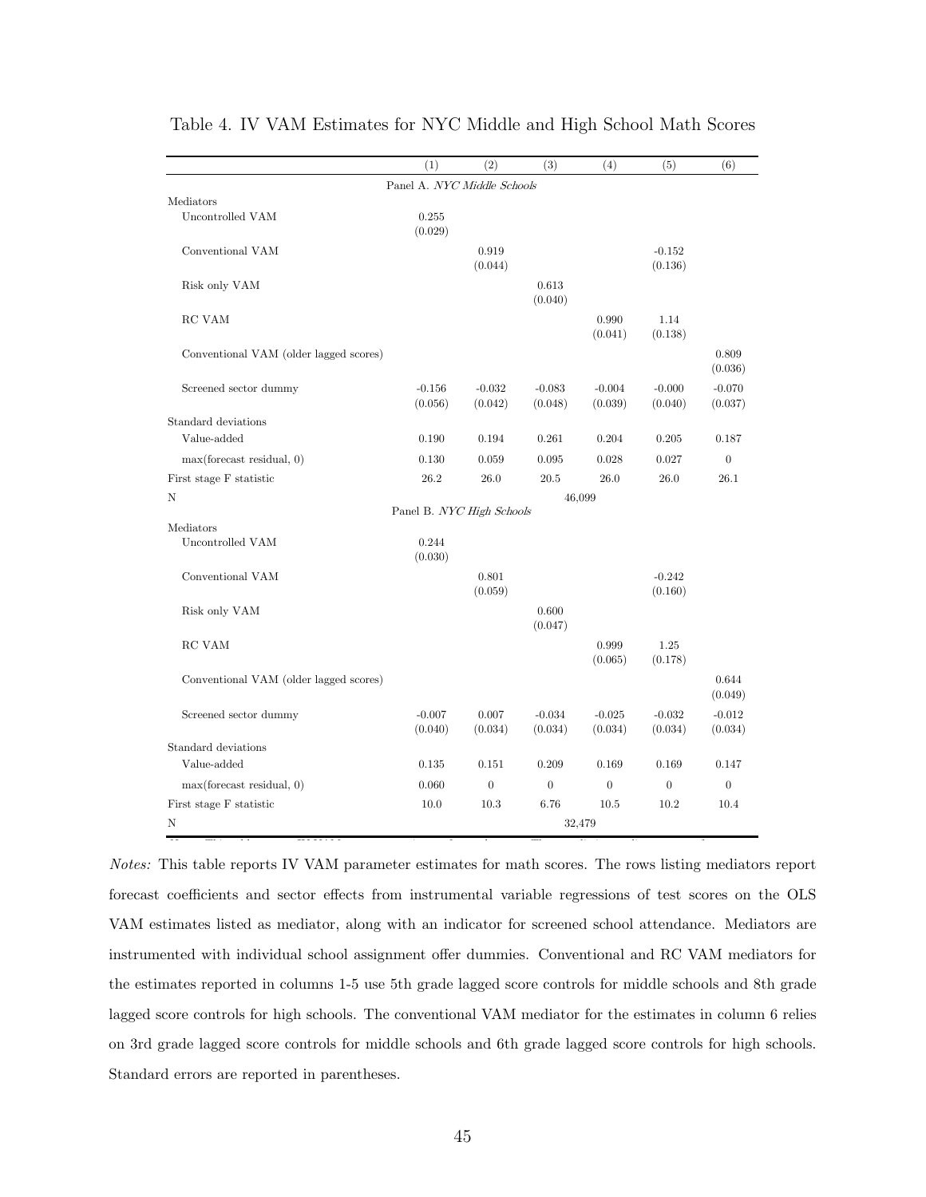Table 4. IV VAM Estimates for NYC Middle and High School Math Scores

| | (1) | (2) | (3) | (4) | (5) | (6) |
|---|---|---|---|---|---|---|
| | Panel A. *NYC Middle Schools* | | | | | |
| Mediators | | | | | | |
| Uncontrolled VAM | 0.255 | | | | | |
| | (0.029) | | | | | |
| Conventional VAM | | 0.919 | | | -0.152 | |
| | | (0.044) | | | (0.136) | |
| Risk only VAM | | | 0.613 | | | |
| | | | (0.040) | | | |
| RC VAM | | | | 0.990 | 1.14 | |
| | | | | (0.041) | (0.138) | |
| Conventional VAM (older lagged scores) | | | | | | 0.809 |
| | | | | | | (0.036) |
| Screened sector dummy | -0.156 | -0.032 | -0.083 | -0.004 | -0.000 | -0.070 |
| | (0.056) | (0.042) | (0.048) | (0.039) | (0.040) | (0.037) |
| Standard deviations | | | | | | |
| Value-added | 0.190 | 0.194 | 0.261 | 0.204 | 0.205 | 0.187 |
| max(forecast residual, 0) | 0.130 | 0.059 | 0.095 | 0.028 | 0.027 | 0 |
| First stage F statistic | 26.2 | 26.0 | 20.5 | 26.0 | 26.0 | 26.1 |
| N | 46,099 | | | | | |
| | Panel B. *NYC High Schools* | | | | | |
| Mediators | | | | | | |
| Uncontrolled VAM | 0.244 | | | | | |
| | (0.030) | | | | | |
| Conventional VAM | | 0.801 | | | -0.242 | |
| | | (0.059) | | | (0.160) | |
| Risk only VAM | | | 0.600 | | | |
| | | | (0.047) | | | |
| RC VAM | | | | 0.999 | 1.25 | |
| | | | | (0.065) | (0.178) | |
| Conventional VAM (older lagged scores) | | | | | | 0.644 |
| | | | | | | (0.049) |
| Screened sector dummy | -0.007 | 0.007 | -0.034 | -0.025 | -0.032 | -0.012 |
| | (0.040) | (0.034) | (0.034) | (0.034) | (0.034) | (0.034) |
| Standard deviations | | | | | | |
| Value-added | 0.135 | 0.151 | 0.209 | 0.169 | 0.169 | 0.147 |
| max(forecast residual, 0) | 0.060 | 0 | 0 | 0 | 0 | 0 |
| First stage F statistic | 10.0 | 10.3 | 6.76 | 10.5 | 10.2 | 10.4 |
| N | 32,479 | | | | | |

*Notes:* This table reports IV VAM parameter estimates for math scores. The rows listing mediators report forecast coefficients and sector effects from instrumental variable regressions of test scores on the OLS VAM estimates listed as mediator, along with an indicator for screened school attendance. Mediators are instrumented with individual school assignment offer dummies. Conventional and RC VAM mediators for the estimates reported in columns 1-5 use 5th grade lagged score controls for middle schools and 8th grade lagged score controls for high schools. The conventional VAM mediator for the estimates in column 6 relies on 3rd grade lagged score controls for middle schools and 6th grade lagged score controls for high schools. Standard errors are reported in parentheses.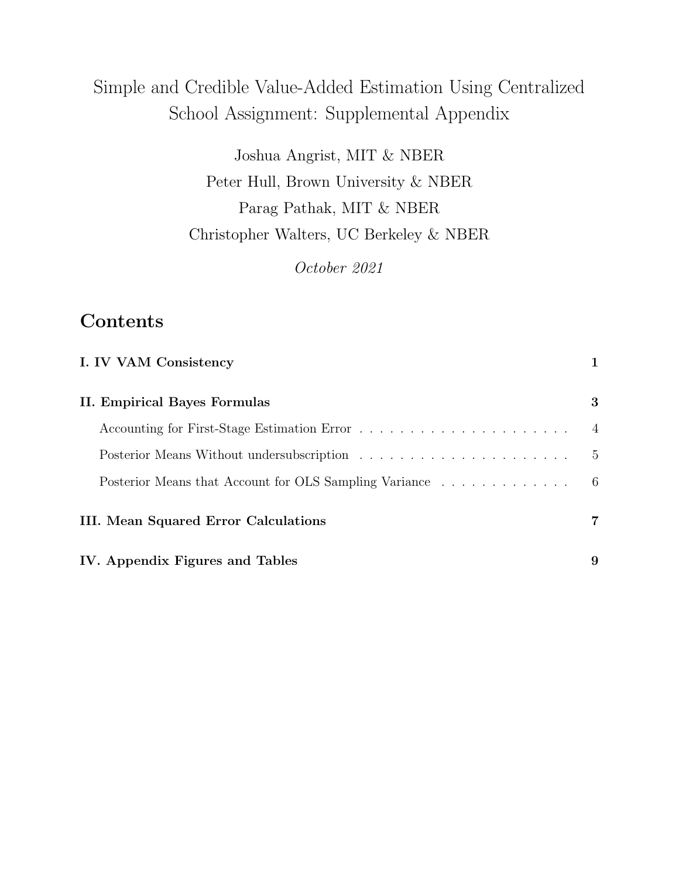# Simple and Credible Value-Added Estimation Using Centralized School Assignment: Supplemental Appendix

Joshua Angrist, MIT & NBER

Peter Hull, Brown University & NBER

Parag Pathak, MIT & NBER

Christopher Walters, UC Berkeley & NBER

*October 2021*

## Contents

| | |
|---|---|
| **I. IV VAM Consistency** | **1** |
| **II. Empirical Bayes Formulas** | **3** |
| Accounting for First-Stage Estimation Error | 4 |
| Posterior Means Without undersubscription | 5 |
| Posterior Means that Account for OLS Sampling Variance | 6 |
| **III. Mean Squared Error Calculations** | **7** |
| **IV. Appendix Figures and Tables** | **9** |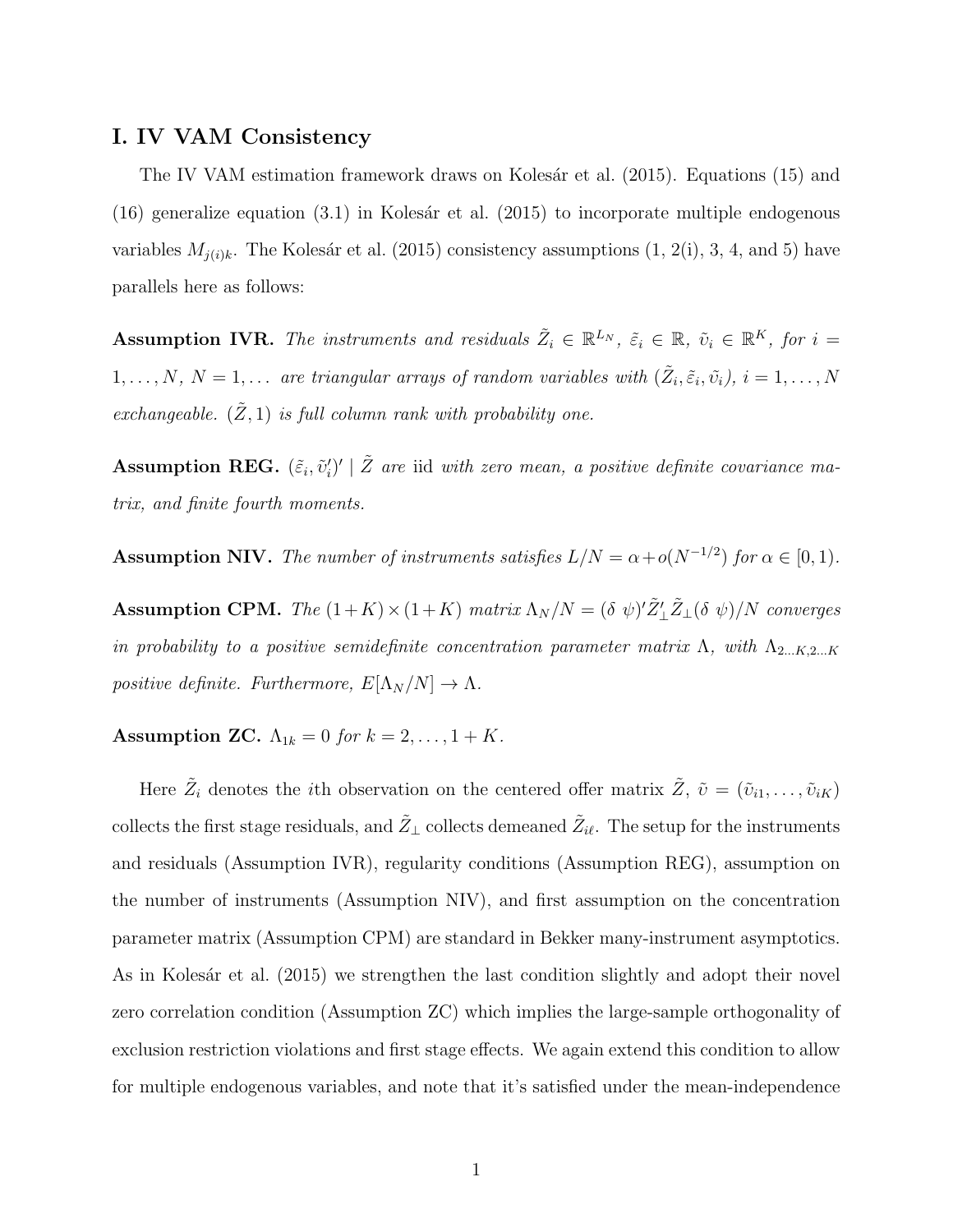## I. IV VAM Consistency

The IV VAM estimation framework draws on Kolesár et al. (2015). Equations (15) and (16) generalize equation (3.1) in Kolesár et al. (2015) to incorporate multiple endogenous variables $M_{j(i)k}$. The Kolesár et al. (2015) consistency assumptions (1, 2(i), 3, 4, and 5) have parallels here as follows:

**Assumption IVR.** *The instruments and residuals $\tilde{Z}_i \in \mathbb{R}^{L_N}$, $\tilde{\varepsilon}_i \in \mathbb{R}$, $\tilde{\upsilon}_i \in \mathbb{R}^K$, for $i = 1, \ldots, N$, $N = 1, \ldots$ are triangular arrays of random variables with $(\tilde{Z}_i, \tilde{\varepsilon}_i, \tilde{\upsilon}_i)$, $i = 1, \ldots, N$ exchangeable. $(\tilde{Z}, 1)$ is full column rank with probability one.*

**Assumption REG.** *$(\tilde{\varepsilon}_i, \tilde{\upsilon}_i')' \mid \tilde{Z}$ are* iid *with zero mean, a positive definite covariance matrix, and finite fourth moments.*

**Assumption NIV.** *The number of instruments satisfies $L/N = \alpha + o(N^{-1/2})$ for $\alpha \in [0, 1)$.*

**Assumption CPM.** *The $(1+K) \times (1+K)$ matrix $\Lambda_N/N = (\delta\ \psi)'\tilde{Z}_\perp'\tilde{Z}_\perp(\delta\ \psi)/N$ converges in probability to a positive semidefinite concentration parameter matrix $\Lambda$, with $\Lambda_{2\ldots K,2\ldots K}$ positive definite. Furthermore, $E[\Lambda_N/N] \to \Lambda$.*

**Assumption ZC.** *$\Lambda_{1k} = 0$ for $k = 2, \ldots, 1+K$.*

Here $\tilde{Z}_i$ denotes the $i$th observation on the centered offer matrix $\tilde{Z}$, $\tilde{\upsilon} = (\tilde{\upsilon}_{i1}, \ldots, \tilde{\upsilon}_{iK})$ collects the first stage residuals, and $\tilde{Z}_\perp$ collects demeaned $\tilde{Z}_{i\ell}$. The setup for the instruments and residuals (Assumption IVR), regularity conditions (Assumption REG), assumption on the number of instruments (Assumption NIV), and first assumption on the concentration parameter matrix (Assumption CPM) are standard in Bekker many-instrument asymptotics. As in Kolesár et al. (2015) we strengthen the last condition slightly and adopt their novel zero correlation condition (Assumption ZC) which implies the large-sample orthogonality of exclusion restriction violations and first stage effects. We again extend this condition to allow for multiple endogenous variables, and note that it's satisfied under the mean-independence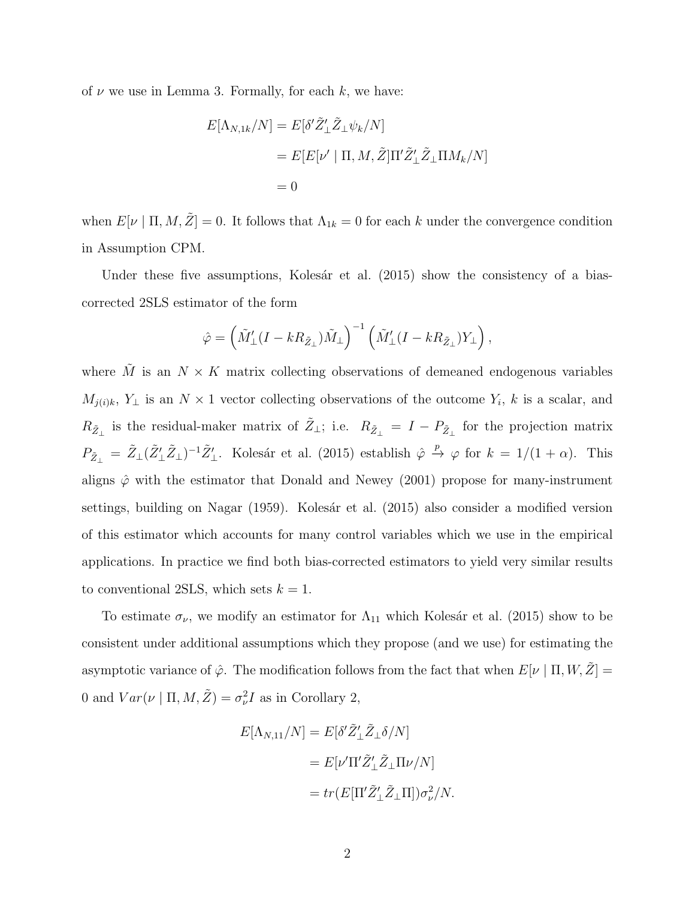of $\nu$ we use in Lemma 3. Formally, for each $k$, we have:

$$
\begin{aligned}
E[\Lambda_{N,1k}/N] &= E[\delta' \tilde{Z}_\perp' \tilde{Z}_\perp \psi_k / N] \\
&= E[E[\nu' \mid \Pi, M, \tilde{Z}] \Pi' \tilde{Z}_\perp' \tilde{Z}_\perp \Pi M_k / N] \\
&= 0
\end{aligned}
$$

when $E[\nu \mid \Pi, M, \tilde{Z}] = 0$. It follows that $\Lambda_{1k} = 0$ for each $k$ under the convergence condition in Assumption CPM.

Under these five assumptions, Kolesár et al. (2015) show the consistency of a bias-corrected 2SLS estimator of the form

$$
\hat{\varphi} = \left( \tilde{M}_\perp' (I - k R_{\tilde{Z}_\perp}) \tilde{M}_\perp \right)^{-1} \left( \tilde{M}_\perp' (I - k R_{\tilde{Z}_\perp}) Y_\perp \right),
$$

where $\tilde{M}$ is an $N \times K$ matrix collecting observations of demeaned endogenous variables $M_{j(i)k}$, $Y_\perp$ is an $N \times 1$ vector collecting observations of the outcome $Y_i$, $k$ is a scalar, and $R_{\tilde{Z}_\perp}$ is the residual-maker matrix of $\tilde{Z}_\perp$; i.e. $R_{\tilde{Z}_\perp} = I - P_{\tilde{Z}_\perp}$ for the projection matrix $P_{\tilde{Z}_\perp} = \tilde{Z}_\perp (\tilde{Z}_\perp' \tilde{Z}_\perp)^{-1} \tilde{Z}_\perp'$. Kolesár et al. (2015) establish $\hat{\varphi} \xrightarrow{p} \varphi$ for $k = 1/(1+\alpha)$. This aligns $\hat{\varphi}$ with the estimator that Donald and Newey (2001) propose for many-instrument settings, building on Nagar (1959). Kolesár et al. (2015) also consider a modified version of this estimator which accounts for many control variables which we use in the empirical applications. In practice we find both bias-corrected estimators to yield very similar results to conventional 2SLS, which sets $k = 1$.

To estimate $\sigma_\nu$, we modify an estimator for $\Lambda_{11}$ which Kolesár et al. (2015) show to be consistent under additional assumptions which they propose (and we use) for estimating the asymptotic variance of $\hat{\varphi}$. The modification follows from the fact that when $E[\nu \mid \Pi, W, \tilde{Z}] = 0$ and $Var(\nu \mid \Pi, M, \tilde{Z}) = \sigma_\nu^2 I$ as in Corollary 2,

$$
\begin{aligned}
E[\Lambda_{N,11}/N] &= E[\delta' \tilde{Z}_\perp' \tilde{Z}_\perp \delta / N] \\
&= E[\nu' \Pi' \tilde{Z}_\perp' \tilde{Z}_\perp \Pi \nu / N] \\
&= tr(E[\Pi' \tilde{Z}_\perp' \tilde{Z}_\perp \Pi]) \sigma_\nu^2 / N.
\end{aligned}
$$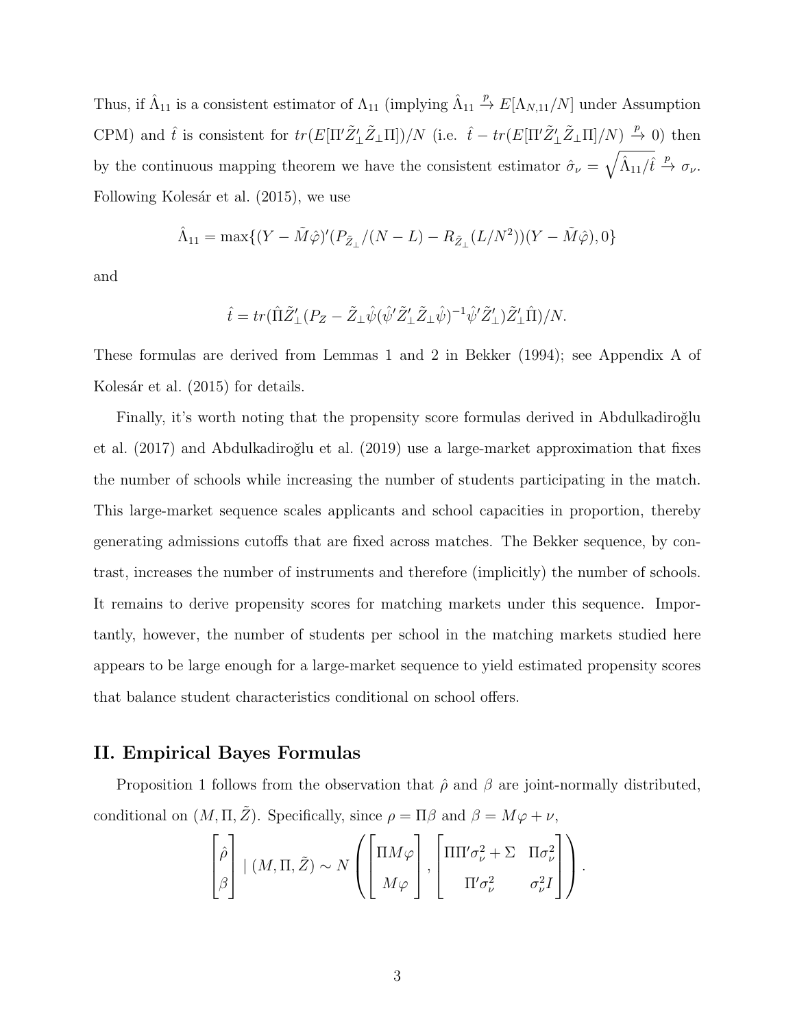Thus, if $\hat{\Lambda}_{11}$ is a consistent estimator of $\Lambda_{11}$ (implying $\hat{\Lambda}_{11} \xrightarrow{p} E[\Lambda_{N,11}/N]$ under Assumption CPM) and $\hat{t}$ is consistent for $tr(E[\Pi'\tilde{Z}_{\perp}'\tilde{Z}_{\perp}\Pi])/N$ (i.e. $\hat{t} - tr(E[\Pi'\tilde{Z}_{\perp}'\tilde{Z}_{\perp}\Pi]/N) \xrightarrow{p} 0$) then by the continuous mapping theorem we have the consistent estimator $\hat{\sigma}_{\nu} = \sqrt{\hat{\Lambda}_{11}/\hat{t}} \xrightarrow{p} \sigma_{\nu}$. Following Kolesár et al. (2015), we use

$$\hat{\Lambda}_{11} = \max\{(Y - \tilde{M}\hat{\varphi})'(P_{\tilde{Z}_{\perp}}/(N-L) - R_{\tilde{Z}_{\perp}}(L/N^2))(Y - \tilde{M}\hat{\varphi}), 0\}$$

and

$$\hat{t} = tr(\hat{\Pi}\tilde{Z}_{\perp}'(P_Z - \tilde{Z}_{\perp}\hat{\psi}(\hat{\psi}'\tilde{Z}_{\perp}'\tilde{Z}_{\perp}\hat{\psi})^{-1}\hat{\psi}'\tilde{Z}_{\perp}')\tilde{Z}_{\perp}'\hat{\Pi})/N.$$

These formulas are derived from Lemmas 1 and 2 in Bekker (1994); see Appendix A of Kolesár et al. (2015) for details.

Finally, it's worth noting that the propensity score formulas derived in Abdulkadiroğlu et al. (2017) and Abdulkadiroğlu et al. (2019) use a large-market approximation that fixes the number of schools while increasing the number of students participating in the match. This large-market sequence scales applicants and school capacities in proportion, thereby generating admissions cutoffs that are fixed across matches. The Bekker sequence, by contrast, increases the number of instruments and therefore (implicitly) the number of schools. It remains to derive propensity scores for matching markets under this sequence. Importantly, however, the number of students per school in the matching markets studied here appears to be large enough for a large-market sequence to yield estimated propensity scores that balance student characteristics conditional on school offers.

## II. Empirical Bayes Formulas

Proposition 1 follows from the observation that $\hat{\rho}$ and $\beta$ are joint-normally distributed, conditional on $(M, \Pi, \tilde{Z})$. Specifically, since $\rho = \Pi\beta$ and $\beta = M\varphi + \nu$,

$$\begin{bmatrix} \hat{\rho} \\ \beta \end{bmatrix} \mid (M, \Pi, \tilde{Z}) \sim N\left( \begin{bmatrix} \Pi M\varphi \\ M\varphi \end{bmatrix}, \begin{bmatrix} \Pi\Pi'\sigma_{\nu}^2 + \Sigma & \Pi\sigma_{\nu}^2 \\ \Pi'\sigma_{\nu}^2 & \sigma_{\nu}^2 I \end{bmatrix} \right).$$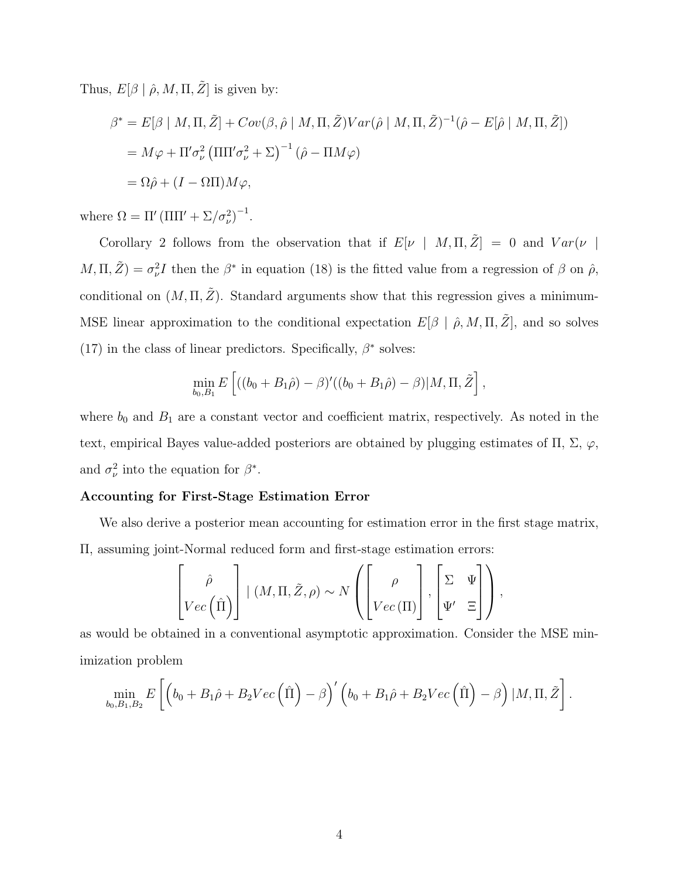Thus, $E[\beta \mid \hat{\rho}, M, \Pi, \tilde{Z}]$ is given by:

$$
\begin{aligned}
\beta^* &= E[\beta \mid M, \Pi, \tilde{Z}] + Cov(\beta, \hat{\rho} \mid M, \Pi, \tilde{Z}) Var(\hat{\rho} \mid M, \Pi, \tilde{Z})^{-1}(\hat{\rho} - E[\hat{\rho} \mid M, \Pi, \tilde{Z}]) \\
&= M\varphi + \Pi' \sigma_\nu^2 \left( \Pi \Pi' \sigma_\nu^2 + \Sigma \right)^{-1} (\hat{\rho} - \Pi M \varphi) \\
&= \Omega \hat{\rho} + (I - \Omega \Pi) M \varphi,
\end{aligned}
$$

where $\Omega = \Pi' \left( \Pi \Pi' + \Sigma / \sigma_\nu^2 \right)^{-1}$.

Corollary 2 follows from the observation that if $E[\nu \mid M, \Pi, \tilde{Z}] = 0$ and $Var(\nu \mid M, \Pi, \tilde{Z}) = \sigma_\nu^2 I$ then the $\beta^*$ in equation (18) is the fitted value from a regression of $\beta$ on $\hat{\rho}$, conditional on $(M, \Pi, \tilde{Z})$. Standard arguments show that this regression gives a minimum-MSE linear approximation to the conditional expectation $E[\beta \mid \hat{\rho}, M, \Pi, \tilde{Z}]$, and so solves (17) in the class of linear predictors. Specifically, $\beta^*$ solves:

$$
\min_{b_0, B_1} E\left[ ((b_0 + B_1 \hat{\rho}) - \beta)'((b_0 + B_1 \hat{\rho}) - \beta) | M, \Pi, \tilde{Z} \right],
$$

where $b_0$ and $B_1$ are a constant vector and coefficient matrix, respectively. As noted in the text, empirical Bayes value-added posteriors are obtained by plugging estimates of $\Pi$, $\Sigma$, $\varphi$, and $\sigma_\nu^2$ into the equation for $\beta^*$.

**Accounting for First-Stage Estimation Error**

We also derive a posterior mean accounting for estimation error in the first stage matrix, $\Pi$, assuming joint-Normal reduced form and first-stage estimation errors:

$$
\begin{bmatrix} \hat{\rho} \\ Vec\left(\hat{\Pi}\right) \end{bmatrix} \mid (M, \Pi, \tilde{Z}, \rho) \sim N\left( \begin{bmatrix} \rho \\ Vec\left(\Pi\right) \end{bmatrix}, \begin{bmatrix} \Sigma & \Psi \\ \Psi' & \Xi \end{bmatrix} \right),
$$

as would be obtained in a conventional asymptotic approximation. Consider the MSE minimization problem

$$
\min_{b_0, B_1, B_2} E\left[ \left( b_0 + B_1 \hat{\rho} + B_2 Vec\left(\hat{\Pi}\right) - \beta \right)' \left( b_0 + B_1 \hat{\rho} + B_2 Vec\left(\hat{\Pi}\right) - \beta \right) | M, \Pi, \tilde{Z} \right].
$$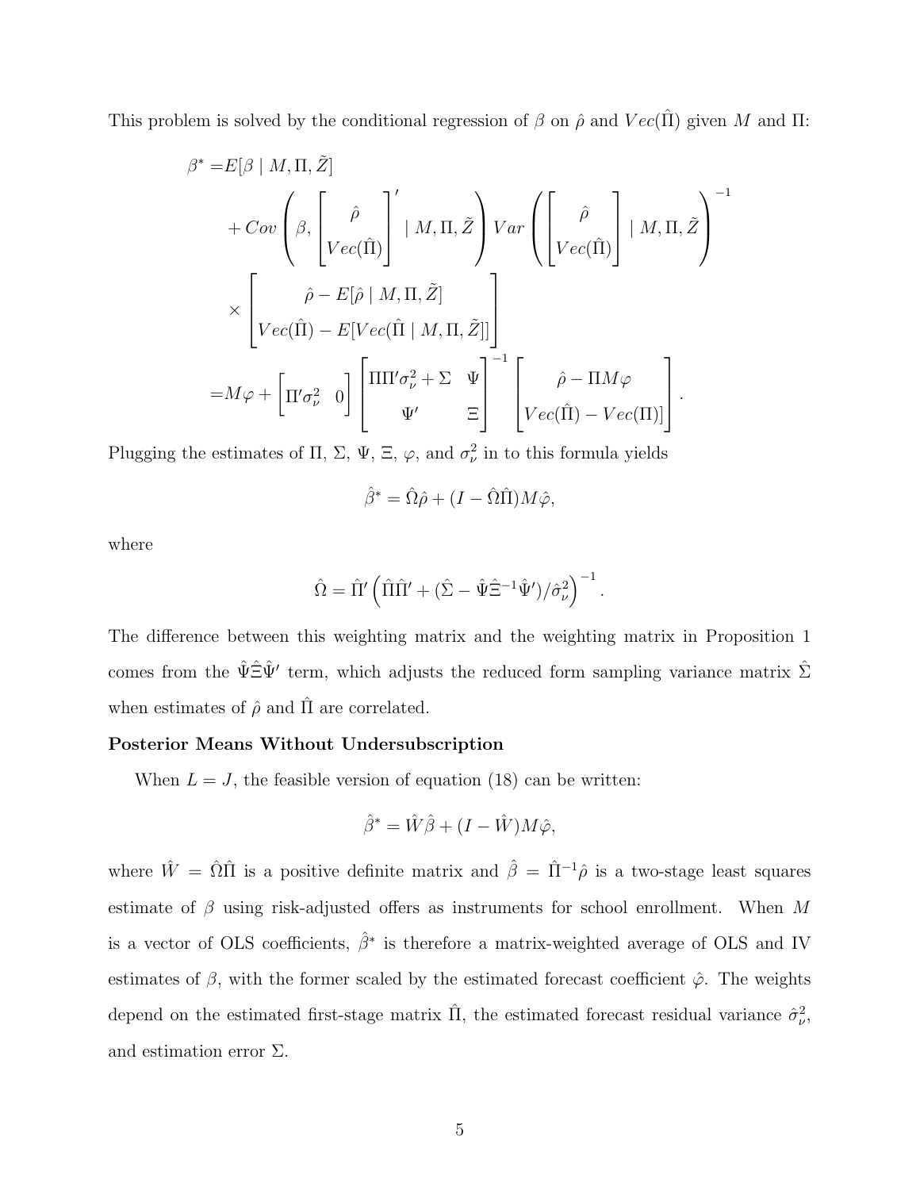This problem is solved by the conditional regression of $\beta$ on $\hat{\rho}$ and $Vec(\hat{\Pi})$ given $M$ and $\Pi$:

$$
\begin{aligned}
\beta^* =& E[\beta \mid M, \Pi, \tilde{Z}] \\
&+ Cov\left(\beta, \begin{bmatrix} \hat{\rho} \\ Vec(\hat{\Pi}) \end{bmatrix}' \mid M, \Pi, \tilde{Z}\right) Var\left(\begin{bmatrix} \hat{\rho} \\ Vec(\hat{\Pi}) \end{bmatrix} \mid M, \Pi, \tilde{Z}\right)^{-1} \\
&\times \begin{bmatrix} \hat{\rho} - E[\hat{\rho} \mid M, \Pi, \tilde{Z}] \\ Vec(\hat{\Pi}) - E[Vec(\hat{\Pi} \mid M, \Pi, \tilde{Z}]] \end{bmatrix} \\
=& M\varphi + \begin{bmatrix} \Pi'\sigma_\nu^2 & 0 \end{bmatrix} \begin{bmatrix} \Pi\Pi'\sigma_\nu^2 + \Sigma & \Psi \\ \Psi' & \Xi \end{bmatrix}^{-1} \begin{bmatrix} \hat{\rho} - \Pi M\varphi \\ Vec(\hat{\Pi}) - Vec(\Pi) \end{bmatrix}.
\end{aligned}
$$

Plugging the estimates of $\Pi$, $\Sigma$, $\Psi$, $\Xi$, $\varphi$, and $\sigma_\nu^2$ in to this formula yields

$$
\hat{\beta}^* = \hat{\Omega}\hat{\rho} + (I - \hat{\Omega}\hat{\Pi})M\hat{\varphi},
$$

where

$$
\hat{\Omega} = \hat{\Pi}'\left(\hat{\Pi}\hat{\Pi}' + (\hat{\Sigma} - \hat{\Psi}\hat{\Xi}^{-1}\hat{\Psi}')/\hat{\sigma}_\nu^2\right)^{-1}.
$$

The difference between this weighting matrix and the weighting matrix in Proposition 1 comes from the $\hat{\Psi}\hat{\Xi}\hat{\Psi}'$ term, which adjusts the reduced form sampling variance matrix $\hat{\Sigma}$ when estimates of $\hat{\rho}$ and $\hat{\Pi}$ are correlated.

**Posterior Means Without Undersubscription**

When $L = J$, the feasible version of equation (18) can be written:

$$
\hat{\beta}^* = \hat{W}\hat{\beta} + (I - \hat{W})M\hat{\varphi},
$$

where $\hat{W} = \hat{\Omega}\hat{\Pi}$ is a positive definite matrix and $\hat{\beta} = \hat{\Pi}^{-1}\hat{\rho}$ is a two-stage least squares estimate of $\beta$ using risk-adjusted offers as instruments for school enrollment. When $M$ is a vector of OLS coefficients, $\hat{\beta}^*$ is therefore a matrix-weighted average of OLS and IV estimates of $\beta$, with the former scaled by the estimated forecast coefficient $\hat{\varphi}$. The weights depend on the estimated first-stage matrix $\hat{\Pi}$, the estimated forecast residual variance $\hat{\sigma}_\nu^2$, and estimation error $\Sigma$.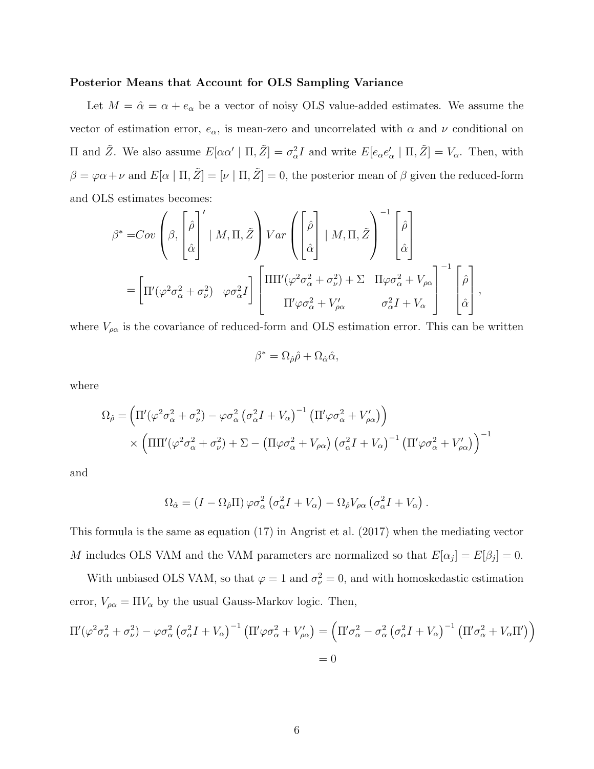**Posterior Means that Account for OLS Sampling Variance**

Let $M = \hat{\alpha} = \alpha + e_\alpha$ be a vector of noisy OLS value-added estimates. We assume the vector of estimation error, $e_\alpha$, is mean-zero and uncorrelated with $\alpha$ and $\nu$ conditional on $\Pi$ and $\tilde{Z}$. We also assume $E[\alpha\alpha' \mid \Pi, \tilde{Z}] = \sigma_\alpha^2 I$ and write $E[e_\alpha e_\alpha' \mid \Pi, \tilde{Z}] = V_\alpha$. Then, with $\beta = \varphi\alpha + \nu$ and $E[\alpha \mid \Pi, \tilde{Z}] = [\nu \mid \Pi, \tilde{Z}] = 0$, the posterior mean of $\beta$ given the reduced-form and OLS estimates becomes:

$$
\begin{aligned}
\beta^* =& Cov\left(\beta, \begin{bmatrix} \hat{\rho} \\ \hat{\alpha} \end{bmatrix}' \mid M, \Pi, \tilde{Z}\right) Var\left(\begin{bmatrix} \hat{\rho} \\ \hat{\alpha} \end{bmatrix} \mid M, \Pi, \tilde{Z}\right)^{-1} \begin{bmatrix} \hat{\rho} \\ \hat{\alpha} \end{bmatrix} \\
=& \begin{bmatrix} \Pi'(\varphi^2\sigma_\alpha^2 + \sigma_\nu^2) & \varphi\sigma_\alpha^2 I \end{bmatrix} \begin{bmatrix} \Pi\Pi'(\varphi^2\sigma_\alpha^2 + \sigma_\nu^2) + \Sigma & \Pi\varphi\sigma_\alpha^2 + V_{\rho\alpha} \\ \Pi'\varphi\sigma_\alpha^2 + V_{\rho\alpha}' & \sigma_\alpha^2 I + V_\alpha \end{bmatrix}^{-1} \begin{bmatrix} \hat{\rho} \\ \hat{\alpha} \end{bmatrix},
\end{aligned}
$$

where $V_{\rho\alpha}$ is the covariance of reduced-form and OLS estimation error. This can be written

$$
\beta^* = \Omega_{\hat{\rho}}\hat{\rho} + \Omega_{\hat{\alpha}}\hat{\alpha},
$$

where

$$
\begin{aligned}
\Omega_{\hat{\rho}} =& \left(\Pi'(\varphi^2\sigma_\alpha^2 + \sigma_\nu^2) - \varphi\sigma_\alpha^2\left(\sigma_\alpha^2 I + V_\alpha\right)^{-1}\left(\Pi'\varphi\sigma_\alpha^2 + V_{\rho\alpha}'\right)\right) \\
&\times \left(\Pi\Pi'(\varphi^2\sigma_\alpha^2 + \sigma_\nu^2) + \Sigma - \left(\Pi\varphi\sigma_\alpha^2 + V_{\rho\alpha}\right)\left(\sigma_\alpha^2 I + V_\alpha\right)^{-1}\left(\Pi'\varphi\sigma_\alpha^2 + V_{\rho\alpha}'\right)\right)^{-1}
\end{aligned}
$$

and

$$
\Omega_{\hat{\alpha}} = \left(I - \Omega_{\hat{\rho}}\Pi\right)\varphi\sigma_\alpha^2\left(\sigma_\alpha^2 I + V_\alpha\right) - \Omega_{\hat{\rho}}V_{\rho\alpha}\left(\sigma_\alpha^2 I + V_\alpha\right).
$$

This formula is the same as equation (17) in Angrist et al. (2017) when the mediating vector $M$ includes OLS VAM and the VAM parameters are normalized so that $E[\alpha_j] = E[\beta_j] = 0$.

With unbiased OLS VAM, so that $\varphi = 1$ and $\sigma_\nu^2 = 0$, and with homoskedastic estimation error, $V_{\rho\alpha} = \Pi V_\alpha$ by the usual Gauss-Markov logic. Then,

$$
\begin{aligned}
\Pi'(\varphi^2\sigma_\alpha^2 + \sigma_\nu^2) - \varphi\sigma_\alpha^2\left(\sigma_\alpha^2 I + V_\alpha\right)^{-1}\left(\Pi'\varphi\sigma_\alpha^2 + V_{\rho\alpha}'\right) &= \left(\Pi'\sigma_\alpha^2 - \sigma_\alpha^2\left(\sigma_\alpha^2 I + V_\alpha\right)^{-1}\left(\Pi'\sigma_\alpha^2 + V_\alpha\Pi'\right)\right) \\
&= 0
\end{aligned}
$$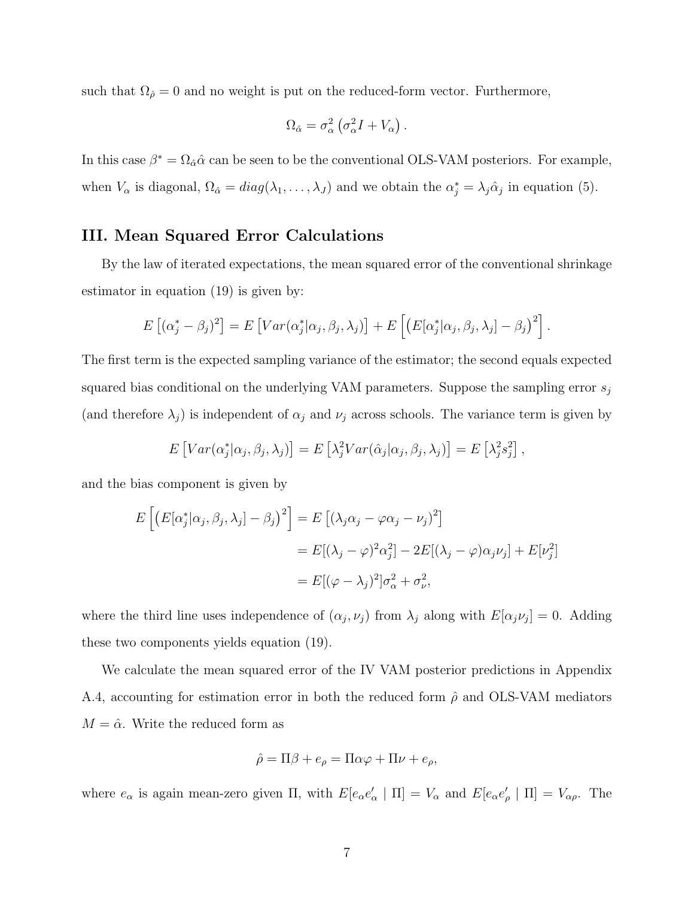such that $\Omega_{\hat{\rho}} = 0$ and no weight is put on the reduced-form vector. Furthermore,

$$\Omega_{\hat{\alpha}} = \sigma_\alpha^2 \left(\sigma_\alpha^2 I + V_\alpha\right).$$

In this case $\beta^* = \Omega_{\hat{\alpha}}\hat{\alpha}$ can be seen to be the conventional OLS-VAM posteriors. For example, when $V_\alpha$ is diagonal, $\Omega_{\hat{\alpha}} = diag(\lambda_1, \ldots, \lambda_J)$ and we obtain the $\alpha_j^* = \lambda_j \hat{\alpha}_j$ in equation (5).

## III. Mean Squared Error Calculations

By the law of iterated expectations, the mean squared error of the conventional shrinkage estimator in equation (19) is given by:

$$E\left[(\alpha_j^* - \beta_j)^2\right] = E\left[Var(\alpha_j^*|\alpha_j, \beta_j, \lambda_j)\right] + E\left[\left(E[\alpha_j^*|\alpha_j, \beta_j, \lambda_j] - \beta_j\right)^2\right].$$

The first term is the expected sampling variance of the estimator; the second equals expected squared bias conditional on the underlying VAM parameters. Suppose the sampling error $s_j$ (and therefore $\lambda_j$) is independent of $\alpha_j$ and $\nu_j$ across schools. The variance term is given by

$$E\left[Var(\alpha_j^*|\alpha_j, \beta_j, \lambda_j)\right] = E\left[\lambda_j^2 Var(\hat{\alpha}_j|\alpha_j, \beta_j, \lambda_j)\right] = E\left[\lambda_j^2 s_j^2\right],$$

and the bias component is given by

$$\begin{aligned}
E\left[\left(E[\alpha_j^*|\alpha_j, \beta_j, \lambda_j] - \beta_j\right)^2\right] &= E\left[(\lambda_j \alpha_j - \varphi\alpha_j - \nu_j)^2\right] \\
&= E[(\lambda_j - \varphi)^2 \alpha_j^2] - 2E[(\lambda_j - \varphi)\alpha_j \nu_j] + E[\nu_j^2] \\
&= E[(\varphi - \lambda_j)^2]\sigma_\alpha^2 + \sigma_\nu^2,
\end{aligned}$$

where the third line uses independence of $(\alpha_j, \nu_j)$ from $\lambda_j$ along with $E[\alpha_j \nu_j] = 0$. Adding these two components yields equation (19).

We calculate the mean squared error of the IV VAM posterior predictions in Appendix A.4, accounting for estimation error in both the reduced form $\hat{\rho}$ and OLS-VAM mediators $M = \hat{\alpha}$. Write the reduced form as

$$\hat{\rho} = \Pi\beta + e_\rho = \Pi\alpha\varphi + \Pi\nu + e_\rho,$$

where $e_\alpha$ is again mean-zero given $\Pi$, with $E[e_\alpha e_\alpha' \mid \Pi] = V_\alpha$ and $E[e_\alpha e_\rho' \mid \Pi] = V_{\alpha\rho}$. The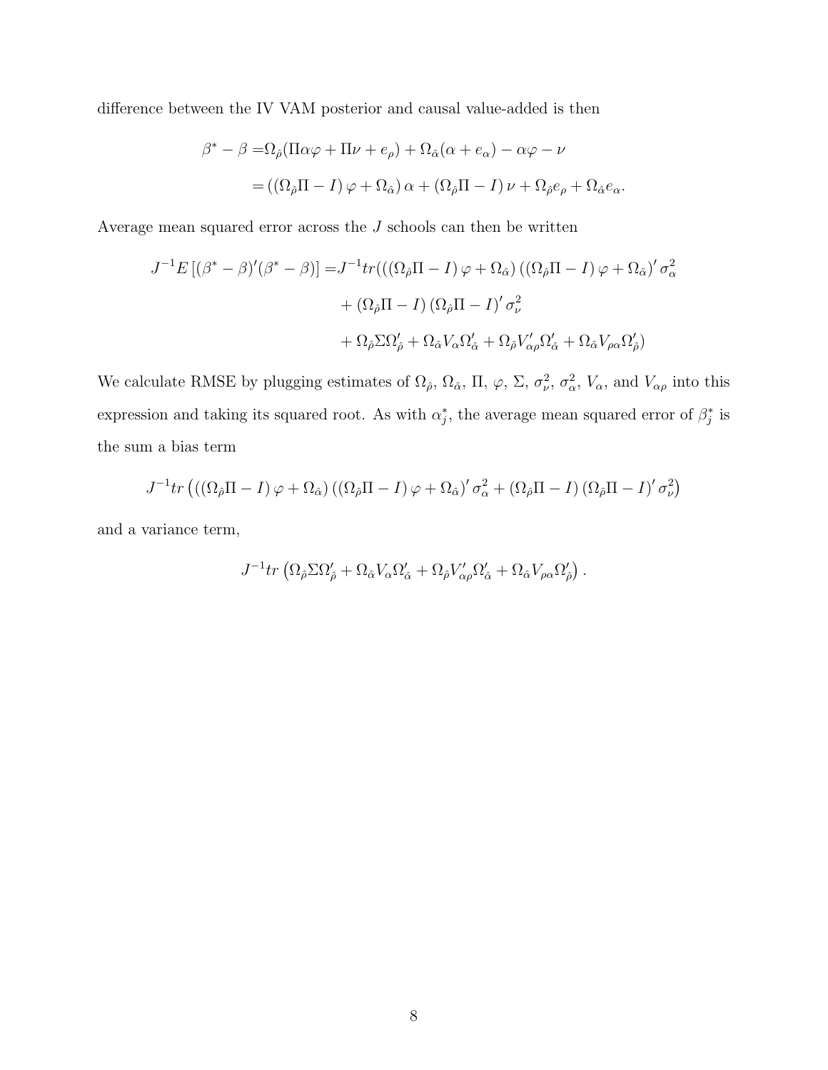difference between the IV VAM posterior and causal value-added is then

$$
\begin{aligned}
\beta^* - \beta =& \Omega_{\hat{\rho}}(\Pi\alpha\varphi + \Pi\nu + e_\rho) + \Omega_{\hat{\alpha}}(\alpha + e_\alpha) - \alpha\varphi - \nu \\
=& \left( \left( \Omega_{\hat{\rho}}\Pi - I \right) \varphi + \Omega_{\hat{\alpha}} \right) \alpha + \left( \Omega_{\hat{\rho}}\Pi - I \right) \nu + \Omega_{\hat{\rho}} e_\rho + \Omega_{\hat{\alpha}} e_\alpha.
\end{aligned}
$$

Average mean squared error across the $J$ schools can then be written

$$
\begin{aligned}
J^{-1}E\left[ (\beta^* - \beta)'(\beta^* - \beta) \right] =& J^{-1}tr( \left( \left( \Omega_{\hat{\rho}}\Pi - I \right) \varphi + \Omega_{\hat{\alpha}} \right) \left( \left( \Omega_{\hat{\rho}}\Pi - I \right) \varphi + \Omega_{\hat{\alpha}} \right)' \sigma_\alpha^2 \\
&+ \left( \Omega_{\hat{\rho}}\Pi - I \right) \left( \Omega_{\hat{\rho}}\Pi - I \right)' \sigma_\nu^2 \\
&+ \Omega_{\hat{\rho}}\Sigma\Omega_{\hat{\rho}}' + \Omega_{\hat{\alpha}} V_\alpha \Omega_{\hat{\alpha}}' + \Omega_{\hat{\rho}} V_{\alpha\rho}' \Omega_{\hat{\alpha}}' + \Omega_{\hat{\alpha}} V_{\rho\alpha} \Omega_{\hat{\rho}}' )
\end{aligned}
$$

We calculate RMSE by plugging estimates of $\Omega_{\hat{\rho}}$, $\Omega_{\hat{\alpha}}$, $\Pi$, $\varphi$, $\Sigma$, $\sigma_\nu^2$, $\sigma_\alpha^2$, $V_\alpha$, and $V_{\alpha\rho}$ into this expression and taking its squared root. As with $\alpha_j^*$, the average mean squared error of $\beta_j^*$ is the sum a bias term

$$
J^{-1}tr\left( \left( \left( \Omega_{\hat{\rho}}\Pi - I \right) \varphi + \Omega_{\hat{\alpha}} \right) \left( \left( \Omega_{\hat{\rho}}\Pi - I \right) \varphi + \Omega_{\hat{\alpha}} \right)' \sigma_\alpha^2 + \left( \Omega_{\hat{\rho}}\Pi - I \right) \left( \Omega_{\hat{\rho}}\Pi - I \right)' \sigma_\nu^2 \right)
$$

and a variance term,

$$
J^{-1}tr\left( \Omega_{\hat{\rho}}\Sigma\Omega_{\hat{\rho}}' + \Omega_{\hat{\alpha}} V_\alpha \Omega_{\hat{\alpha}}' + \Omega_{\hat{\rho}} V_{\alpha\rho}' \Omega_{\hat{\alpha}}' + \Omega_{\hat{\alpha}} V_{\rho\alpha} \Omega_{\hat{\rho}}' \right).
$$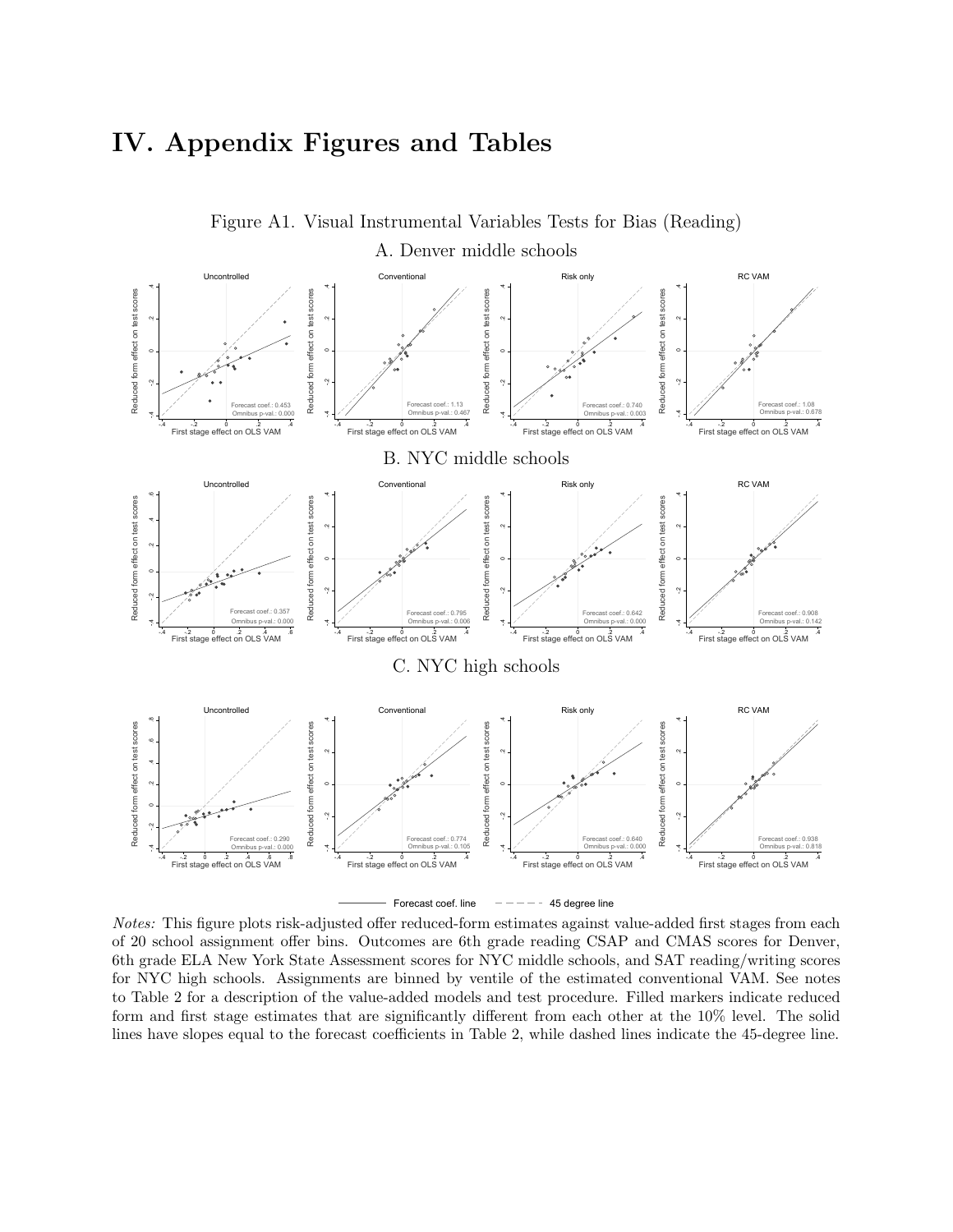# IV. Appendix Figures and Tables

Figure A1. Visual Instrumental Variables Tests for Bias (Reading)

A. Denver middle schools

B. NYC middle schools

C. NYC high schools

*Notes:* This figure plots risk-adjusted offer reduced-form estimates against value-added first stages from each of 20 school assignment offer bins. Outcomes are 6th grade reading CSAP and CMAS scores for Denver, 6th grade ELA New York State Assessment scores for NYC middle schools, and SAT reading/writing scores for NYC high schools. Assignments are binned by ventile of the estimated conventional VAM. See notes to Table 2 for a description of the value-added models and test procedure. Filled markers indicate reduced form and first stage estimates that are significantly different from each other at the 10% level. The solid lines have slopes equal to the forecast coefficients in Table 2, while dashed lines indicate the 45-degree line.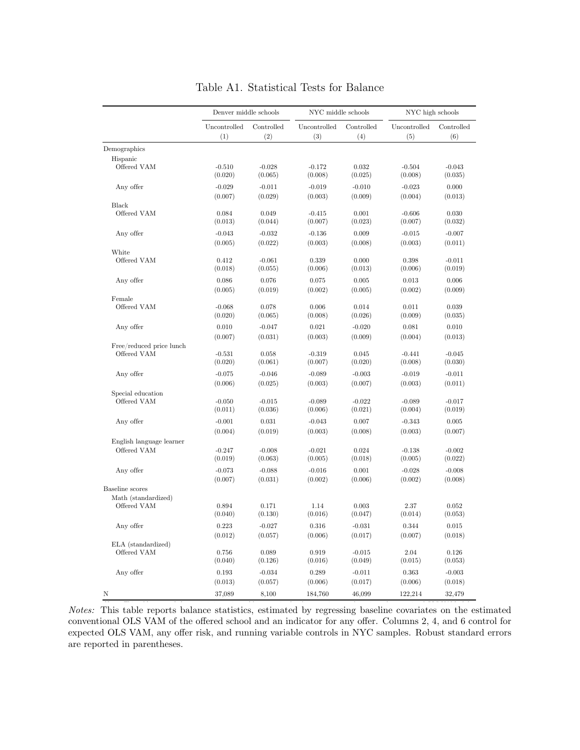Table A1. Statistical Tests for Balance

| | Denver middle schools | | NYC middle schools | | NYC high schools | |
|---|---|---|---|---|---|---|
| | Uncontrolled | Controlled | Uncontrolled | Controlled | Uncontrolled | Controlled |
| | (1) | (2) | (3) | (4) | (5) | (6) |
| Demographics | | | | | | |
| Hispanic | | | | | | |
| Offered VAM | -0.510 | -0.028 | -0.172 | 0.032 | -0.504 | -0.043 |
| | (0.020) | (0.065) | (0.008) | (0.025) | (0.008) | (0.035) |
| Any offer | -0.029 | -0.011 | -0.019 | -0.010 | -0.023 | 0.000 |
| | (0.007) | (0.029) | (0.003) | (0.009) | (0.004) | (0.013) |
| Black | | | | | | |
| Offered VAM | 0.084 | 0.049 | -0.415 | 0.001 | -0.606 | 0.030 |
| | (0.013) | (0.044) | (0.007) | (0.023) | (0.007) | (0.032) |
| Any offer | -0.043 | -0.032 | -0.136 | 0.009 | -0.015 | -0.007 |
| | (0.005) | (0.022) | (0.003) | (0.008) | (0.003) | (0.011) |
| White | | | | | | |
| Offered VAM | 0.412 | -0.061 | 0.339 | 0.000 | 0.398 | -0.011 |
| | (0.018) | (0.055) | (0.006) | (0.013) | (0.006) | (0.019) |
| Any offer | 0.086 | 0.076 | 0.075 | 0.005 | 0.013 | 0.006 |
| | (0.005) | (0.019) | (0.002) | (0.005) | (0.002) | (0.009) |
| Female | | | | | | |
| Offered VAM | -0.068 | 0.078 | 0.006 | 0.014 | 0.011 | 0.039 |
| | (0.020) | (0.065) | (0.008) | (0.026) | (0.009) | (0.035) |
| Any offer | 0.010 | -0.047 | 0.021 | -0.020 | 0.081 | 0.010 |
| | (0.007) | (0.031) | (0.003) | (0.009) | (0.004) | (0.013) |
| Free/reduced price lunch | | | | | | |
| Offered VAM | -0.531 | 0.058 | -0.319 | 0.045 | -0.441 | -0.045 |
| | (0.020) | (0.061) | (0.007) | (0.020) | (0.008) | (0.030) |
| Any offer | -0.075 | -0.046 | -0.089 | -0.003 | -0.019 | -0.011 |
| | (0.006) | (0.025) | (0.003) | (0.007) | (0.003) | (0.011) |
| Special education | | | | | | |
| Offered VAM | -0.050 | -0.015 | -0.089 | -0.022 | -0.089 | -0.017 |
| | (0.011) | (0.036) | (0.006) | (0.021) | (0.004) | (0.019) |
| Any offer | -0.001 | 0.031 | -0.043 | 0.007 | -0.343 | 0.005 |
| | (0.004) | (0.019) | (0.003) | (0.008) | (0.003) | (0.007) |
| English language learner | | | | | | |
| Offered VAM | -0.247 | -0.008 | -0.021 | 0.024 | -0.138 | -0.002 |
| | (0.019) | (0.063) | (0.005) | (0.018) | (0.005) | (0.022) |
| Any offer | -0.073 | -0.088 | -0.016 | 0.001 | -0.028 | -0.008 |
| | (0.007) | (0.031) | (0.002) | (0.006) | (0.002) | (0.008) |
| Baseline scores | | | | | | |
| Math (standardized) | | | | | | |
| Offered VAM | 0.894 | 0.171 | 1.14 | 0.003 | 2.37 | 0.052 |
| | (0.040) | (0.130) | (0.016) | (0.047) | (0.014) | (0.053) |
| Any offer | 0.223 | -0.027 | 0.316 | -0.031 | 0.344 | 0.015 |
| | (0.012) | (0.057) | (0.006) | (0.017) | (0.007) | (0.018) |
| ELA (standardized) | | | | | | |
| Offered VAM | 0.756 | 0.089 | 0.919 | -0.015 | 2.04 | 0.126 |
| | (0.040) | (0.126) | (0.016) | (0.049) | (0.015) | (0.053) |
| Any offer | 0.193 | -0.034 | 0.289 | -0.011 | 0.363 | -0.003 |
| | (0.013) | (0.057) | (0.006) | (0.017) | (0.006) | (0.018) |
| N | 37,089 | 8,100 | 184,760 | 46,099 | 122,214 | 32,479 |

*Notes:* This table reports balance statistics, estimated by regressing baseline covariates on the estimated conventional OLS VAM of the offered school and an indicator for any offer. Columns 2, 4, and 6 control for expected OLS VAM, any offer risk, and running variable controls in NYC samples. Robust standard errors are reported in parentheses.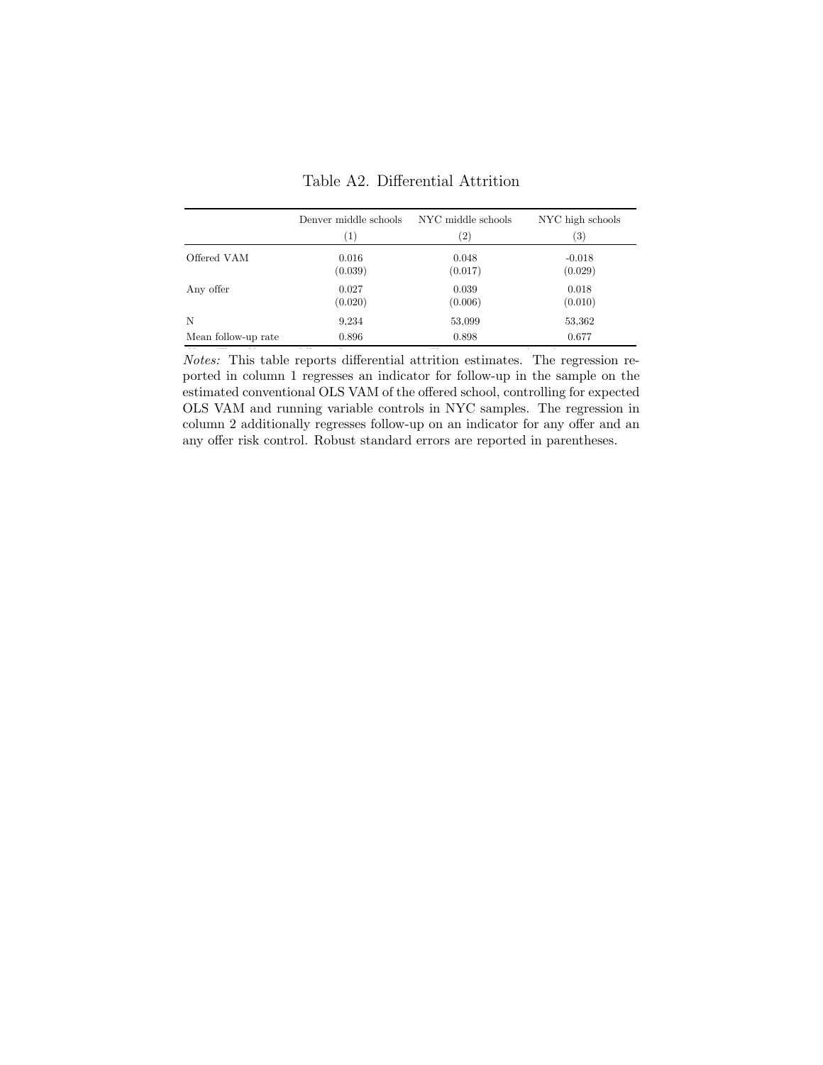Table A2. Differential Attrition

| | Denver middle schools | NYC middle schools | NYC high schools |
|---|---|---|---|
| | (1) | (2) | (3) |
| Offered VAM | 0.016 | 0.048 | -0.018 |
| | (0.039) | (0.017) | (0.029) |
| Any offer | 0.027 | 0.039 | 0.018 |
| | (0.020) | (0.006) | (0.010) |
| N | 9,234 | 53,099 | 53,362 |
| Mean follow-up rate | 0.896 | 0.898 | 0.677 |

*Notes:* This table reports differential attrition estimates. The regression reported in column 1 regresses an indicator for follow-up in the sample on the estimated conventional OLS VAM of the offered school, controlling for expected OLS VAM and running variable controls in NYC samples. The regression in column 2 additionally regresses follow-up on an indicator for any offer and an any offer risk control. Robust standard errors are reported in parentheses.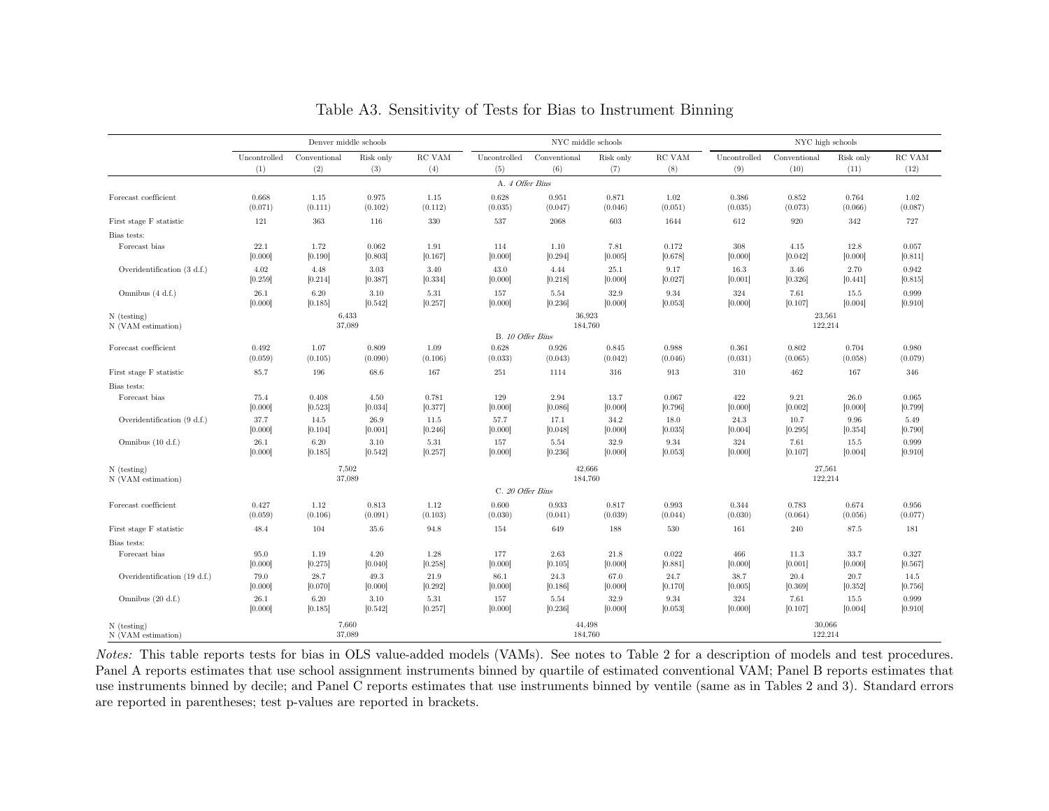# Table A3. Sensitivity of Tests for Bias to Instrument Binning

| | Denver middle schools | | | | NYC middle schools | | | | NYC high schools | | | |
|---|---|---|---|---|---|---|---|---|---|---|---|---|
| | Uncontrolled | Conventional | Risk only | RC VAM | Uncontrolled | Conventional | Risk only | RC VAM | Uncontrolled | Conventional | Risk only | RC VAM |
| | (1) | (2) | (3) | (4) | (5) | (6) | (7) | (8) | (9) | (10) | (11) | (12) |
| *A. 4 Offer Bins* | | | | | | | | | | | | |
| Forecast coefficient | 0.668 | 1.15 | 0.975 | 1.15 | 0.628 | 0.951 | 0.871 | 1.02 | 0.386 | 0.852 | 0.764 | 1.02 |
| | (0.071) | (0.111) | (0.102) | (0.112) | (0.035) | (0.047) | (0.046) | (0.051) | (0.035) | (0.073) | (0.066) | (0.087) |
| First stage F statistic | 121 | 363 | 116 | 330 | 537 | 2068 | 603 | 1644 | 612 | 920 | 342 | 727 |
| Bias tests: | | | | | | | | | | | | |
| Forecast bias | 22.1 | 1.72 | 0.062 | 1.91 | 114 | 1.10 | 7.81 | 0.172 | 308 | 4.15 | 12.8 | 0.057 |
| | [0.000] | [0.190] | [0.803] | [0.167] | [0.000] | [0.294] | [0.005] | [0.678] | [0.000] | [0.042] | [0.000] | [0.811] |
| Overidentification (3 d.f.) | 4.02 | 4.48 | 3.03 | 3.40 | 43.0 | 4.44 | 25.1 | 9.17 | 16.3 | 3.46 | 2.70 | 0.942 |
| | [0.259] | [0.214] | [0.387] | [0.334] | [0.000] | [0.218] | [0.000] | [0.027] | [0.001] | [0.326] | [0.441] | [0.815] |
| Omnibus (4 d.f.) | 26.1 | 6.20 | 3.10 | 5.31 | 157 | 5.54 | 32.9 | 9.34 | 324 | 7.61 | 15.5 | 0.999 |
| | [0.000] | [0.185] | [0.542] | [0.257] | [0.000] | [0.236] | [0.000] | [0.053] | [0.000] | [0.107] | [0.004] | [0.910] |
| N (testing) | 6,433 | | | | 36,923 | | | | 23,561 | | | |
| N (VAM estimation) | 37,089 | | | | 184,760 | | | | 122,214 | | | |
| *B. 10 Offer Bins* | | | | | | | | | | | | |
| Forecast coefficient | 0.492 | 1.07 | 0.809 | 1.09 | 0.628 | 0.926 | 0.845 | 0.988 | 0.361 | 0.802 | 0.704 | 0.980 |
| | (0.059) | (0.105) | (0.090) | (0.106) | (0.033) | (0.043) | (0.042) | (0.046) | (0.031) | (0.065) | (0.058) | (0.079) |
| First stage F statistic | 85.7 | 196 | 68.6 | 167 | 251 | 1114 | 316 | 913 | 310 | 462 | 167 | 346 |
| Bias tests: | | | | | | | | | | | | |
| Forecast bias | 75.4 | 0.408 | 4.50 | 0.781 | 129 | 2.94 | 13.7 | 0.067 | 422 | 9.21 | 26.0 | 0.065 |
| | [0.000] | [0.523] | [0.034] | [0.377] | [0.000] | [0.086] | [0.000] | [0.796] | [0.000] | [0.002] | [0.000] | [0.799] |
| Overidentification (9 d.f.) | 37.7 | 14.5 | 26.9 | 11.5 | 57.7 | 17.1 | 34.2 | 18.0 | 24.3 | 10.7 | 9.96 | 5.49 |
| | [0.000] | [0.104] | [0.001] | [0.246] | [0.000] | [0.048] | [0.000] | [0.035] | [0.004] | [0.295] | [0.354] | [0.790] |
| Omnibus (10 d.f.) | 26.1 | 6.20 | 3.10 | 5.31 | 157 | 5.54 | 32.9 | 9.34 | 324 | 7.61 | 15.5 | 0.999 |
| | [0.000] | [0.185] | [0.542] | [0.257] | [0.000] | [0.236] | [0.000] | [0.053] | [0.000] | [0.107] | [0.004] | [0.910] |
| N (testing) | 7,502 | | | | 42,666 | | | | 27,561 | | | |
| N (VAM estimation) | 37,089 | | | | 184,760 | | | | 122,214 | | | |
| *C. 20 Offer Bins* | | | | | | | | | | | | |
| Forecast coefficient | 0.427 | 1.12 | 0.813 | 1.12 | 0.600 | 0.933 | 0.817 | 0.993 | 0.344 | 0.783 | 0.674 | 0.956 |
| | (0.059) | (0.106) | (0.091) | (0.103) | (0.030) | (0.041) | (0.039) | (0.044) | (0.030) | (0.064) | (0.056) | (0.077) |
| First stage F statistic | 48.4 | 104 | 35.6 | 94.8 | 154 | 649 | 188 | 530 | 161 | 240 | 87.5 | 181 |
| Bias tests: | | | | | | | | | | | | |
| Forecast bias | 95.0 | 1.19 | 4.20 | 1.28 | 177 | 2.63 | 21.8 | 0.022 | 466 | 11.3 | 33.7 | 0.327 |
| | [0.000] | [0.275] | [0.040] | [0.258] | [0.000] | [0.105] | [0.000] | [0.881] | [0.000] | [0.001] | [0.000] | [0.567] |
| Overidentification (19 d.f.) | 79.0 | 28.7 | 49.3 | 21.9 | 86.1 | 24.3 | 67.0 | 24.7 | 38.7 | 20.4 | 20.7 | 14.5 |
| | [0.000] | [0.070] | [0.000] | [0.292] | [0.000] | [0.186] | [0.000] | [0.170] | [0.005] | [0.369] | [0.352] | [0.756] |
| Omnibus (20 d.f.) | 26.1 | 6.20 | 3.10 | 5.31 | 157 | 5.54 | 32.9 | 9.34 | 324 | 7.61 | 15.5 | 0.999 |
| | [0.000] | [0.185] | [0.542] | [0.257] | [0.000] | [0.236] | [0.000] | [0.053] | [0.000] | [0.107] | [0.004] | [0.910] |
| N (testing) | 7,660 | | | | 44,498 | | | | 30,066 | | | |
| N (VAM estimation) | 37,089 | | | | 184,760 | | | | 122,214 | | | |

*Notes:* This table reports tests for bias in OLS value-added models (VAMs). See notes to Table 2 for a description of models and test procedures. Panel A reports estimates that use school assignment instruments binned by quartile of estimated conventional VAM; Panel B reports estimates that use instruments binned by decile; and Panel C reports estimates that use instruments binned by ventile (same as in Tables 2 and 3). Standard errors are reported in parentheses; test p-values are reported in brackets.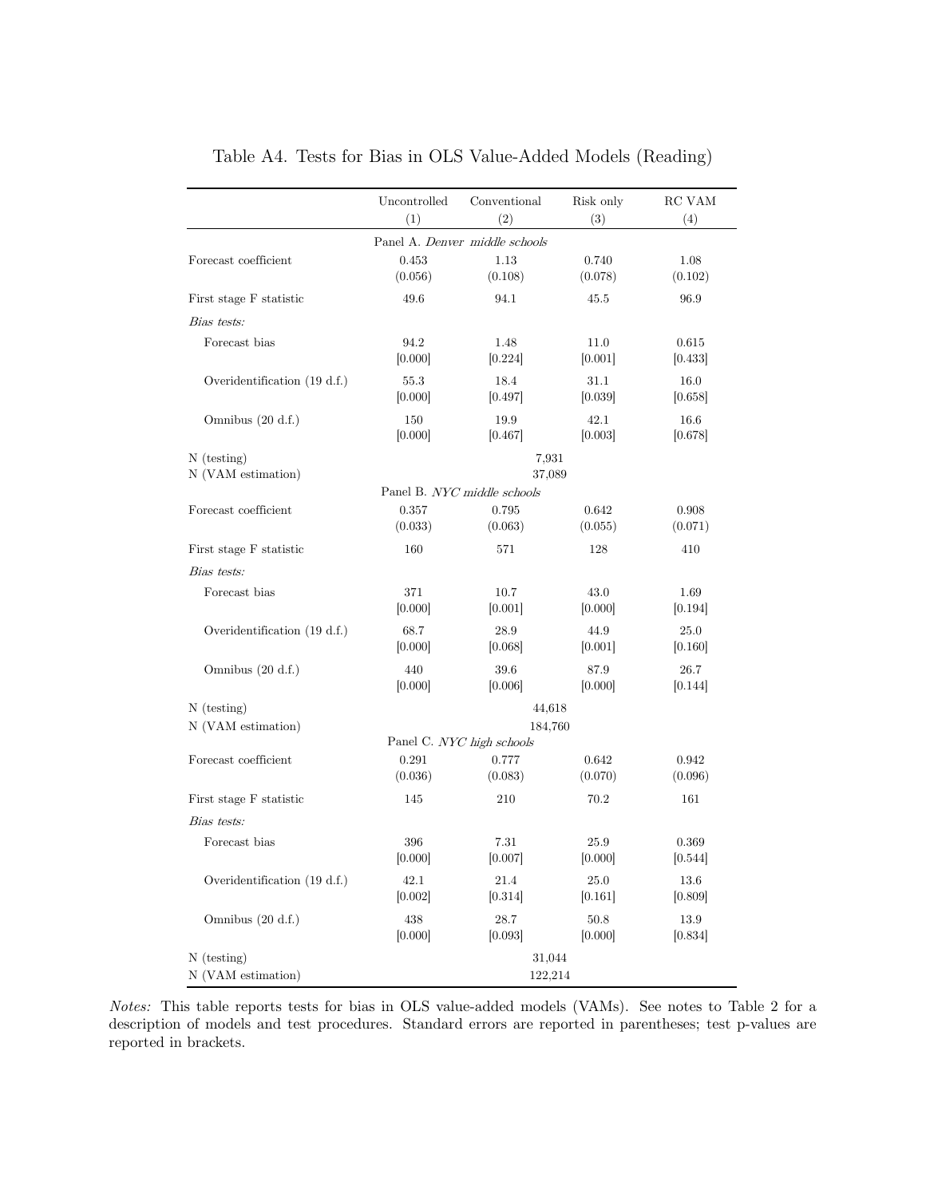Table A4. Tests for Bias in OLS Value-Added Models (Reading)

| | Uncontrolled | Conventional | Risk only | RC VAM |
|---|---|---|---|---|
| | (1) | (2) | (3) | (4) |
| | Panel A. *Denver middle schools* | | | |
| Forecast coefficient | 0.453 | 1.13 | 0.740 | 1.08 |
| | (0.056) | (0.108) | (0.078) | (0.102) |
| First stage F statistic | 49.6 | 94.1 | 45.5 | 96.9 |
| *Bias tests:* | | | | |
| Forecast bias | 94.2 | 1.48 | 11.0 | 0.615 |
| | [0.000] | [0.224] | [0.001] | [0.433] |
| Overidentification (19 d.f.) | 55.3 | 18.4 | 31.1 | 16.0 |
| | [0.000] | [0.497] | [0.039] | [0.658] |
| Omnibus (20 d.f.) | 150 | 19.9 | 42.1 | 16.6 |
| | [0.000] | [0.467] | [0.003] | [0.678] |
| N (testing) | 7,931 | | | |
| N (VAM estimation) | 37,089 | | | |
| | Panel B. *NYC middle schools* | | | |
| Forecast coefficient | 0.357 | 0.795 | 0.642 | 0.908 |
| | (0.033) | (0.063) | (0.055) | (0.071) |
| First stage F statistic | 160 | 571 | 128 | 410 |
| *Bias tests:* | | | | |
| Forecast bias | 371 | 10.7 | 43.0 | 1.69 |
| | [0.000] | [0.001] | [0.000] | [0.194] |
| Overidentification (19 d.f.) | 68.7 | 28.9 | 44.9 | 25.0 |
| | [0.000] | [0.068] | [0.001] | [0.160] |
| Omnibus (20 d.f.) | 440 | 39.6 | 87.9 | 26.7 |
| | [0.000] | [0.006] | [0.000] | [0.144] |
| N (testing) | 44,618 | | | |
| N (VAM estimation) | 184,760 | | | |
| | Panel C. *NYC high schools* | | | |
| Forecast coefficient | 0.291 | 0.777 | 0.642 | 0.942 |
| | (0.036) | (0.083) | (0.070) | (0.096) |
| First stage F statistic | 145 | 210 | 70.2 | 161 |
| *Bias tests:* | | | | |
| Forecast bias | 396 | 7.31 | 25.9 | 0.369 |
| | [0.000] | [0.007] | [0.000] | [0.544] |
| Overidentification (19 d.f.) | 42.1 | 21.4 | 25.0 | 13.6 |
| | [0.002] | [0.314] | [0.161] | [0.809] |
| Omnibus (20 d.f.) | 438 | 28.7 | 50.8 | 13.9 |
| | [0.000] | [0.093] | [0.000] | [0.834] |
| N (testing) | 31,044 | | | |
| N (VAM estimation) | 122,214 | | | |

*Notes:* This table reports tests for bias in OLS value-added models (VAMs). See notes to Table 2 for a description of models and test procedures. Standard errors are reported in parentheses; test p-values are reported in brackets.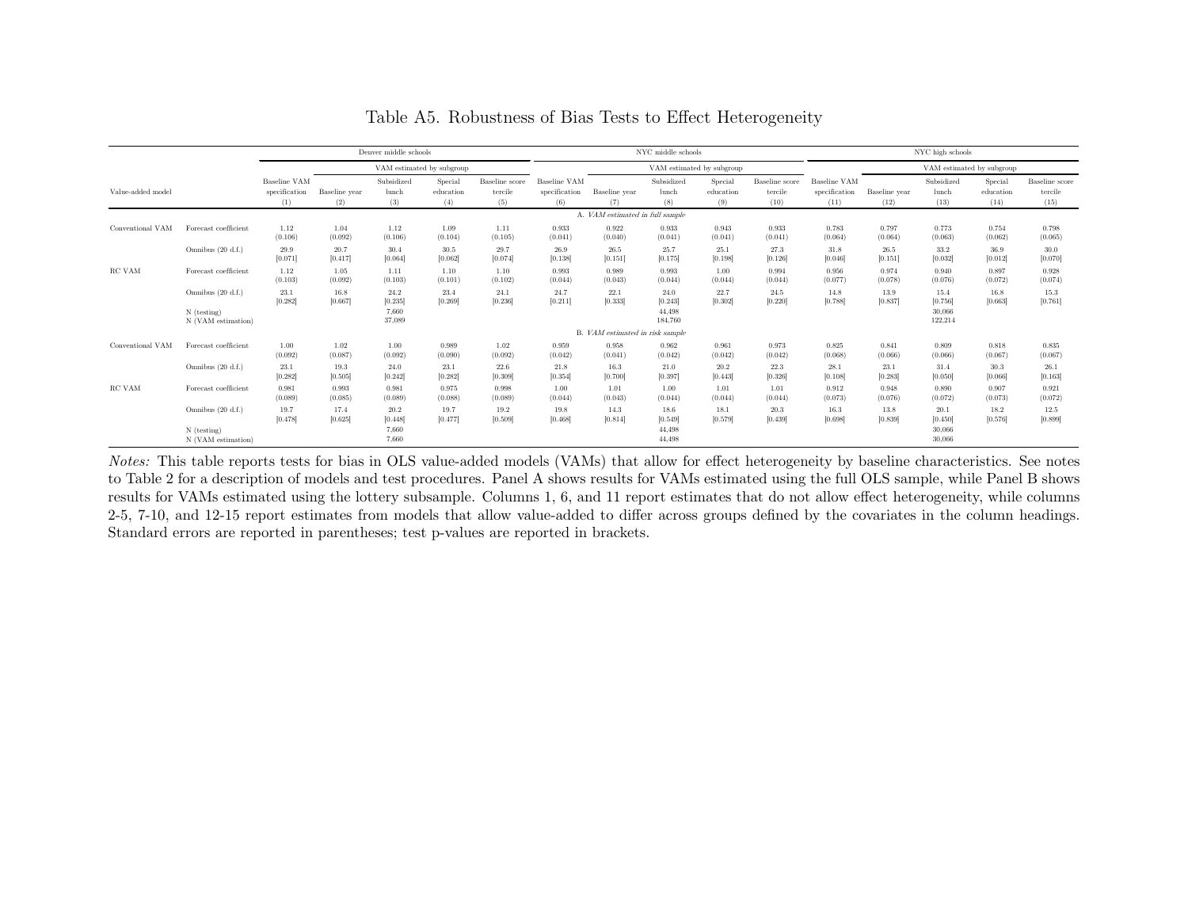# Table A5. Robustness of Bias Tests to Effect Heterogeneity

| | | Denver middle schools | | | | | NYC middle schools | | | | | NYC high schools | | | | |
|---|---|---|---|---|---|---|---|---|---|---|---|---|---|---|---|---|
| | | | VAM estimated by subgroup | | | | | VAM estimated by subgroup | | | | | VAM estimated by subgroup | | | |
| Value-added model | | Baseline VAM specification | Baseline year | Subsidized lunch | Special education | Baseline score tercile | Baseline VAM specification | Baseline year | Subsidized lunch | Special education | Baseline score tercile | Baseline VAM specification | Baseline year | Subsidized lunch | Special education | Baseline score tercile |
| | | (1) | (2) | (3) | (4) | (5) | (6) | (7) | (8) | (9) | (10) | (11) | (12) | (13) | (14) | (15) |
| | | | | | | | | A. *VAM estimated in full sample* | | | | | | | | |
| Conventional VAM | Forecast coefficient | 1.12 | 1.04 | 1.12 | 1.09 | 1.11 | 0.933 | 0.922 | 0.933 | 0.943 | 0.933 | 0.783 | 0.797 | 0.773 | 0.754 | 0.798 |
| | | (0.106) | (0.092) | (0.106) | (0.104) | (0.105) | (0.041) | (0.040) | (0.041) | (0.041) | (0.041) | (0.064) | (0.064) | (0.063) | (0.062) | (0.065) |
| | Omnibus (20 d.f.) | 29.9 | 20.7 | 30.4 | 30.5 | 29.7 | 26.9 | 26.5 | 25.7 | 25.1 | 27.3 | 31.8 | 26.5 | 33.2 | 36.9 | 30.0 |
| | | [0.071] | [0.417] | [0.064] | [0.062] | [0.074] | [0.138] | [0.151] | [0.175] | [0.198] | [0.126] | [0.046] | [0.151] | [0.032] | [0.012] | [0.070] |
| RC VAM | Forecast coefficient | 1.12 | 1.05 | 1.11 | 1.10 | 1.10 | 0.993 | 0.989 | 0.993 | 1.00 | 0.994 | 0.956 | 0.974 | 0.940 | 0.897 | 0.928 |
| | | (0.103) | (0.092) | (0.103) | (0.101) | (0.102) | (0.044) | (0.043) | (0.044) | (0.044) | (0.044) | (0.077) | (0.078) | (0.076) | (0.072) | (0.074) |
| | Omnibus (20 d.f.) | 23.1 | 16.8 | 24.2 | 23.4 | 24.1 | 24.7 | 22.1 | 24.0 | 22.7 | 24.5 | 14.8 | 13.9 | 15.4 | 16.8 | 15.3 |
| | | [0.282] | [0.667] | [0.235] | [0.269] | [0.236] | [0.211] | [0.333] | [0.243] | [0.302] | [0.220] | [0.788] | [0.837] | [0.756] | [0.663] | [0.761] |
| | N (testing) | | | 7,660 | | | | | 44,498 | | | | | 30,066 | | |
| | N (VAM estimation) | | | 37,089 | | | | | 184,760 | | | | | 122,214 | | |
| | | | | | | | | B. *VAM estimated in risk sample* | | | | | | | | |
| Conventional VAM | Forecast coefficient | 1.00 | 1.02 | 1.00 | 0.989 | 1.02 | 0.959 | 0.958 | 0.962 | 0.961 | 0.973 | 0.825 | 0.841 | 0.809 | 0.818 | 0.835 |
| | | (0.092) | (0.087) | (0.092) | (0.090) | (0.092) | (0.042) | (0.041) | (0.042) | (0.042) | (0.042) | (0.068) | (0.066) | (0.066) | (0.067) | (0.067) |
| | Omnibus (20 d.f.) | 23.1 | 19.3 | 24.0 | 23.1 | 22.6 | 21.8 | 16.3 | 21.0 | 20.2 | 22.3 | 28.1 | 23.1 | 31.4 | 30.3 | 26.1 |
| | | [0.282] | [0.505] | [0.242] | [0.282] | [0.309] | [0.354] | [0.700] | [0.397] | [0.443] | [0.326] | [0.108] | [0.283] | [0.050] | [0.066] | [0.163] |
| RC VAM | Forecast coefficient | 0.981 | 0.993 | 0.981 | 0.975 | 0.998 | 1.00 | 1.01 | 1.00 | 1.01 | 1.01 | 0.912 | 0.948 | 0.890 | 0.907 | 0.921 |
| | | (0.089) | (0.085) | (0.089) | (0.088) | (0.089) | (0.044) | (0.043) | (0.044) | (0.044) | (0.044) | (0.073) | (0.076) | (0.072) | (0.073) | (0.072) |
| | Omnibus (20 d.f.) | 19.7 | 17.4 | 20.2 | 19.7 | 19.2 | 19.8 | 14.3 | 18.6 | 18.1 | 20.3 | 16.3 | 13.8 | 20.1 | 18.2 | 12.5 |
| | | [0.478] | [0.625] | [0.448] | [0.477] | [0.509] | [0.468] | [0.814] | [0.549] | [0.579] | [0.439] | [0.698] | [0.839] | [0.450] | [0.576] | [0.899] |
| | N (testing) | | | 7,660 | | | | | 44,498 | | | | | 30,066 | | |
| | N (VAM estimation) | | | 7,660 | | | | | 44,498 | | | | | 30,066 | | |

*Notes:* This table reports tests for bias in OLS value-added models (VAMs) that allow for effect heterogeneity by baseline characteristics. See notes to Table 2 for a description of models and test procedures. Panel A shows results for VAMs estimated using the full OLS sample, while Panel B shows results for VAMs estimated using the lottery subsample. Columns 1, 6, and 11 report estimates that do not allow effect heterogeneity, while columns 2-5, 7-10, and 12-15 report estimates from models that allow value-added to differ across groups defined by the covariates in the column headings. Standard errors are reported in parentheses; test p-values are reported in brackets.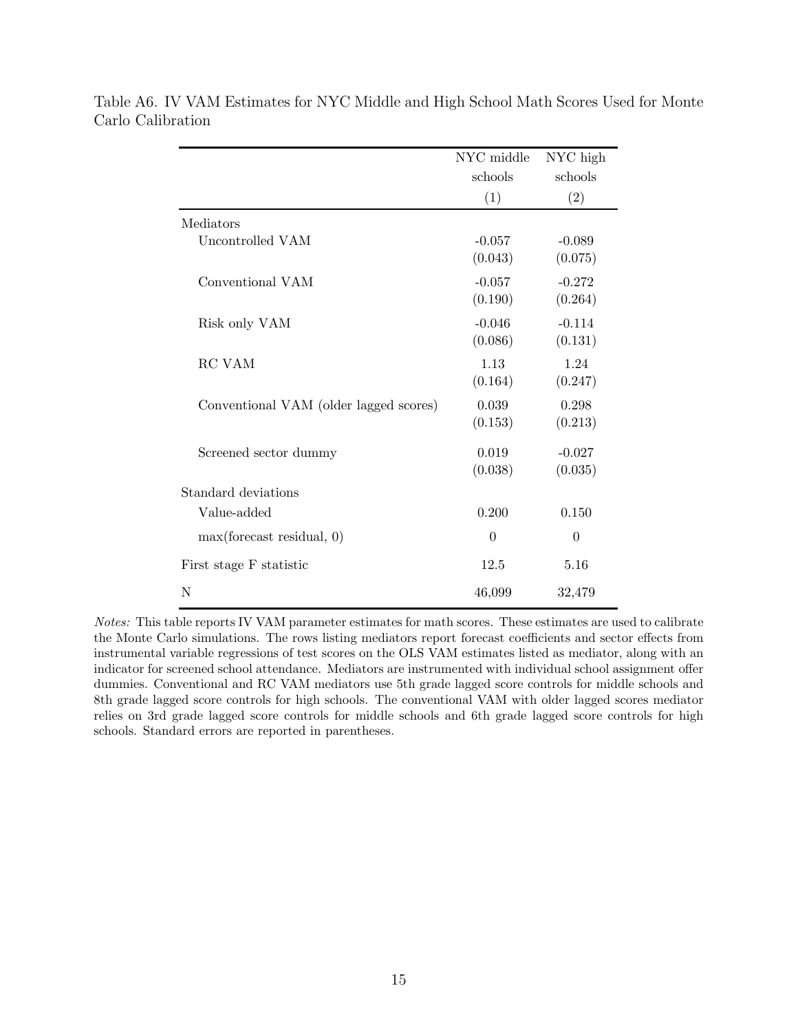Table A6. IV VAM Estimates for NYC Middle and High School Math Scores Used for Monte Carlo Calibration

| | NYC middle schools (1) | NYC high schools (2) |
|---|---|---|
| Mediators | | |
| Uncontrolled VAM | -0.057 | -0.089 |
| | (0.043) | (0.075) |
| Conventional VAM | -0.057 | -0.272 |
| | (0.190) | (0.264) |
| Risk only VAM | -0.046 | -0.114 |
| | (0.086) | (0.131) |
| RC VAM | 1.13 | 1.24 |
| | (0.164) | (0.247) |
| Conventional VAM (older lagged scores) | 0.039 | 0.298 |
| | (0.153) | (0.213) |
| Screened sector dummy | 0.019 | -0.027 |
| | (0.038) | (0.035) |
| Standard deviations | | |
| Value-added | 0.200 | 0.150 |
| max(forecast residual, 0) | 0 | 0 |
| First stage F statistic | 12.5 | 5.16 |
| N | 46,099 | 32,479 |

*Notes:* This table reports IV VAM parameter estimates for math scores. These estimates are used to calibrate the Monte Carlo simulations. The rows listing mediators report forecast coefficients and sector effects from instrumental variable regressions of test scores on the OLS VAM estimates listed as mediator, along with an indicator for screened school attendance. Mediators are instrumented with individual school assignment offer dummies. Conventional and RC VAM mediators use 5th grade lagged score controls for middle schools and 8th grade lagged score controls for high schools. The conventional VAM with older lagged scores mediator relies on 3rd grade lagged score controls for middle schools and 6th grade lagged score controls for high schools. Standard errors are reported in parentheses.